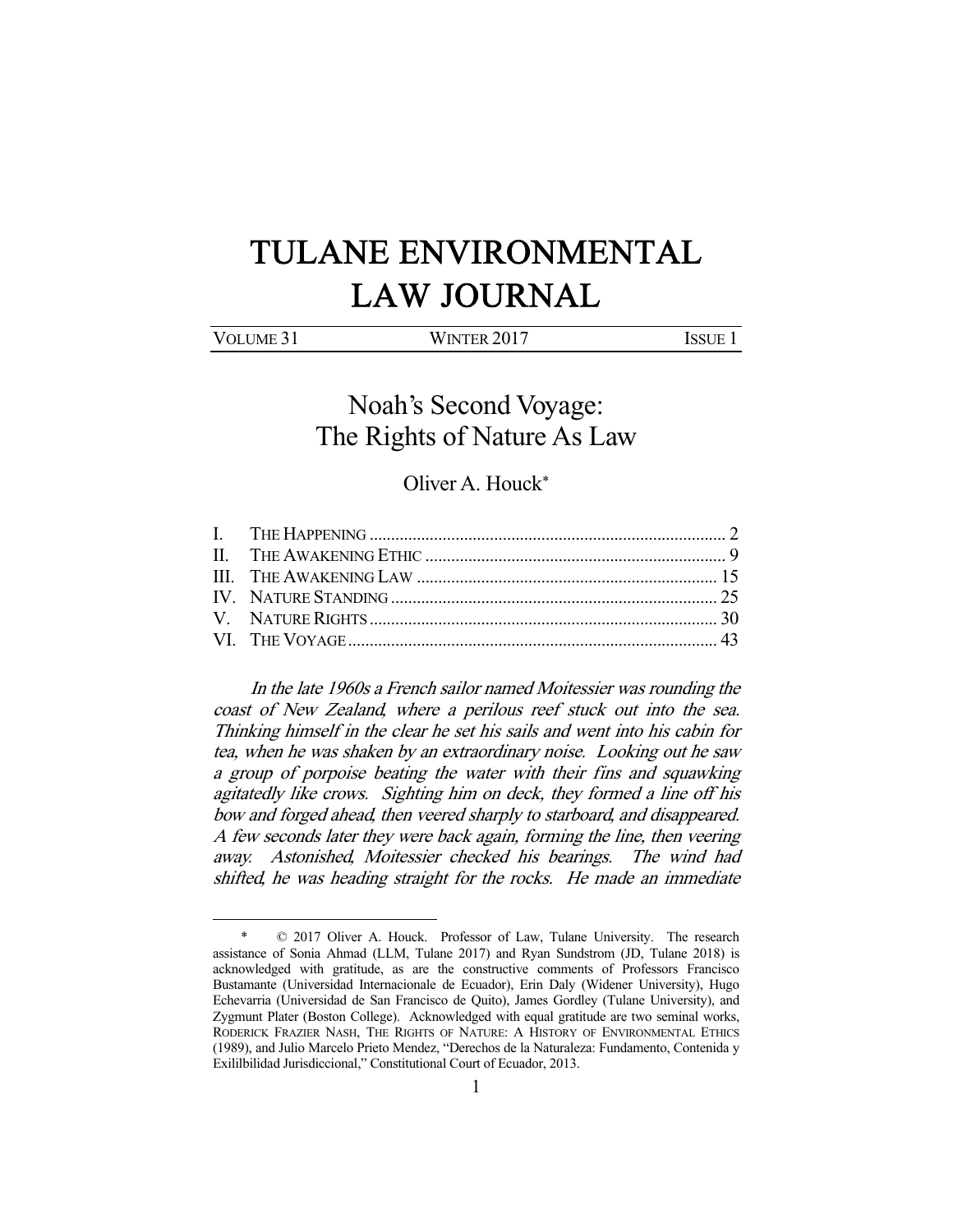# TULANE ENVIRONMENTAL LAW JOURNAL

VOLUME 31 WINTER 2017 ISSUE 1

## Noah's Second Voyage: The Rights of Nature As Law

Oliver A. Houck*

I. THE HAPPENING .................................................................................. 2
II. THE AWAKENING ETHIC ..................................................................... 9
III. THE AWAKENING LAW ..................................................................... 15
IV. NATURE STANDING ........................................................................... 25
V. NATURE RIGHTS ................................................................................ 30
VI. THE VOYAGE ..................................................................................... 43

*In the late 1960s a French sailor named Moitessier was rounding the coast of New Zealand, where a perilous reef stuck out into the sea. Thinking himself in the clear he set his sails and went into his cabin for tea, when he was shaken by an extraordinary noise. Looking out he saw a group of porpoise beating the water with their fins and squawking agitatedly like crows. Sighting him on deck, they formed a line off his bow and forged ahead, then veered sharply to starboard, and disappeared. A few seconds later they were back again, forming the line, then veering away. Astonished, Moitessier checked his bearings. The wind had shifted, he was heading straight for the rocks. He made an immediate*

---

\* © 2017 Oliver A. Houck. Professor of Law, Tulane University. The research assistance of Sonia Ahmad (LLM, Tulane 2017) and Ryan Sundstrom (JD, Tulane 2018) is acknowledged with gratitude, as are the constructive comments of Professors Francisco Bustamante (Universidad Internacionale de Ecuador), Erin Daly (Widener University), Hugo Echevarria (Universidad de San Francisco de Quito), James Gordley (Tulane University), and Zygmunt Plater (Boston College). Acknowledged with equal gratitude are two seminal works, RODERICK FRAZIER NASH, THE RIGHTS OF NATURE: A HISTORY OF ENVIRONMENTAL ETHICS (1989), and Julio Marcelo Prieto Mendez, "Derechos de la Naturaleza: Fundamento, Contenida y Exililbilidad Jurisdiccional," Constitutional Court of Ecuador, 2013.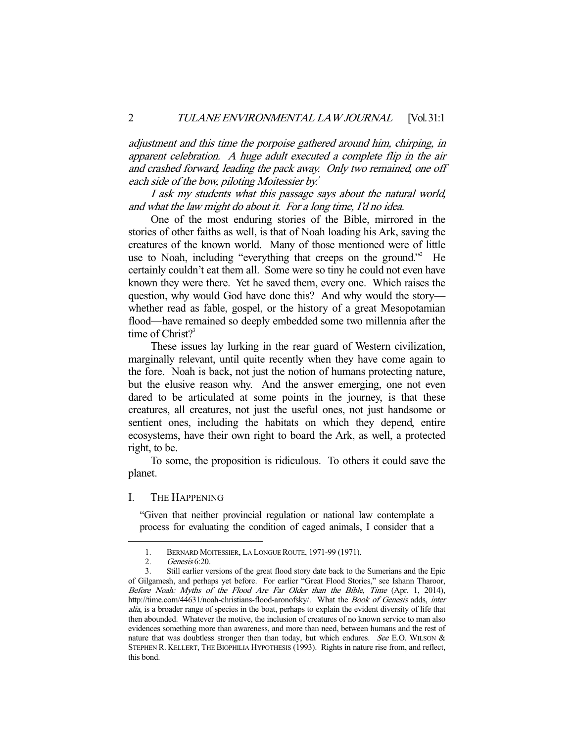*adjustment and this time the porpoise gathered around him, chirping, in apparent celebration. A huge adult executed a complete flip in the air and crashed forward, leading the pack away. Only two remained, one off each side of the bow, piloting Moitessier by.*[1]

*I ask my students what this passage says about the natural world, and what the law might do about it. For a long time, I'd no idea.*

One of the most enduring stories of the Bible, mirrored in the stories of other faiths as well, is that of Noah loading his Ark, saving the creatures of the known world. Many of those mentioned were of little use to Noah, including "everything that creeps on the ground."[2] He certainly couldn't eat them all. Some were so tiny he could not even have known they were there. Yet he saved them, every one. Which raises the question, why would God have done this? And why would the story—whether read as fable, gospel, or the history of a great Mesopotamian flood—have remained so deeply embedded some two millennia after the time of Christ?[3]

These issues lay lurking in the rear guard of Western civilization, marginally relevant, until quite recently when they have come again to the fore. Noah is back, not just the notion of humans protecting nature, but the elusive reason why. And the answer emerging, one not even dared to be articulated at some points in the journey, is that these creatures, all creatures, not just the useful ones, not just handsome or sentient ones, including the habitats on which they depend, entire ecosystems, have their own right to board the Ark, as well, a protected right, to be.

To some, the proposition is ridiculous. To others it could save the planet.

## I. The Happening

"Given that neither provincial regulation or national law contemplate a process for evaluating the condition of caged animals, I consider that a

---

1. Bernard Moitessier, La Longue Route, 1971-99 (1971).
2. *Genesis* 6:20.
3. Still earlier versions of the great flood story date back to the Sumerians and the Epic of Gilgamesh, and perhaps yet before. For earlier "Great Flood Stories," see Ishann Tharoor, *Before Noah: Myths of the Flood Are Far Older than the Bible*, *Time* (Apr. 1, 2014), http://time.com/44631/noah-christians-flood-aronofsky/. What the *Book of Genesis* adds, *inter alia*, is a broader range of species in the boat, perhaps to explain the evident diversity of life that then abounded. Whatever the motive, the inclusion of creatures of no known service to man also evidences something more than awareness, and more than need, between humans and the rest of nature that was doubtless stronger then than today, but which endures. *See* E.O. Wilson & Stephen R. Kellert, The Biophilia Hypothesis (1993). Rights in nature rise from, and reflect, this bond.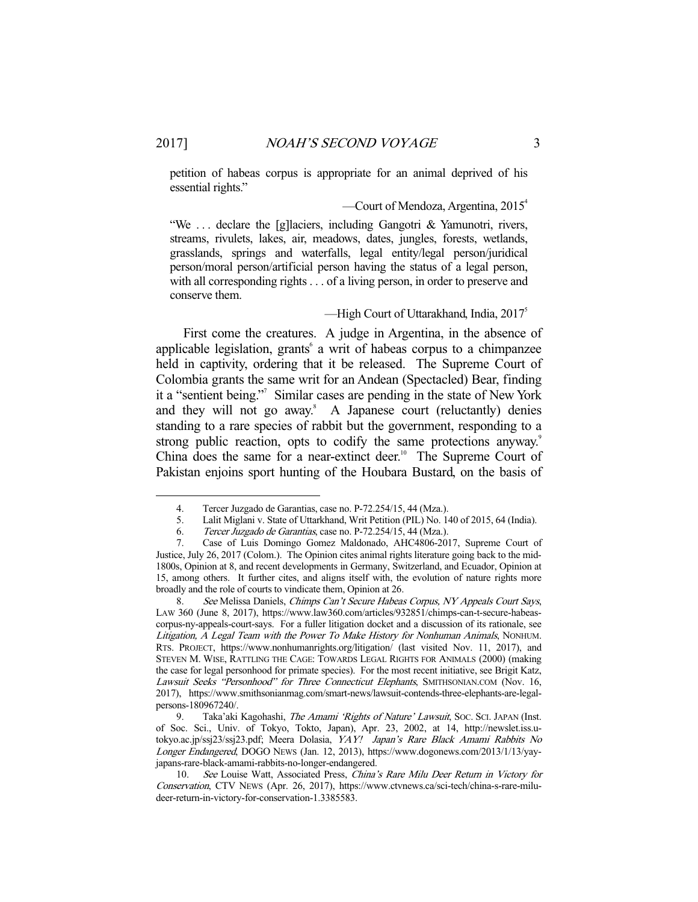petition of habeas corpus is appropriate for an animal deprived of his essential rights."

—Court of Mendoza, Argentina, 2015[4]

"We . . . declare the [g]laciers, including Gangotri & Yamunotri, rivers, streams, rivulets, lakes, air, meadows, dates, jungles, forests, wetlands, grasslands, springs and waterfalls, legal entity/legal person/juridical person/moral person/artificial person having the status of a legal person, with all corresponding rights . . . of a living person, in order to preserve and conserve them.

—High Court of Uttarakhand, India, 2017[5]

First come the creatures. A judge in Argentina, in the absence of applicable legislation, grants[6] a writ of habeas corpus to a chimpanzee held in captivity, ordering that it be released. The Supreme Court of Colombia grants the same writ for an Andean (Spectacled) Bear, finding it a "sentient being."[7] Similar cases are pending in the state of New York and they will not go away.[8] A Japanese court (reluctantly) denies standing to a rare species of rabbit but the government, responding to a strong public reaction, opts to codify the same protections anyway.[9] China does the same for a near-extinct deer.[10] The Supreme Court of Pakistan enjoins sport hunting of the Houbara Bustard, on the basis of

---

4. Tercer Juzgado de Garantias, case no. P-72.254/15, 44 (Mza.).

5. Lalit Miglani v. State of Uttarkhand, Writ Petition (PIL) No. 140 of 2015, 64 (India).

6. *Tercer Juzgado de Garantias*, case no. P-72.254/15, 44 (Mza.).

7. Case of Luis Domingo Gomez Maldonado, AHC4806-2017, Supreme Court of Justice, July 26, 2017 (Colom.). The Opinion cites animal rights literature going back to the mid-1800s, Opinion at 8, and recent developments in Germany, Switzerland, and Ecuador, Opinion at 15, among others. It further cites, and aligns itself with, the evolution of nature rights more broadly and the role of courts to vindicate them, Opinion at 26.

8. *See* Melissa Daniels, *Chimps Can't Secure Habeas Corpus, NY Appeals Court Says*, LAW 360 (June 8, 2017), https://www.law360.com/articles/932851/chimps-can-t-secure-habeas-corpus-ny-appeals-court-says. For a fuller litigation docket and a discussion of its rationale, see *Litigation, A Legal Team with the Power To Make History for Nonhuman Animals*, NONHUM. RTS. PROJECT, https://www.nonhumanrights.org/litigation/ (last visited Nov. 11, 2017), and STEVEN M. WISE, RATTLING THE CAGE: TOWARDS LEGAL RIGHTS FOR ANIMALS (2000) (making the case for legal personhood for primate species). For the most recent initiative, see Brigit Katz, *Lawsuit Seeks "Personhood" for Three Connecticut Elephants*, SMITHSONIAN.COM (Nov. 16, 2017), https://www.smithsonianmag.com/smart-news/lawsuit-contends-three-elephants-are-legal-persons-180967240/.

9. Taka'aki Kagohashi, *The Amami 'Rights of Nature' Lawsuit*, SOC. SCI. JAPAN (Inst. of Soc. Sci., Univ. of Tokyo, Tokto, Japan), Apr. 23, 2002, at 14, http://newslet.iss.u-tokyo.ac.jp/ssj23/ssj23.pdf; Meera Dolasia, *YAY! Japan's Rare Black Amami Rabbits No Longer Endangered*, DOGO NEWS (Jan. 12, 2013), https://www.dogonews.com/2013/1/13/yay-japans-rare-black-amami-rabbits-no-longer-endangered.

10. *See* Louise Watt, Associated Press, *China's Rare Milu Deer Return in Victory for Conservation*, CTV NEWS (Apr. 26, 2017), https://www.ctvnews.ca/sci-tech/china-s-rare-milu-deer-return-in-victory-for-conservation-1.3385583.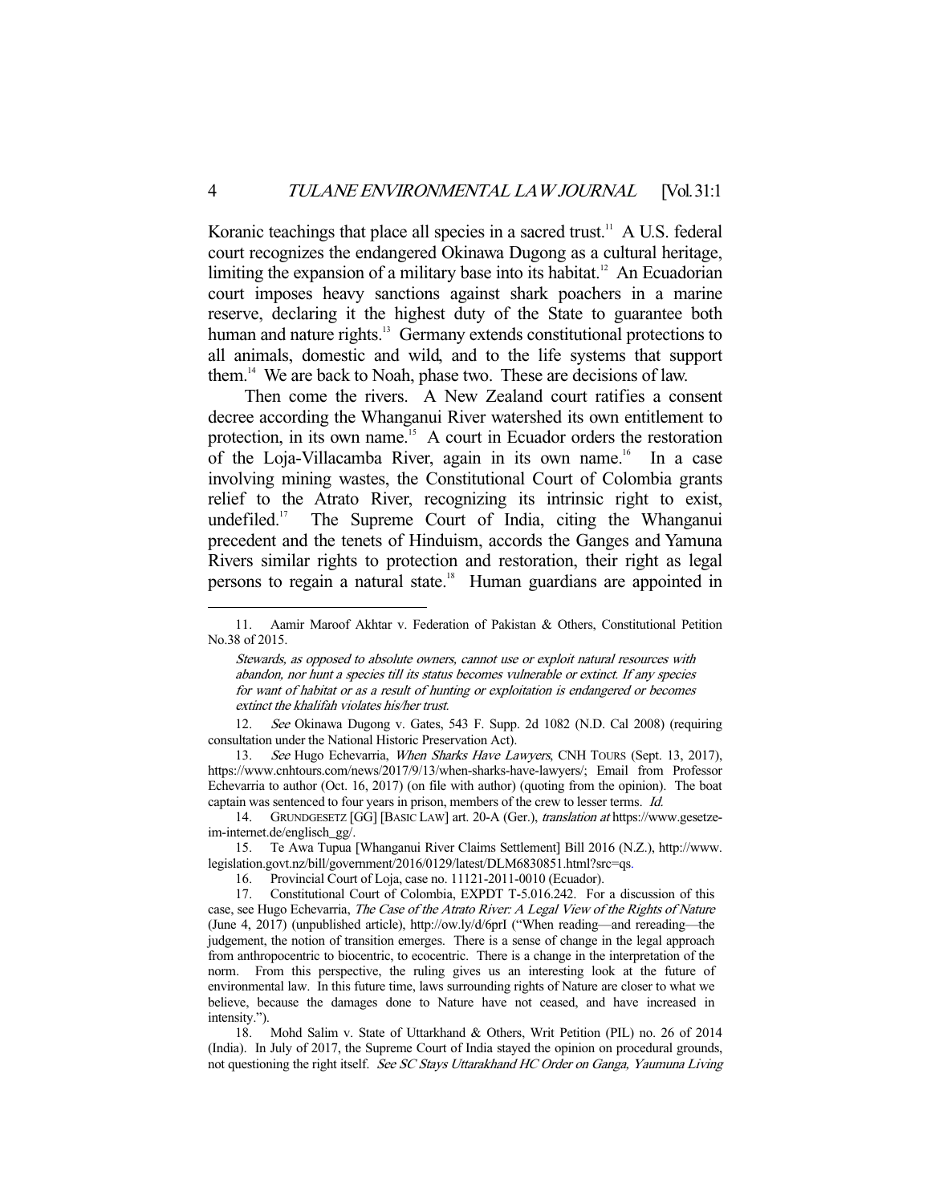Koranic teachings that place all species in a sacred trust.[11] A U.S. federal court recognizes the endangered Okinawa Dugong as a cultural heritage, limiting the expansion of a military base into its habitat.[12] An Ecuadorian court imposes heavy sanctions against shark poachers in a marine reserve, declaring it the highest duty of the State to guarantee both human and nature rights.[13] Germany extends constitutional protections to all animals, domestic and wild, and to the life systems that support them.[14] We are back to Noah, phase two. These are decisions of law.

Then come the rivers. A New Zealand court ratifies a consent decree according the Whanganui River watershed its own entitlement to protection, in its own name.[15] A court in Ecuador orders the restoration of the Loja-Villacamba River, again in its own name.[16] In a case involving mining wastes, the Constitutional Court of Colombia grants relief to the Atrato River, recognizing its intrinsic right to exist, undefiled.[17] The Supreme Court of India, citing the Whanganui precedent and the tenets of Hinduism, accords the Ganges and Yamuna Rivers similar rights to protection and restoration, their right as legal persons to regain a natural state.[18] Human guardians are appointed in

---

11. Aamir Maroof Akhtar v. Federation of Pakistan & Others, Constitutional Petition No.38 of 2015.

> *Stewards, as opposed to absolute owners, cannot use or exploit natural resources with abandon, nor hunt a species till its status becomes vulnerable or extinct. If any species for want of habitat or as a result of hunting or exploitation is endangered or becomes extinct the khalifah violates his/her trust.*

12. *See* Okinawa Dugong v. Gates, 543 F. Supp. 2d 1082 (N.D. Cal 2008) (requiring consultation under the National Historic Preservation Act).

13. *See* Hugo Echevarria, *When Sharks Have Lawyers*, CNH TOURS (Sept. 13, 2017), https://www.cnhtours.com/news/2017/9/13/when-sharks-have-lawyers/; Email from Professor Echevarria to author (Oct. 16, 2017) (on file with author) (quoting from the opinion). The boat captain was sentenced to four years in prison, members of the crew to lesser terms. *Id.*

14. GRUNDGESETZ [GG] [BASIC LAW] art. 20-A (Ger.), *translation at* https://www.gesetze-im-internet.de/englisch_gg/.

15. Te Awa Tupua [Whanganui River Claims Settlement] Bill 2016 (N.Z.), http://www.legislation.govt.nz/bill/government/2016/0129/latest/DLM6830851.html?src=qs.

16. Provincial Court of Loja, case no. 11121-2011-0010 (Ecuador).

17. Constitutional Court of Colombia, EXPDT T-5.016.242. For a discussion of this case, see Hugo Echevarria, *The Case of the Atrato River: A Legal View of the Rights of Nature* (June 4, 2017) (unpublished article), http://ow.ly/d/6prI ("When reading—and rereading—the judgement, the notion of transition emerges. There is a sense of change in the legal approach from anthropocentric to biocentric, to ecocentric. There is a change in the interpretation of the norm. From this perspective, the ruling gives us an interesting look at the future of environmental law. In this future time, laws surrounding rights of Nature are closer to what we believe, because the damages done to Nature have not ceased, and have increased in intensity.").

18. Mohd Salim v. State of Uttarkhand & Others, Writ Petition (PIL) no. 26 of 2014 (India). In July of 2017, the Supreme Court of India stayed the opinion on procedural grounds, not questioning the right itself. *See SC Stays Uttarakhand HC Order on Ganga, Yaumuna Living*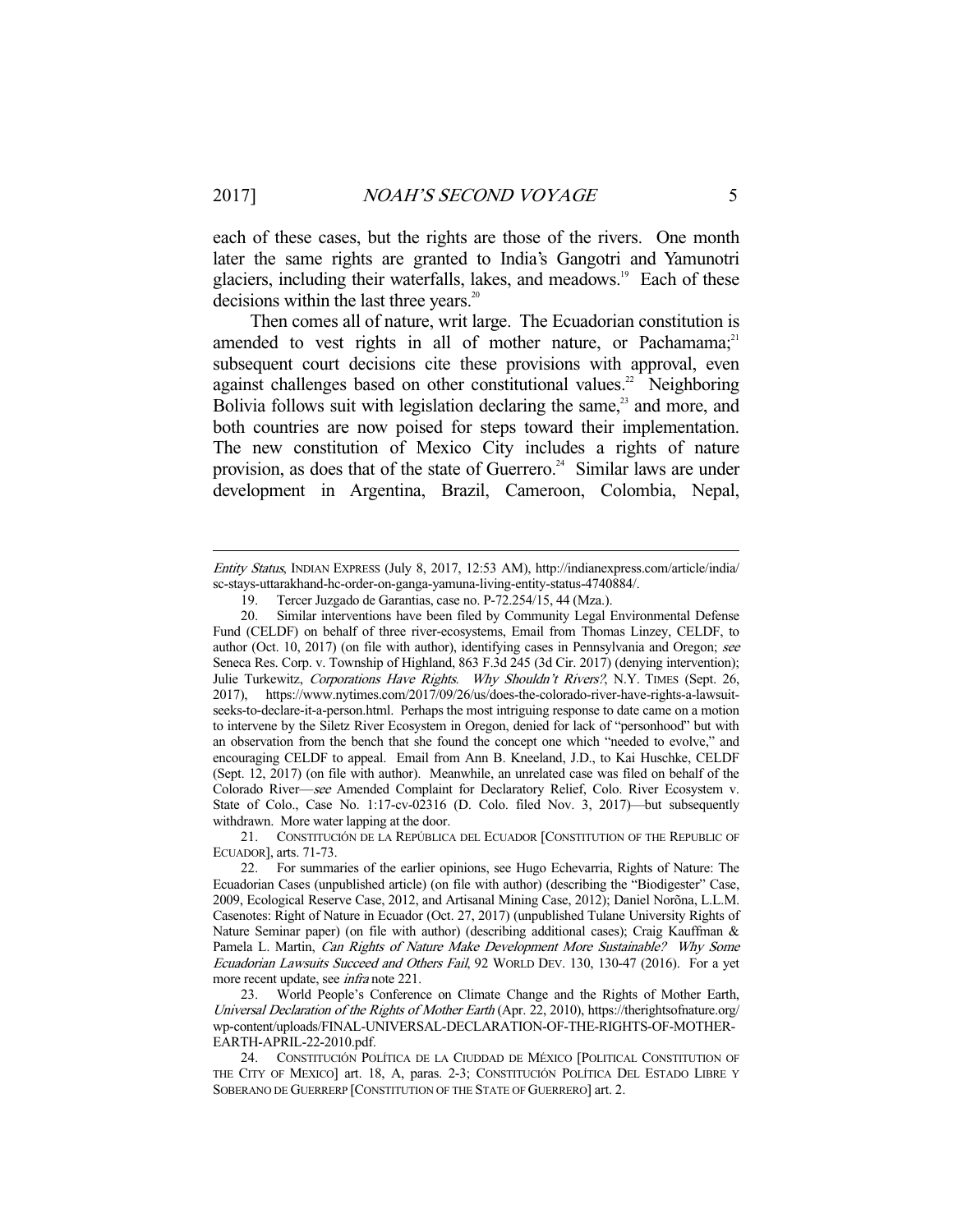each of these cases, but the rights are those of the rivers. One month later the same rights are granted to India's Gangotri and Yamunotri glaciers, including their waterfalls, lakes, and meadows.[19] Each of these decisions within the last three years.[20]

Then comes all of nature, writ large. The Ecuadorian constitution is amended to vest rights in all of mother nature, or Pachamama;[21] subsequent court decisions cite these provisions with approval, even against challenges based on other constitutional values.[22] Neighboring Bolivia follows suit with legislation declaring the same,[23] and more, and both countries are now poised for steps toward their implementation. The new constitution of Mexico City includes a rights of nature provision, as does that of the state of Guerrero.[24] Similar laws are under development in Argentina, Brazil, Cameroon, Colombia, Nepal,

---

*Entity Status*, INDIAN EXPRESS (July 8, 2017, 12:53 AM), http://indianexpress.com/article/india/sc-stays-uttarakhand-hc-order-on-ganga-yamuna-living-entity-status-4740884/.

19. Tercer Juzgado de Garantias, case no. P-72.254/15, 44 (Mza.).

20. Similar interventions have been filed by Community Legal Environmental Defense Fund (CELDF) on behalf of three river-ecosystems, Email from Thomas Linzey, CELDF, to author (Oct. 10, 2017) (on file with author), identifying cases in Pennsylvania and Oregon; *see* Seneca Res. Corp. v. Township of Highland, 863 F.3d 245 (3d Cir. 2017) (denying intervention); Julie Turkewitz, *Corporations Have Rights. Why Shouldn't Rivers?*, N.Y. TIMES (Sept. 26, 2017), https://www.nytimes.com/2017/09/26/us/does-the-colorado-river-have-rights-a-lawsuit-seeks-to-declare-it-a-person.html. Perhaps the most intriguing response to date came on a motion to intervene by the Siletz River Ecosystem in Oregon, denied for lack of "personhood" but with an observation from the bench that she found the concept one which "needed to evolve," and encouraging CELDF to appeal. Email from Ann B. Kneeland, J.D., to Kai Huschke, CELDF (Sept. 12, 2017) (on file with author). Meanwhile, an unrelated case was filed on behalf of the Colorado River—*see* Amended Complaint for Declaratory Relief, Colo. River Ecosystem v. State of Colo., Case No. 1:17-cv-02316 (D. Colo. filed Nov. 3, 2017)—but subsequently withdrawn. More water lapping at the door.

21. CONSTITUCIÓN DE LA REPÚBLICA DEL ECUADOR [CONSTITUTION OF THE REPUBLIC OF ECUADOR], arts. 71-73.

22. For summaries of the earlier opinions, see Hugo Echevarria, Rights of Nature: The Ecuadorian Cases (unpublished article) (on file with author) (describing the "Biodigester" Case, 2009, Ecological Reserve Case, 2012, and Artisanal Mining Case, 2012); Daniel Norõna, L.L.M. Casenotes: Right of Nature in Ecuador (Oct. 27, 2017) (unpublished Tulane University Rights of Nature Seminar paper) (on file with author) (describing additional cases); Craig Kauffman & Pamela L. Martin, *Can Rights of Nature Make Development More Sustainable? Why Some Ecuadorian Lawsuits Succeed and Others Fail*, 92 WORLD DEV. 130, 130-47 (2016). For a yet more recent update, see *infra* note 221.

23. World People's Conference on Climate Change and the Rights of Mother Earth, *Universal Declaration of the Rights of Mother Earth* (Apr. 22, 2010), https://therightsofnature.org/wp-content/uploads/FINAL-UNIVERSAL-DECLARATION-OF-THE-RIGHTS-OF-MOTHER-EARTH-APRIL-22-2010.pdf.

24. CONSTITUCIÓN POLÍTICA DE LA CIUDDAD DE MÉXICO [POLITICAL CONSTITUTION OF THE CITY OF MEXICO] art. 18, A, paras. 2-3; CONSTITUCIÓN POLÍTICA DEL ESTADO LIBRE Y SOBERANO DE GUERRERP [CONSTITUTION OF THE STATE OF GUERRERO] art. 2.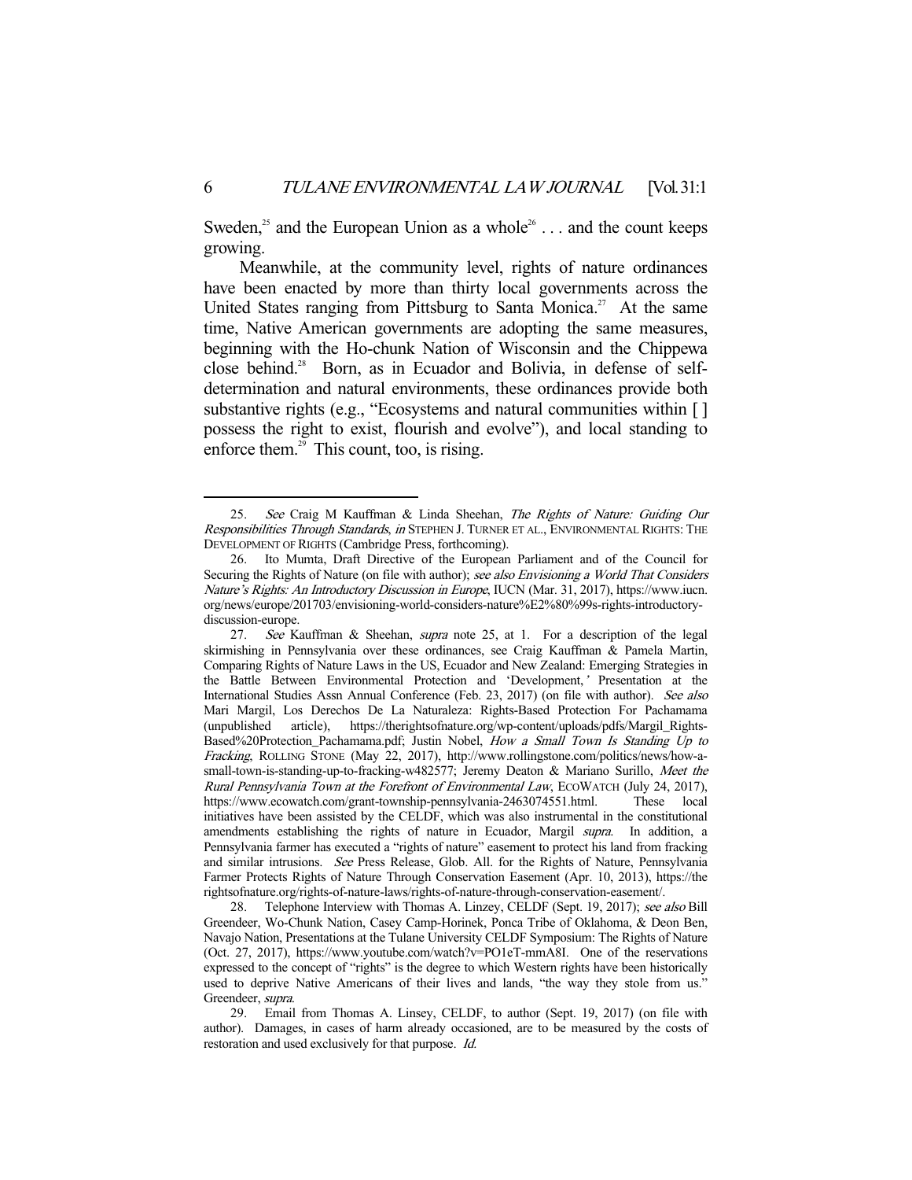Sweden,[25] and the European Union as a whole[26] . . . and the count keeps growing.

Meanwhile, at the community level, rights of nature ordinances have been enacted by more than thirty local governments across the United States ranging from Pittsburg to Santa Monica.[27] At the same time, Native American governments are adopting the same measures, beginning with the Ho-chunk Nation of Wisconsin and the Chippewa close behind.[28] Born, as in Ecuador and Bolivia, in defense of self-determination and natural environments, these ordinances provide both substantive rights (e.g., "Ecosystems and natural communities within [ ] possess the right to exist, flourish and evolve"), and local standing to enforce them.[29] This count, too, is rising.

---

25. *See* Craig M Kauffman & Linda Sheehan, *The Rights of Nature: Guiding Our Responsibilities Through Standards*, *in* STEPHEN J. TURNER ET AL., ENVIRONMENTAL RIGHTS: THE DEVELOPMENT OF RIGHTS (Cambridge Press, forthcoming).

26. Ito Mumta, Draft Directive of the European Parliament and of the Council for Securing the Rights of Nature (on file with author); *see also Envisioning a World That Considers Nature's Rights: An Introductory Discussion in Europe*, IUCN (Mar. 31, 2017), https://www.iucn.org/news/europe/201703/envisioning-world-considers-nature%E2%80%99s-rights-introductory-discussion-europe.

27. *See* Kauffman & Sheehan, *supra* note 25, at 1. For a description of the legal skirmishing in Pennsylvania over these ordinances, see Craig Kauffman & Pamela Martin, Comparing Rights of Nature Laws in the US, Ecuador and New Zealand: Emerging Strategies in the Battle Between Environmental Protection and 'Development,*'* Presentation at the International Studies Assn Annual Conference (Feb. 23, 2017) (on file with author). *See also* Mari Margil, Los Derechos De La Naturaleza: Rights-Based Protection For Pachamama (unpublished article), https://therightsofnature.org/wp-content/uploads/pdfs/Margil_Rights-Based%20Protection_Pachamama.pdf; Justin Nobel, *How a Small Town Is Standing Up to Fracking*, ROLLING STONE (May 22, 2017), http://www.rollingstone.com/politics/news/how-a-small-town-is-standing-up-to-fracking-w482577; Jeremy Deaton & Mariano Surillo, *Meet the Rural Pennsylvania Town at the Forefront of Environmental Law*, ECOWATCH (July 24, 2017), https://www.ecowatch.com/grant-township-pennsylvania-2463074551.html. These local initiatives have been assisted by the CELDF, which was also instrumental in the constitutional amendments establishing the rights of nature in Ecuador, Margil *supra*. In addition, a Pennsylvania farmer has executed a "rights of nature" easement to protect his land from fracking and similar intrusions. *See* Press Release, Glob. All. for the Rights of Nature, Pennsylvania Farmer Protects Rights of Nature Through Conservation Easement (Apr. 10, 2013), https://therightsofnature.org/rights-of-nature-laws/rights-of-nature-through-conservation-easement/.

28. Telephone Interview with Thomas A. Linzey, CELDF (Sept. 19, 2017); *see also* Bill Greendeer, Wo-Chunk Nation, Casey Camp-Horinek, Ponca Tribe of Oklahoma, & Deon Ben, Navajo Nation, Presentations at the Tulane University CELDF Symposium: The Rights of Nature (Oct. 27, 2017), https://www.youtube.com/watch?v=PO1eT-mmA8I. One of the reservations expressed to the concept of "rights" is the degree to which Western rights have been historically used to deprive Native Americans of their lives and lands, "the way they stole from us." Greendeer, *supra*.

29. Email from Thomas A. Linsey, CELDF, to author (Sept. 19, 2017) (on file with author). Damages, in cases of harm already occasioned, are to be measured by the costs of restoration and used exclusively for that purpose. *Id.*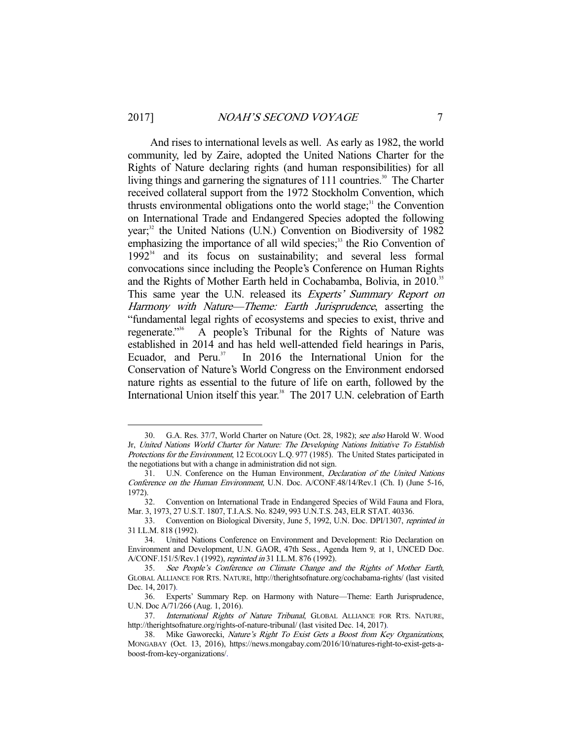And rises to international levels as well. As early as 1982, the world community, led by Zaire, adopted the United Nations Charter for the Rights of Nature declaring rights (and human responsibilities) for all living things and garnering the signatures of 111 countries.[30] The Charter received collateral support from the 1972 Stockholm Convention, which thrusts environmental obligations onto the world stage;[31] the Convention on International Trade and Endangered Species adopted the following year;[32] the United Nations (U.N.) Convention on Biodiversity of 1982 emphasizing the importance of all wild species;[33] the Rio Convention of 1992[34] and its focus on sustainability; and several less formal convocations since including the People's Conference on Human Rights and the Rights of Mother Earth held in Cochabamba, Bolivia, in 2010.[35] This same year the U.N. released its *Experts' Summary Report on Harmony with Nature—Theme: Earth Jurisprudence*, asserting the "fundamental legal rights of ecosystems and species to exist, thrive and regenerate."[36] A people's Tribunal for the Rights of Nature was established in 2014 and has held well-attended field hearings in Paris, Ecuador, and Peru.[37] In 2016 the International Union for the Conservation of Nature's World Congress on the Environment endorsed nature rights as essential to the future of life on earth, followed by the International Union itself this year.[38] The 2017 U.N. celebration of Earth

---

30. G.A. Res. 37/7, World Charter on Nature (Oct. 28, 1982); *see also* Harold W. Wood Jr, *United Nations World Charter for Nature: The Developing Nations Initiative To Establish Protections for the Environment*, 12 ECOLOGY L.Q. 977 (1985). The United States participated in the negotiations but with a change in administration did not sign.

31. U.N. Conference on the Human Environment, *Declaration of the United Nations Conference on the Human Environment*, U.N. Doc. A/CONF.48/14/Rev.1 (Ch. I) (June 5-16, 1972).

32. Convention on International Trade in Endangered Species of Wild Fauna and Flora, Mar. 3, 1973, 27 U.S.T. 1807, T.I.A.S. No. 8249, 993 U.N.T.S. 243, ELR STAT. 40336.

33. Convention on Biological Diversity, June 5, 1992, U.N. Doc. DPI/1307, *reprinted in* 31 I.L.M. 818 (1992).

34. United Nations Conference on Environment and Development: Rio Declaration on Environment and Development, U.N. GAOR, 47th Sess., Agenda Item 9, at 1, UNCED Doc. A/CONF.151/5/Rev.1 (1992), *reprinted in* 31 I.L.M. 876 (1992).

35. *See People's Conference on Climate Change and the Rights of Mother Earth*, GLOBAL ALLIANCE FOR RTS. NATURE, http://therightsofnature.org/cochabama-rights/ (last visited Dec. 14, 2017).

36. Experts' Summary Rep. on Harmony with Nature—Theme: Earth Jurisprudence, U.N. Doc A/71/266 (Aug. 1, 2016).

37. *International Rights of Nature Tribunal*, GLOBAL ALLIANCE FOR RTS. NATURE, http://therightsofnature.org/rights-of-nature-tribunal/ (last visited Dec. 14, 2017).

38. Mike Gaworecki, *Nature's Right To Exist Gets a Boost from Key Organizations*, MONGABAY (Oct. 13, 2016), https://news.mongabay.com/2016/10/natures-right-to-exist-gets-a-boost-from-key-organizations/.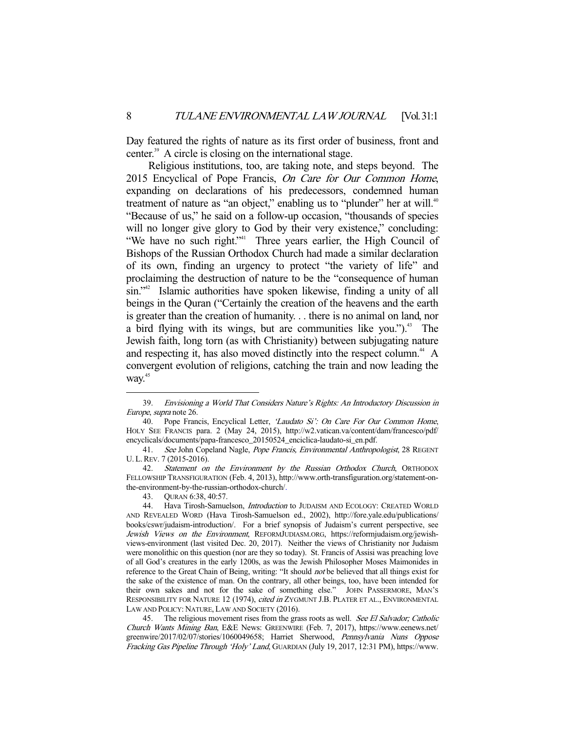Day featured the rights of nature as its first order of business, front and center.[39] A circle is closing on the international stage.

Religious institutions, too, are taking note, and steps beyond. The 2015 Encyclical of Pope Francis, *On Care for Our Common Home*, expanding on declarations of his predecessors, condemned human treatment of nature as "an object," enabling us to "plunder" her at will.[40] "Because of us," he said on a follow-up occasion, "thousands of species will no longer give glory to God by their very existence," concluding: "We have no such right."[41] Three years earlier, the High Council of Bishops of the Russian Orthodox Church had made a similar declaration of its own, finding an urgency to protect "the variety of life" and proclaiming the destruction of nature to be the "consequence of human sin."[42] Islamic authorities have spoken likewise, finding a unity of all beings in the Quran ("Certainly the creation of the heavens and the earth is greater than the creation of humanity. . . there is no animal on land, nor a bird flying with its wings, but are communities like you.").[43] The Jewish faith, long torn (as with Christianity) between subjugating nature and respecting it, has also moved distinctly into the respect column.[44] A convergent evolution of religions, catching the train and now leading the way.[45]

---

39. *Envisioning a World That Considers Nature's Rights: An Introductory Discussion in Europe*, *supra* note 26.

40. Pope Francis, Encyclical Letter, *'Laudato Si': On Care For Our Common Home*, HOLY SEE FRANCIS para. 2 (May 24, 2015), http://w2.vatican.va/content/dam/francesco/pdf/encyclicals/documents/papa-francesco_20150524_enciclica-laudato-si_en.pdf.

41. *See* John Copeland Nagle, *Pope Francis, Environmental Anthropologist*, 28 REGENT U. L. REV. 7 (2015-2016).

42. *Statement on the Environment by the Russian Orthodox Church*, ORTHODOX FELLOWSHIP TRANSFIGURATION (Feb. 4, 2013), http://www.orth-transfiguration.org/statement-on-the-environment-by-the-russian-orthodox-church/.

43. QURAN 6:38, 40:57.

44. Hava Tirosh-Samuelson, *Introduction* to JUDAISM AND ECOLOGY: CREATED WORLD AND REVEALED WORD (Hava Tirosh-Samuelson ed., 2002), http://fore.yale.edu/publications/books/cswr/judaism-introduction/. For a brief synopsis of Judaism's current perspective, see *Jewish Views on the Environment*, REFORMJUDAISM.ORG, https://reformjudaism.org/jewish-views-environment (last visited Dec. 20, 2017). Neither the views of Christianity nor Judaism were monolithic on this question (nor are they so today). St. Francis of Assisi was preaching love of all God's creatures in the early 1200s, as was the Jewish Philosopher Moses Maimonides in reference to the Great Chain of Being, writing: "It should *not* be believed that all things exist for the sake of the existence of man. On the contrary, all other beings, too, have been intended for their own sakes and not for the sake of something else." JOHN PASSERMORE, MAN'S RESPONSIBILITY FOR NATURE 12 (1974), *cited in* ZYGMUNT J.B. PLATER ET AL., ENVIRONMENTAL LAW AND POLICY: NATURE, LAW AND SOCIETY (2016).

45. The religious movement rises from the grass roots as well. *See El Salvador; Catholic Church Wants Mining Ban*, E&E News: GREENWIRE (Feb. 7, 2017), https://www.eenews.net/greenwire/2017/02/07/stories/1060049658; Harriet Sherwood, *Pennsylvania Nuns Oppose Fracking Gas Pipeline Through 'Holy' Land*, GUARDIAN (July 19, 2017, 12:31 PM), https://www.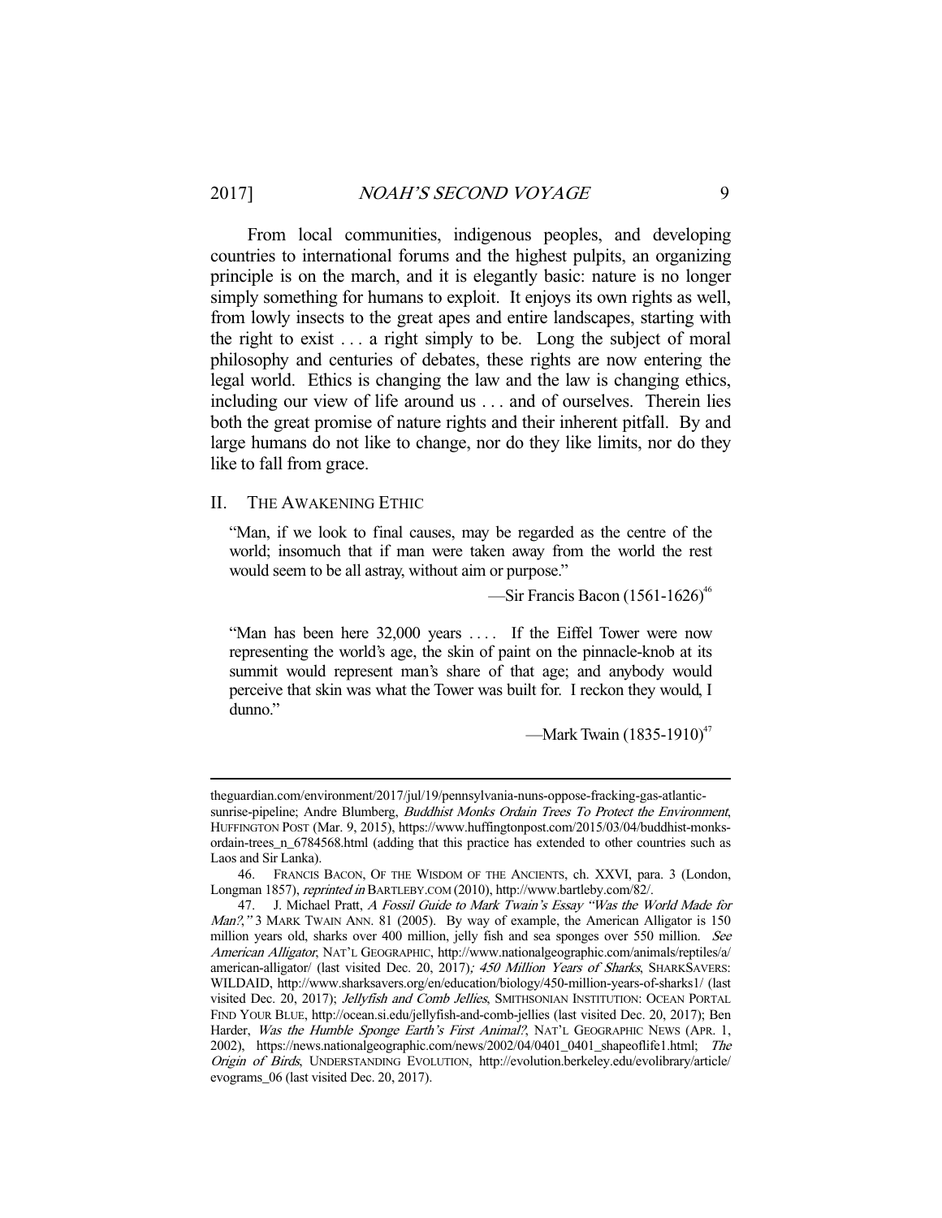From local communities, indigenous peoples, and developing countries to international forums and the highest pulpits, an organizing principle is on the march, and it is elegantly basic: nature is no longer simply something for humans to exploit. It enjoys its own rights as well, from lowly insects to the great apes and entire landscapes, starting with the right to exist . . . a right simply to be. Long the subject of moral philosophy and centuries of debates, these rights are now entering the legal world. Ethics is changing the law and the law is changing ethics, including our view of life around us . . . and of ourselves. Therein lies both the great promise of nature rights and their inherent pitfall. By and large humans do not like to change, nor do they like limits, nor do they like to fall from grace.

## II. THE AWAKENING ETHIC

> "Man, if we look to final causes, may be regarded as the centre of the world; insomuch that if man were taken away from the world the rest would seem to be all astray, without aim or purpose."
>
> —Sir Francis Bacon (1561-1626)[46]

> "Man has been here 32,000 years . . . . If the Eiffel Tower were now representing the world's age, the skin of paint on the pinnacle-knob at its summit would represent man's share of that age; and anybody would perceive that skin was what the Tower was built for. I reckon they would, I dunno."
>
> —Mark Twain (1835-1910)[47]

---

theguardian.com/environment/2017/jul/19/pennsylvania-nuns-oppose-fracking-gas-atlantic-sunrise-pipeline; Andre Blumberg, *Buddhist Monks Ordain Trees To Protect the Environment*, HUFFINGTON POST (Mar. 9, 2015), https://www.huffingtonpost.com/2015/03/04/buddhist-monks-ordain-trees_n_6784568.html (adding that this practice has extended to other countries such as Laos and Sir Lanka).

46. FRANCIS BACON, OF THE WISDOM OF THE ANCIENTS, ch. XXVI, para. 3 (London, Longman 1857), *reprinted in* BARTLEBY.COM (2010), http://www.bartleby.com/82/.

47. J. Michael Pratt, *A Fossil Guide to Mark Twain's Essay "Was the World Made for Man?,"* 3 MARK TWAIN ANN. 81 (2005). By way of example, the American Alligator is 150 million years old, sharks over 400 million, jelly fish and sea sponges over 550 million. *See American Alligator*, NAT'L GEOGRAPHIC, http://www.nationalgeographic.com/animals/reptiles/a/american-alligator/ (last visited Dec. 20, 2017); *450 Million Years of Sharks*, SHARKSAVERS: WILDAID, http://www.sharksavers.org/en/education/biology/450-million-years-of-sharks1/ (last visited Dec. 20, 2017); *Jellyfish and Comb Jellies*, SMITHSONIAN INSTITUTION: OCEAN PORTAL FIND YOUR BLUE, http://ocean.si.edu/jellyfish-and-comb-jellies (last visited Dec. 20, 2017); Ben Harder, *Was the Humble Sponge Earth's First Animal?*, NAT'L GEOGRAPHIC NEWS (APR. 1, 2002), https://news.nationalgeographic.com/news/2002/04/0401_0401_shapeoflife1.html; *The Origin of Birds*, UNDERSTANDING EVOLUTION, http://evolution.berkeley.edu/evolibrary/article/evograms_06 (last visited Dec. 20, 2017).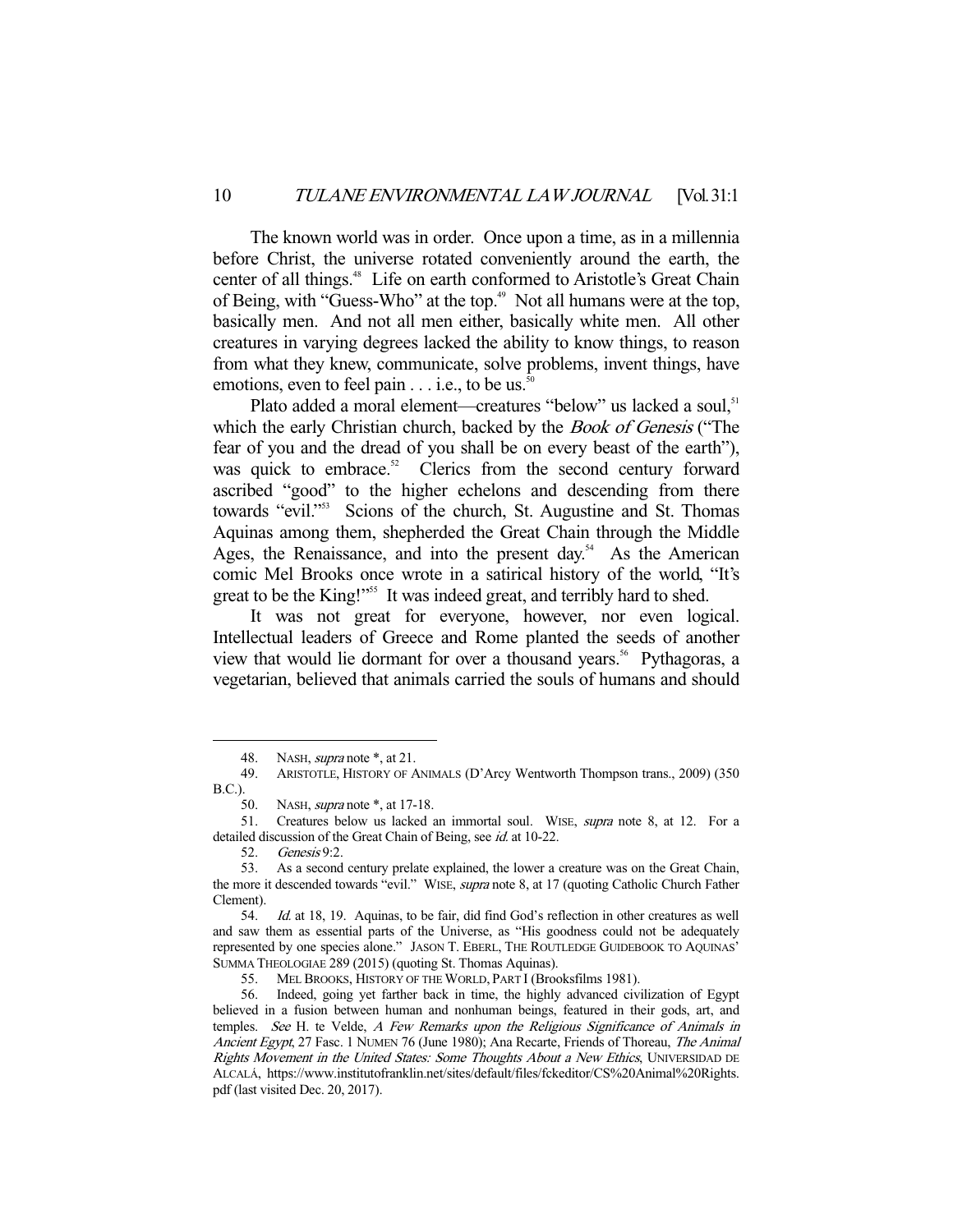The known world was in order. Once upon a time, as in a millennia before Christ, the universe rotated conveniently around the earth, the center of all things.[48] Life on earth conformed to Aristotle's Great Chain of Being, with "Guess-Who" at the top.[49] Not all humans were at the top, basically men. And not all men either, basically white men. All other creatures in varying degrees lacked the ability to know things, to reason from what they knew, communicate, solve problems, invent things, have emotions, even to feel pain . . . i.e., to be us.[50]

Plato added a moral element—creatures "below" us lacked a soul,[51] which the early Christian church, backed by the *Book of Genesis* ("The fear of you and the dread of you shall be on every beast of the earth"), was quick to embrace.[52] Clerics from the second century forward ascribed "good" to the higher echelons and descending from there towards "evil."[53] Scions of the church, St. Augustine and St. Thomas Aquinas among them, shepherded the Great Chain through the Middle Ages, the Renaissance, and into the present day.[54] As the American comic Mel Brooks once wrote in a satirical history of the world, "It's great to be the King!"[55] It was indeed great, and terribly hard to shed.

It was not great for everyone, however, nor even logical. Intellectual leaders of Greece and Rome planted the seeds of another view that would lie dormant for over a thousand years.[56] Pythagoras, a vegetarian, believed that animals carried the souls of humans and should

---

48. NASH, *supra* note *, at 21.

49. ARISTOTLE, HISTORY OF ANIMALS (D'Arcy Wentworth Thompson trans., 2009) (350 B.C.).

50. NASH, *supra* note *, at 17-18.

51. Creatures below us lacked an immortal soul. WISE, *supra* note 8, at 12. For a detailed discussion of the Great Chain of Being, see *id.* at 10-22.

52. *Genesis* 9:2.

53. As a second century prelate explained, the lower a creature was on the Great Chain, the more it descended towards "evil." WISE, *supra* note 8, at 17 (quoting Catholic Church Father Clement).

54. *Id.* at 18, 19. Aquinas, to be fair, did find God's reflection in other creatures as well and saw them as essential parts of the Universe, as "His goodness could not be adequately represented by one species alone." JASON T. EBERL, THE ROUTLEDGE GUIDEBOOK TO AQUINAS' SUMMA THEOLOGIAE 289 (2015) (quoting St. Thomas Aquinas).

55. MEL BROOKS, HISTORY OF THE WORLD, PART I (Brooksfilms 1981).

56. Indeed, going yet farther back in time, the highly advanced civilization of Egypt believed in a fusion between human and nonhuman beings, featured in their gods, art, and temples. *See* H. te Velde, *A Few Remarks upon the Religious Significance of Animals in Ancient Egypt*, 27 Fasc. 1 NUMEN 76 (June 1980); Ana Recarte, Friends of Thoreau, *The Animal Rights Movement in the United States: Some Thoughts About a New Ethics*, UNIVERSIDAD DE ALCALÁ, https://www.institutofranklin.net/sites/default/files/fckeditor/CS%20Animal%20Rights.pdf (last visited Dec. 20, 2017).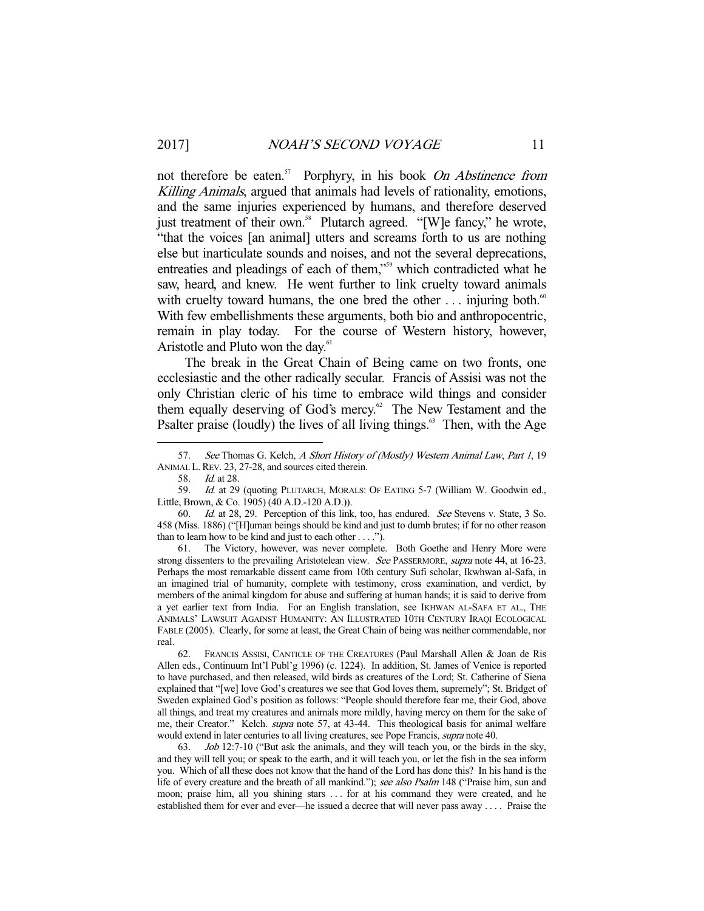not therefore be eaten.[57] Porphyry, in his book *On Abstinence from Killing Animals*, argued that animals had levels of rationality, emotions, and the same injuries experienced by humans, and therefore deserved just treatment of their own.[58] Plutarch agreed. "[W]e fancy," he wrote, "that the voices [an animal] utters and screams forth to us are nothing else but inarticulate sounds and noises, and not the several deprecations, entreaties and pleadings of each of them,"[59] which contradicted what he saw, heard, and knew. He went further to link cruelty toward animals with cruelty toward humans, the one bred the other . . . injuring both.[60] With few embellishments these arguments, both bio and anthropocentric, remain in play today. For the course of Western history, however, Aristotle and Pluto won the day.[61]

The break in the Great Chain of Being came on two fronts, one ecclesiastic and the other radically secular. Francis of Assisi was not the only Christian cleric of his time to embrace wild things and consider them equally deserving of God's mercy.[62] The New Testament and the Psalter praise (loudly) the lives of all living things.[63] Then, with the Age

---

57. *See* Thomas G. Kelch, *A Short History of (Mostly) Western Animal Law, Part 1*, 19 ANIMAL L. REV. 23, 27-28, and sources cited therein.

58. *Id.* at 28.

59. *Id.* at 29 (quoting PLUTARCH, MORALS: OF EATING 5-7 (William W. Goodwin ed., Little, Brown, & Co. 1905) (40 A.D.-120 A.D.)).

60. *Id.* at 28, 29. Perception of this link, too, has endured. *See* Stevens v. State, 3 So. 458 (Miss. 1886) ("[H]uman beings should be kind and just to dumb brutes; if for no other reason than to learn how to be kind and just to each other . . . .").

61. The Victory, however, was never complete. Both Goethe and Henry More were strong dissenters to the prevailing Aristotelean view. *See* PASSERMORE, *supra* note 44, at 16-23. Perhaps the most remarkable dissent came from 10th century Sufi scholar, Ikwhwan al-Safa, in an imagined trial of humanity, complete with testimony, cross examination, and verdict, by members of the animal kingdom for abuse and suffering at human hands; it is said to derive from a yet earlier text from India. For an English translation, see IKHWAN AL-SAFA ET AL., THE ANIMALS' LAWSUIT AGAINST HUMANITY: AN ILLUSTRATED 10TH CENTURY IRAQI ECOLOGICAL FABLE (2005). Clearly, for some at least, the Great Chain of being was neither commendable, nor real.

62. FRANCIS ASSISI, CANTICLE OF THE CREATURES (Paul Marshall Allen & Joan de Ris Allen eds., Continuum Int'l Publ'g 1996) (c. 1224). In addition, St. James of Venice is reported to have purchased, and then released, wild birds as creatures of the Lord; St. Catherine of Siena explained that "[we] love God's creatures we see that God loves them, supremely"; St. Bridget of Sweden explained God's position as follows: "People should therefore fear me, their God, above all things, and treat my creatures and animals more mildly, having mercy on them for the sake of me, their Creator." Kelch. *supra* note 57, at 43-44. This theological basis for animal welfare would extend in later centuries to all living creatures, see Pope Francis, *supra* note 40.

63. *Job* 12:7-10 ("But ask the animals, and they will teach you, or the birds in the sky, and they will tell you; or speak to the earth, and it will teach you, or let the fish in the sea inform you. Which of all these does not know that the hand of the Lord has done this? In his hand is the life of every creature and the breath of all mankind."); *see also Psalm* 148 ("Praise him, sun and moon; praise him, all you shining stars . . . for at his command they were created, and he established them for ever and ever—he issued a decree that will never pass away . . . . Praise the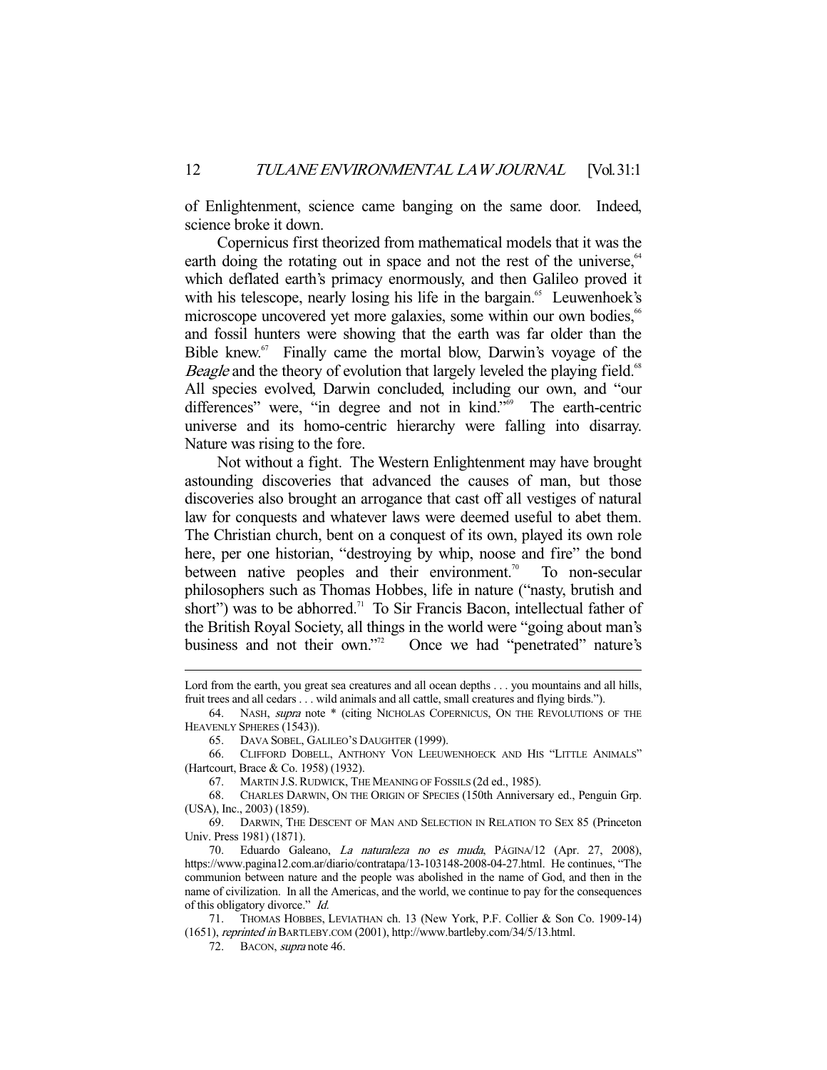of Enlightenment, science came banging on the same door. Indeed, science broke it down.

Copernicus first theorized from mathematical models that it was the earth doing the rotating out in space and not the rest of the universe,[64] which deflated earth's primacy enormously, and then Galileo proved it with his telescope, nearly losing his life in the bargain.[65] Leuwenhoek's microscope uncovered yet more galaxies, some within our own bodies,[66] and fossil hunters were showing that the earth was far older than the Bible knew.[67] Finally came the mortal blow, Darwin's voyage of the *Beagle* and the theory of evolution that largely leveled the playing field.[68] All species evolved, Darwin concluded, including our own, and "our differences" were, "in degree and not in kind."[69] The earth-centric universe and its homo-centric hierarchy were falling into disarray. Nature was rising to the fore.

Not without a fight. The Western Enlightenment may have brought astounding discoveries that advanced the causes of man, but those discoveries also brought an arrogance that cast off all vestiges of natural law for conquests and whatever laws were deemed useful to abet them. The Christian church, bent on a conquest of its own, played its own role here, per one historian, "destroying by whip, noose and fire" the bond between native peoples and their environment.[70] To non-secular philosophers such as Thomas Hobbes, life in nature ("nasty, brutish and short") was to be abhorred.[71] To Sir Francis Bacon, intellectual father of the British Royal Society, all things in the world were "going about man's business and not their own."[72] Once we had "penetrated" nature's

---

Lord from the earth, you great sea creatures and all ocean depths . . . you mountains and all hills, fruit trees and all cedars . . . wild animals and all cattle, small creatures and flying birds.").

64. NASH, *supra* note * (citing NICHOLAS COPERNICUS, ON THE REVOLUTIONS OF THE HEAVENLY SPHERES (1543)).

65. DAVA SOBEL, GALILEO'S DAUGHTER (1999).

66. CLIFFORD DOBELL, ANTHONY VON LEEUWENHOECK AND HIS "LITTLE ANIMALS" (Hartcourt, Brace & Co. 1958) (1932).

67. MARTIN J.S. RUDWICK, THE MEANING OF FOSSILS (2d ed., 1985).

68. CHARLES DARWIN, ON THE ORIGIN OF SPECIES (150th Anniversary ed., Penguin Grp. (USA), Inc., 2003) (1859).

69. DARWIN, THE DESCENT OF MAN AND SELECTION IN RELATION TO SEX 85 (Princeton Univ. Press 1981) (1871).

70. Eduardo Galeano, *La naturaleza no es muda*, PÁGINA/12 (Apr. 27, 2008), https://www.pagina12.com.ar/diario/contratapa/13-103148-2008-04-27.html. He continues, "The communion between nature and the people was abolished in the name of God, and then in the name of civilization. In all the Americas, and the world, we continue to pay for the consequences of this obligatory divorce." *Id.*

71. THOMAS HOBBES, LEVIATHAN ch. 13 (New York, P.F. Collier & Son Co. 1909-14) (1651), *reprinted in* BARTLEBY.COM (2001), http://www.bartleby.com/34/5/13.html.

72. BACON, *supra* note 46.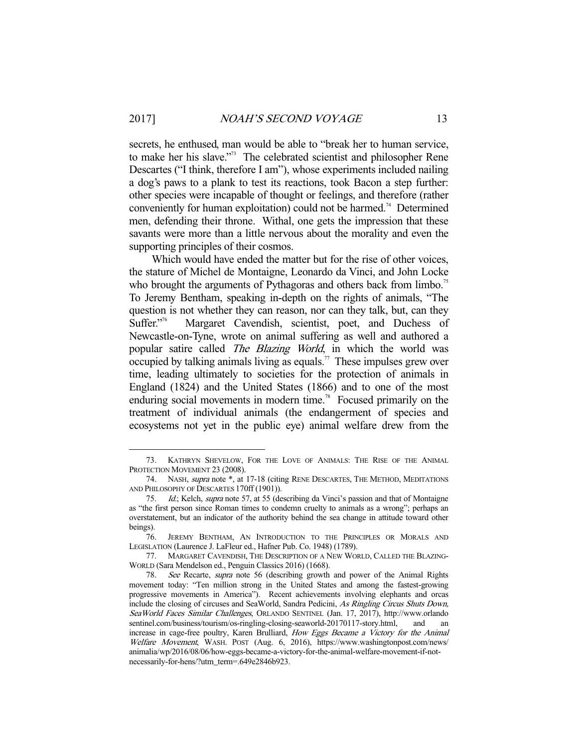secrets, he enthused, man would be able to "break her to human service, to make her his slave."[73] The celebrated scientist and philosopher Rene Descartes ("I think, therefore I am"), whose experiments included nailing a dog's paws to a plank to test its reactions, took Bacon a step further: other species were incapable of thought or feelings, and therefore (rather conveniently for human exploitation) could not be harmed.[74] Determined men, defending their throne. Withal, one gets the impression that these savants were more than a little nervous about the morality and even the supporting principles of their cosmos.

Which would have ended the matter but for the rise of other voices, the stature of Michel de Montaigne, Leonardo da Vinci, and John Locke who brought the arguments of Pythagoras and others back from limbo.[75] To Jeremy Bentham, speaking in-depth on the rights of animals, "The question is not whether they can reason, nor can they talk, but, can they Suffer."[76] Margaret Cavendish, scientist, poet, and Duchess of Newcastle-on-Tyne, wrote on animal suffering as well and authored a popular satire called *The Blazing World*, in which the world was occupied by talking animals living as equals.[77] These impulses grew over time, leading ultimately to societies for the protection of animals in England (1824) and the United States (1866) and to one of the most enduring social movements in modern time.[78] Focused primarily on the treatment of individual animals (the endangerment of species and ecosystems not yet in the public eye) animal welfare drew from the

---

73. KATHRYN SHEVELOW, FOR THE LOVE OF ANIMALS: THE RISE OF THE ANIMAL PROTECTION MOVEMENT 23 (2008).

74. NASH, *supra* note *, at 17-18 (citing RENE DESCARTES, THE METHOD, MEDITATIONS AND PHILOSOPHY OF DESCARTES 170ff (1901)).

75. *Id.*; Kelch, *supra* note 57, at 55 (describing da Vinci's passion and that of Montaigne as "the first person since Roman times to condemn cruelty to animals as a wrong"; perhaps an overstatement, but an indicator of the authority behind the sea change in attitude toward other beings).

76. JEREMY BENTHAM, AN INTRODUCTION TO THE PRINCIPLES OR MORALS AND LEGISLATION (Laurence J. LaFleur ed., Hafner Pub. Co. 1948) (1789).

77. MARGARET CAVENDISH, THE DESCRIPTION OF A NEW WORLD, CALLED THE BLAZING-WORLD (Sara Mendelson ed., Penguin Classics 2016) (1668).

78. *See* Recarte, *supra* note 56 (describing growth and power of the Animal Rights movement today: "Ten million strong in the United States and among the fastest-growing progressive movements in America"). Recent achievements involving elephants and orcas include the closing of circuses and SeaWorld, Sandra Pedicini, *As Ringling Circus Shuts Down, SeaWorld Faces Similar Challenges*, ORLANDO SENTINEL (Jan. 17, 2017), http://www.orlandosentinel.com/business/tourism/os-ringling-closing-seaworld-20170117-story.html, and an increase in cage-free poultry, Karen Brulliard, *How Eggs Became a Victory for the Animal Welfare Movement*, WASH. POST (Aug. 6, 2016), https://www.washingtonpost.com/news/animalia/wp/2016/08/06/how-eggs-became-a-victory-for-the-animal-welfare-movement-if-not-necessarily-for-hens/?utm_term=.649e2846b923.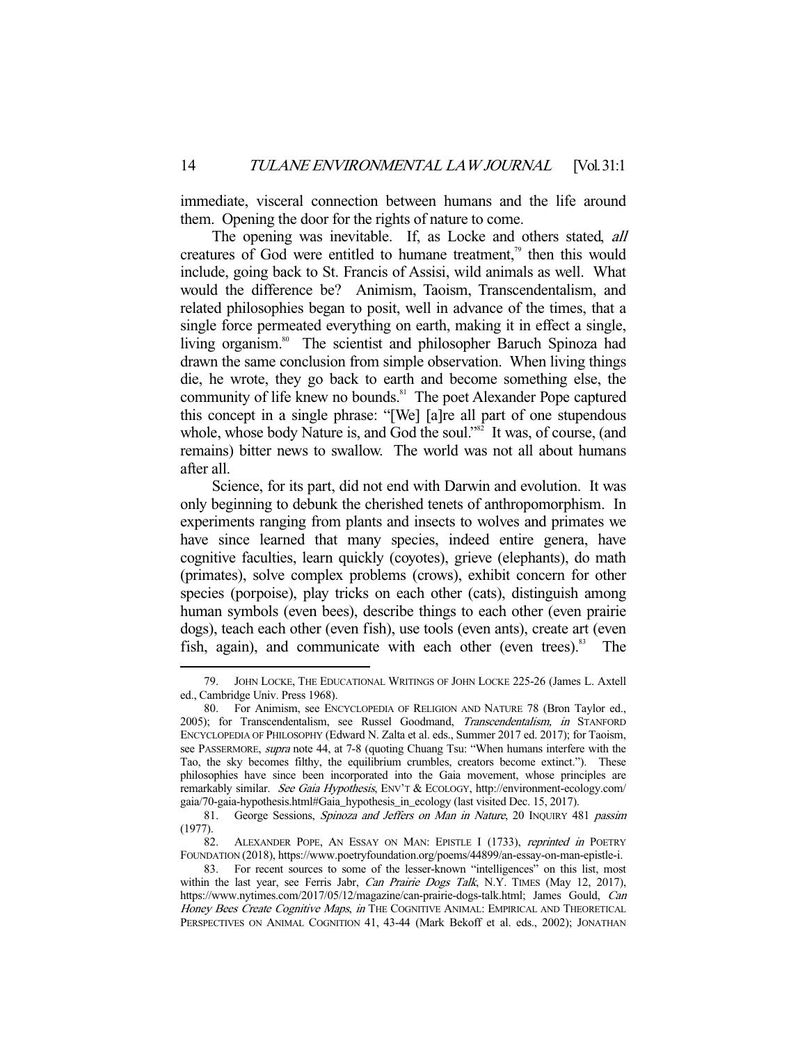immediate, visceral connection between humans and the life around them. Opening the door for the rights of nature to come.

The opening was inevitable. If, as Locke and others stated, *all* creatures of God were entitled to humane treatment,[79] then this would include, going back to St. Francis of Assisi, wild animals as well. What would the difference be? Animism, Taoism, Transcendentalism, and related philosophies began to posit, well in advance of the times, that a single force permeated everything on earth, making it in effect a single, living organism.[80] The scientist and philosopher Baruch Spinoza had drawn the same conclusion from simple observation. When living things die, he wrote, they go back to earth and become something else, the community of life knew no bounds.[81] The poet Alexander Pope captured this concept in a single phrase: "[We] [a]re all part of one stupendous whole, whose body Nature is, and God the soul."[82] It was, of course, (and remains) bitter news to swallow. The world was not all about humans after all.

Science, for its part, did not end with Darwin and evolution. It was only beginning to debunk the cherished tenets of anthropomorphism. In experiments ranging from plants and insects to wolves and primates we have since learned that many species, indeed entire genera, have cognitive faculties, learn quickly (coyotes), grieve (elephants), do math (primates), solve complex problems (crows), exhibit concern for other species (porpoise), play tricks on each other (cats), distinguish among human symbols (even bees), describe things to each other (even prairie dogs), teach each other (even fish), use tools (even ants), create art (even fish, again), and communicate with each other (even trees).[83] The

---

79. JOHN LOCKE, THE EDUCATIONAL WRITINGS OF JOHN LOCKE 225-26 (James L. Axtell ed., Cambridge Univ. Press 1968).

80. For Animism, see ENCYCLOPEDIA OF RELIGION AND NATURE 78 (Bron Taylor ed., 2005); for Transcendentalism, see Russel Goodmand, *Transcendentalism, in* STANFORD ENCYCLOPEDIA OF PHILOSOPHY (Edward N. Zalta et al. eds., Summer 2017 ed. 2017); for Taoism, see PASSERMORE, *supra* note 44, at 7-8 (quoting Chuang Tsu: "When humans interfere with the Tao, the sky becomes filthy, the equilibrium crumbles, creators become extinct."). These philosophies have since been incorporated into the Gaia movement, whose principles are remarkably similar. *See Gaia Hypothesis*, ENV'T & ECOLOGY, http://environment-ecology.com/gaia/70-gaia-hypothesis.html#Gaia_hypothesis_in_ecology (last visited Dec. 15, 2017).

81. George Sessions, *Spinoza and Jeffers on Man in Nature*, 20 INQUIRY 481 *passim* (1977).

82. ALEXANDER POPE, AN ESSAY ON MAN: EPISTLE I (1733), *reprinted in* POETRY FOUNDATION (2018), https://www.poetryfoundation.org/poems/44899/an-essay-on-man-epistle-i.

83. For recent sources to some of the lesser-known "intelligences" on this list, most within the last year, see Ferris Jabr, *Can Prairie Dogs Talk*, N.Y. TIMES (May 12, 2017), https://www.nytimes.com/2017/05/12/magazine/can-prairie-dogs-talk.html; James Gould, *Can Honey Bees Create Cognitive Maps*, *in* THE COGNITIVE ANIMAL: EMPIRICAL AND THEORETICAL PERSPECTIVES ON ANIMAL COGNITION 41, 43-44 (Mark Bekoff et al. eds., 2002); JONATHAN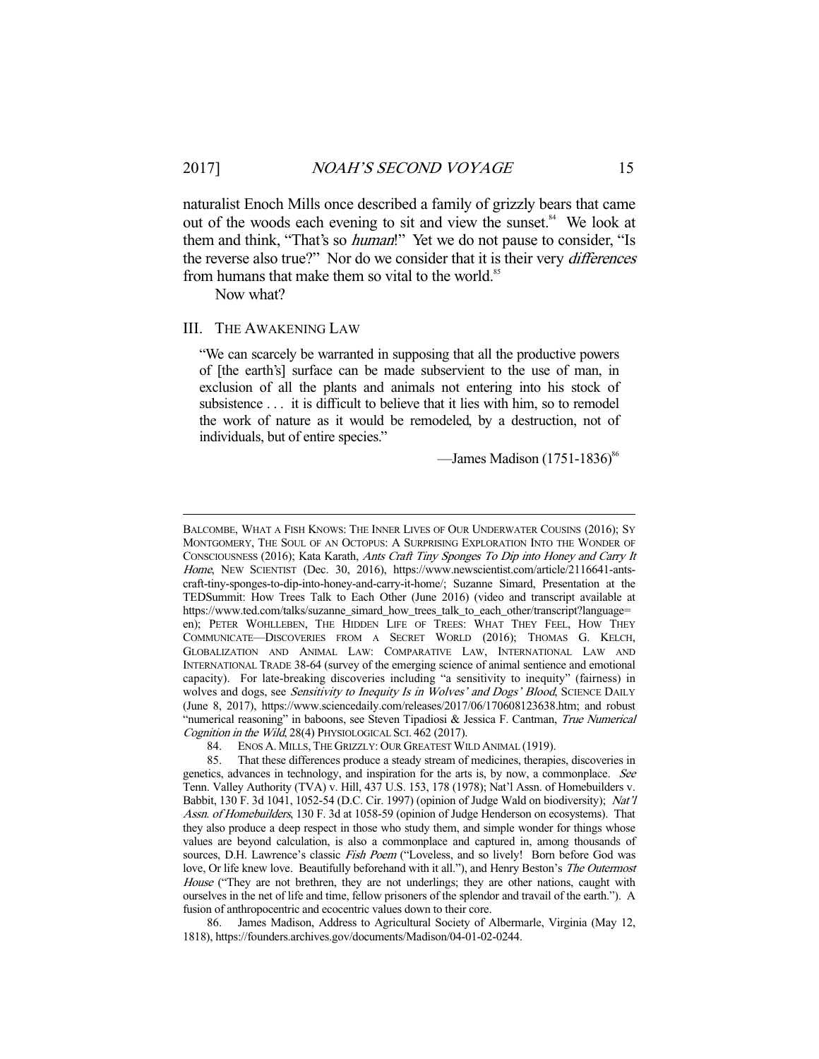naturalist Enoch Mills once described a family of grizzly bears that came out of the woods each evening to sit and view the sunset.[84] We look at them and think, "That's so *human*!" Yet we do not pause to consider, "Is the reverse also true?" Nor do we consider that it is their very *differences* from humans that make them so vital to the world.[85]

Now what?

## III. THE AWAKENING LAW

> "We can scarcely be warranted in supposing that all the productive powers of [the earth's] surface can be made subservient to the use of man, in exclusion of all the plants and animals not entering into his stock of subsistence . . . it is difficult to believe that it lies with him, so to remodel the work of nature as it would be remodeled, by a destruction, not of individuals, but of entire species."
>
> —James Madison (1751-1836)[86]

---

BALCOMBE, WHAT A FISH KNOWS: THE INNER LIVES OF OUR UNDERWATER COUSINS (2016); SY MONTGOMERY, THE SOUL OF AN OCTOPUS: A SURPRISING EXPLORATION INTO THE WONDER OF CONSCIOUSNESS (2016); Kata Karath, *Ants Craft Tiny Sponges To Dip into Honey and Carry It Home*, NEW SCIENTIST (Dec. 30, 2016), https://www.newscientist.com/article/2116641-ants-craft-tiny-sponges-to-dip-into-honey-and-carry-it-home/; Suzanne Simard, Presentation at the TEDSummit: How Trees Talk to Each Other (June 2016) (video and transcript available at https://www.ted.com/talks/suzanne_simard_how_trees_talk_to_each_other/transcript?language=en); PETER WOHLLEBEN, THE HIDDEN LIFE OF TREES: WHAT THEY FEEL, HOW THEY COMMUNICATE—DISCOVERIES FROM A SECRET WORLD (2016); THOMAS G. KELCH, GLOBALIZATION AND ANIMAL LAW: COMPARATIVE LAW, INTERNATIONAL LAW AND INTERNATIONAL TRADE 38-64 (survey of the emerging science of animal sentience and emotional capacity). For late-breaking discoveries including "a sensitivity to inequity" (fairness) in wolves and dogs, see *Sensitivity to Inequity Is in Wolves' and Dogs' Blood*, SCIENCE DAILY (June 8, 2017), https://www.sciencedaily.com/releases/2017/06/170608123638.htm; and robust "numerical reasoning" in baboons, see Steven Tipadiosi & Jessica F. Cantman, *True Numerical Cognition in the Wild*, 28(4) PHYSIOLOGICAL SCI. 462 (2017).

84. ENOS A. MILLS, THE GRIZZLY: OUR GREATEST WILD ANIMAL (1919).

85. That these differences produce a steady stream of medicines, therapies, discoveries in genetics, advances in technology, and inspiration for the arts is, by now, a commonplace. *See* Tenn. Valley Authority (TVA) v. Hill, 437 U.S. 153, 178 (1978); Nat'l Assn. of Homebuilders v. Babbit, 130 F. 3d 1041, 1052-54 (D.C. Cir. 1997) (opinion of Judge Wald on biodiversity); *Nat'l Assn. of Homebuilders*, 130 F. 3d at 1058-59 (opinion of Judge Henderson on ecosystems). That they also produce a deep respect in those who study them, and simple wonder for things whose values are beyond calculation, is also a commonplace and captured in, among thousands of sources, D.H. Lawrence's classic *Fish Poem* ("Loveless, and so lively! Born before God was love, Or life knew love. Beautifully beforehand with it all."), and Henry Beston's *The Outermost House* ("They are not brethren, they are not underlings; they are other nations, caught with ourselves in the net of life and time, fellow prisoners of the splendor and travail of the earth."). A fusion of anthropocentric and ecocentric values down to their core.

86. James Madison, Address to Agricultural Society of Albermarle, Virginia (May 12, 1818), https://founders.archives.gov/documents/Madison/04-01-02-0244.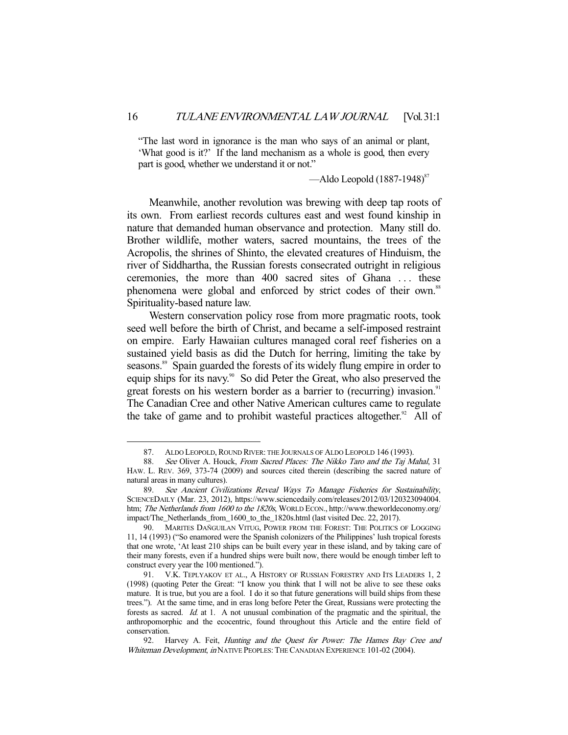> "The last word in ignorance is the man who says of an animal or plant, 'What good is it?' If the land mechanism as a whole is good, then every part is good, whether we understand it or not."
>
> —Aldo Leopold (1887-1948)[87]

Meanwhile, another revolution was brewing with deep tap roots of its own. From earliest records cultures east and west found kinship in nature that demanded human observance and protection. Many still do. Brother wildlife, mother waters, sacred mountains, the trees of the Acropolis, the shrines of Shinto, the elevated creatures of Hinduism, the river of Siddhartha, the Russian forests consecrated outright in religious ceremonies, the more than 400 sacred sites of Ghana . . . these phenomena were global and enforced by strict codes of their own.[88] Spirituality-based nature law.

Western conservation policy rose from more pragmatic roots, took seed well before the birth of Christ, and became a self-imposed restraint on empire. Early Hawaiian cultures managed coral reef fisheries on a sustained yield basis as did the Dutch for herring, limiting the take by seasons.[89] Spain guarded the forests of its widely flung empire in order to equip ships for its navy.[90] So did Peter the Great, who also preserved the great forests on his western border as a barrier to (recurring) invasion.[91] The Canadian Cree and other Native American cultures came to regulate the take of game and to prohibit wasteful practices altogether.[92] All of

---

87. ALDO LEOPOLD, ROUND RIVER: THE JOURNALS OF ALDO LEOPOLD 146 (1993).

88. *See* Oliver A. Houck, *From Sacred Places: The Nikko Taro and the Taj Mahal*, 31 HAW. L. REV. 369, 373-74 (2009) and sources cited therein (describing the sacred nature of natural areas in many cultures).

89. *See Ancient Civilizations Reveal Ways To Manage Fisheries for Sustainability*, SCIENCEDAILY (Mar. 23, 2012), https://www.sciencedaily.com/releases/2012/03/120323094004.htm; *The Netherlands from 1600 to the 1820s*, WORLD ECON., http://www.theworldeconomy.org/impact/The_Netherlands_from_1600_to_the_1820s.html (last visited Dec. 22, 2017).

90. MARITES DAÑGUILAN VITUG, POWER FROM THE FOREST: THE POLITICS OF LOGGING 11, 14 (1993) ("So enamored were the Spanish colonizers of the Philippines' lush tropical forests that one wrote, 'At least 210 ships can be built every year in these island, and by taking care of their many forests, even if a hundred ships were built now, there would be enough timber left to construct every year the 100 mentioned.").

91. V.K. TEPLYAKOV ET AL., A HISTORY OF RUSSIAN FORESTRY AND ITS LEADERS 1, 2 (1998) (quoting Peter the Great: "I know you think that I will not be alive to see these oaks mature. It is true, but you are a fool. I do it so that future generations will build ships from these trees."). At the same time, and in eras long before Peter the Great, Russians were protecting the forests as sacred. *Id.* at 1. A not unusual combination of the pragmatic and the spiritual, the anthropomorphic and the ecocentric, found throughout this Article and the entire field of conservation.

92. Harvey A. Feit, *Hunting and the Quest for Power: The Hames Bay Cree and Whiteman Development*, *in* NATIVE PEOPLES: THE CANADIAN EXPERIENCE 101-02 (2004).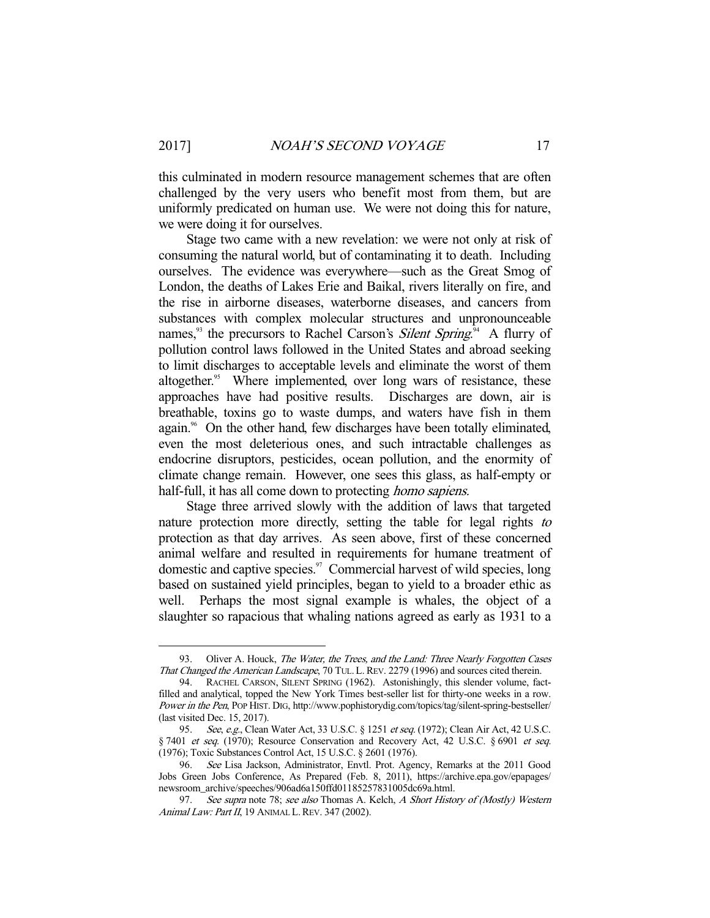this culminated in modern resource management schemes that are often challenged by the very users who benefit most from them, but are uniformly predicated on human use. We were not doing this for nature, we were doing it for ourselves.

Stage two came with a new revelation: we were not only at risk of consuming the natural world, but of contaminating it to death. Including ourselves. The evidence was everywhere—such as the Great Smog of London, the deaths of Lakes Erie and Baikal, rivers literally on fire, and the rise in airborne diseases, waterborne diseases, and cancers from substances with complex molecular structures and unpronounceable names,[93] the precursors to Rachel Carson's *Silent Spring*.[94] A flurry of pollution control laws followed in the United States and abroad seeking to limit discharges to acceptable levels and eliminate the worst of them altogether.[95] Where implemented, over long wars of resistance, these approaches have had positive results. Discharges are down, air is breathable, toxins go to waste dumps, and waters have fish in them again.[96] On the other hand, few discharges have been totally eliminated, even the most deleterious ones, and such intractable challenges as endocrine disruptors, pesticides, ocean pollution, and the enormity of climate change remain. However, one sees this glass, as half-empty or half-full, it has all come down to protecting *homo sapiens*.

Stage three arrived slowly with the addition of laws that targeted nature protection more directly, setting the table for legal rights *to* protection as that day arrives. As seen above, first of these concerned animal welfare and resulted in requirements for humane treatment of domestic and captive species.[97] Commercial harvest of wild species, long based on sustained yield principles, began to yield to a broader ethic as well. Perhaps the most signal example is whales, the object of a slaughter so rapacious that whaling nations agreed as early as 1931 to a

---

93. Oliver A. Houck, *The Water, the Trees, and the Land: Three Nearly Forgotten Cases That Changed the American Landscape*, 70 TUL. L. REV. 2279 (1996) and sources cited therein.

94. RACHEL CARSON, SILENT SPRING (1962). Astonishingly, this slender volume, fact-filled and analytical, topped the New York Times best-seller list for thirty-one weeks in a row. *Power in the Pen*, POP HIST. DIG, http://www.pophistorydig.com/topics/tag/silent-spring-bestseller/ (last visited Dec. 15, 2017).

95. *See*, *e.g.*, Clean Water Act, 33 U.S.C. § 1251 *et seq.* (1972); Clean Air Act, 42 U.S.C. § 7401 *et seq.* (1970); Resource Conservation and Recovery Act, 42 U.S.C. § 6901 *et seq.* (1976); Toxic Substances Control Act, 15 U.S.C. § 2601 (1976).

96. *See* Lisa Jackson, Administrator, Envtl. Prot. Agency, Remarks at the 2011 Good Jobs Green Jobs Conference, As Prepared (Feb. 8, 2011), https://archive.epa.gov/epapages/newsroom_archive/speeches/906ad6a150ffd01185257831005dc69a.html.

97. *See supra* note 78; *see also* Thomas A. Kelch, *A Short History of (Mostly) Western Animal Law: Part II*, 19 ANIMAL L. REV. 347 (2002).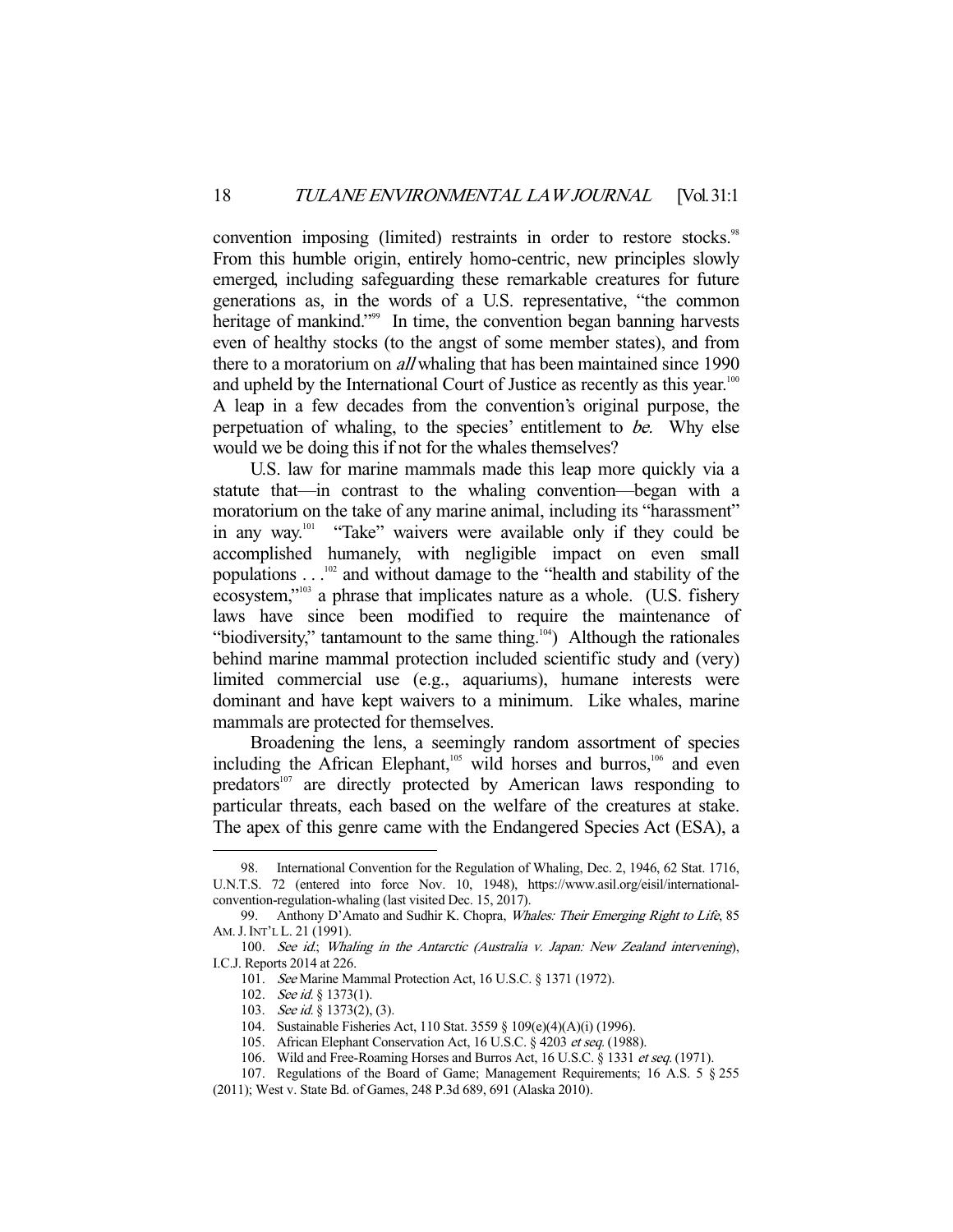convention imposing (limited) restraints in order to restore stocks.[98] From this humble origin, entirely homo-centric, new principles slowly emerged, including safeguarding these remarkable creatures for future generations as, in the words of a U.S. representative, "the common heritage of mankind."[99] In time, the convention began banning harvests even of healthy stocks (to the angst of some member states), and from there to a moratorium on *all* whaling that has been maintained since 1990 and upheld by the International Court of Justice as recently as this year.[100] A leap in a few decades from the convention's original purpose, the perpetuation of whaling, to the species' entitlement to *be*. Why else would we be doing this if not for the whales themselves?

U.S. law for marine mammals made this leap more quickly via a statute that—in contrast to the whaling convention—began with a moratorium on the take of any marine animal, including its "harassment" in any way.[101] "Take" waivers were available only if they could be accomplished humanely, with negligible impact on even small populations . . .[102] and without damage to the "health and stability of the ecosystem,"[103] a phrase that implicates nature as a whole. (U.S. fishery laws have since been modified to require the maintenance of "biodiversity," tantamount to the same thing.[104]) Although the rationales behind marine mammal protection included scientific study and (very) limited commercial use (e.g., aquariums), humane interests were dominant and have kept waivers to a minimum. Like whales, marine mammals are protected for themselves.

Broadening the lens, a seemingly random assortment of species including the African Elephant,[105] wild horses and burros,[106] and even predators[107] are directly protected by American laws responding to particular threats, each based on the welfare of the creatures at stake. The apex of this genre came with the Endangered Species Act (ESA), a

---

98. International Convention for the Regulation of Whaling, Dec. 2, 1946, 62 Stat. 1716, U.N.T.S. 72 (entered into force Nov. 10, 1948), https://www.asil.org/eisil/international-convention-regulation-whaling (last visited Dec. 15, 2017).

99. Anthony D'Amato and Sudhir K. Chopra, *Whales: Their Emerging Right to Life*, 85 AM. J. INT'L L. 21 (1991).

100. *See id.*; *Whaling in the Antarctic (Australia v. Japan: New Zealand intervening)*, I.C.J. Reports 2014 at 226.

101. *See* Marine Mammal Protection Act, 16 U.S.C. § 1371 (1972).

102. *See id.* § 1373(1).

103. *See id.* § 1373(2), (3).

104. Sustainable Fisheries Act, 110 Stat. 3559 § 109(e)(4)(A)(i) (1996).

105. African Elephant Conservation Act, 16 U.S.C. § 4203 *et seq.* (1988).

106. Wild and Free-Roaming Horses and Burros Act, 16 U.S.C. § 1331 *et seq.* (1971).

107. Regulations of the Board of Game; Management Requirements; 16 A.S. 5 § 255 (2011); West v. State Bd. of Games, 248 P.3d 689, 691 (Alaska 2010).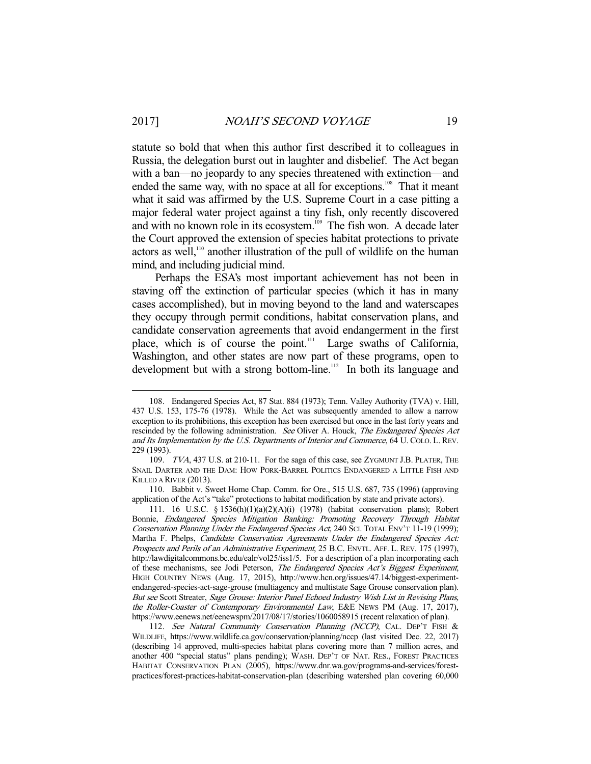statute so bold that when this author first described it to colleagues in Russia, the delegation burst out in laughter and disbelief. The Act began with a ban—no jeopardy to any species threatened with extinction—and ended the same way, with no space at all for exceptions.[108] That it meant what it said was affirmed by the U.S. Supreme Court in a case pitting a major federal water project against a tiny fish, only recently discovered and with no known role in its ecosystem.[109] The fish won. A decade later the Court approved the extension of species habitat protections to private actors as well,[110] another illustration of the pull of wildlife on the human mind, and including judicial mind.

Perhaps the ESA's most important achievement has not been in staving off the extinction of particular species (which it has in many cases accomplished), but in moving beyond to the land and waterscapes they occupy through permit conditions, habitat conservation plans, and candidate conservation agreements that avoid endangerment in the first place, which is of course the point.[111] Large swaths of California, Washington, and other states are now part of these programs, open to development but with a strong bottom-line.[112] In both its language and

---

108. Endangered Species Act, 87 Stat. 884 (1973); Tenn. Valley Authority (TVA) v. Hill, 437 U.S. 153, 175-76 (1978). While the Act was subsequently amended to allow a narrow exception to its prohibitions, this exception has been exercised but once in the last forty years and rescinded by the following administration. *See* Oliver A. Houck, *The Endangered Species Act and Its Implementation by the U.S. Departments of Interior and Commerce*, 64 U. COLO. L. REV. 229 (1993).

109. *TVA*, 437 U.S. at 210-11. For the saga of this case, see ZYGMUNT J.B. PLATER, THE SNAIL DARTER AND THE DAM: HOW PORK-BARREL POLITICS ENDANGERED A LITTLE FISH AND KILLED A RIVER (2013).

110. Babbit v. Sweet Home Chap. Comm. for Ore., 515 U.S. 687, 735 (1996) (approving application of the Act's "take" protections to habitat modification by state and private actors).

111. 16 U.S.C. § 1536(h)(1)(a)(2)(A)(i) (1978) (habitat conservation plans); Robert Bonnie, *Endangered Species Mitigation Banking: Promoting Recovery Through Habitat Conservation Planning Under the Endangered Species Act*, 240 SCI. TOTAL ENV'T 11-19 (1999); Martha F. Phelps, *Candidate Conservation Agreements Under the Endangered Species Act: Prospects and Perils of an Administrative Experiment*, 25 B.C. ENVTL. AFF. L. REV. 175 (1997), http://lawdigitalcommons.bc.edu/ealr/vol25/iss1/5. For a description of a plan incorporating each of these mechanisms, see Jodi Peterson, *The Endangered Species Act's Biggest Experiment*, HIGH COUNTRY NEWS (Aug. 17, 2015), http://www.hcn.org/issues/47.14/biggest-experiment-endangered-species-act-sage-grouse (multiagency and multistate Sage Grouse conservation plan). *But see* Scott Streater, *Sage Grouse: Interior Panel Echoed Industry Wish List in Revising Plans, the Roller-Coaster of Contemporary Environmental Law*, E&E NEWS PM (Aug. 17, 2017), https://www.eenews.net/eenewspm/2017/08/17/stories/1060058915 (recent relaxation of plan).

112. *See Natural Community Conservation Planning (NCCP)*, CAL. DEP'T FISH & WILDLIFE, https://www.wildlife.ca.gov/conservation/planning/nccp (last visited Dec. 22, 2017) (describing 14 approved, multi-species habitat plans covering more than 7 million acres, and another 400 "special status" plans pending); WASH. DEP'T OF NAT. RES., FOREST PRACTICES HABITAT CONSERVATION PLAN (2005), https://www.dnr.wa.gov/programs-and-services/forest-practices/forest-practices-habitat-conservation-plan (describing watershed plan covering 60,000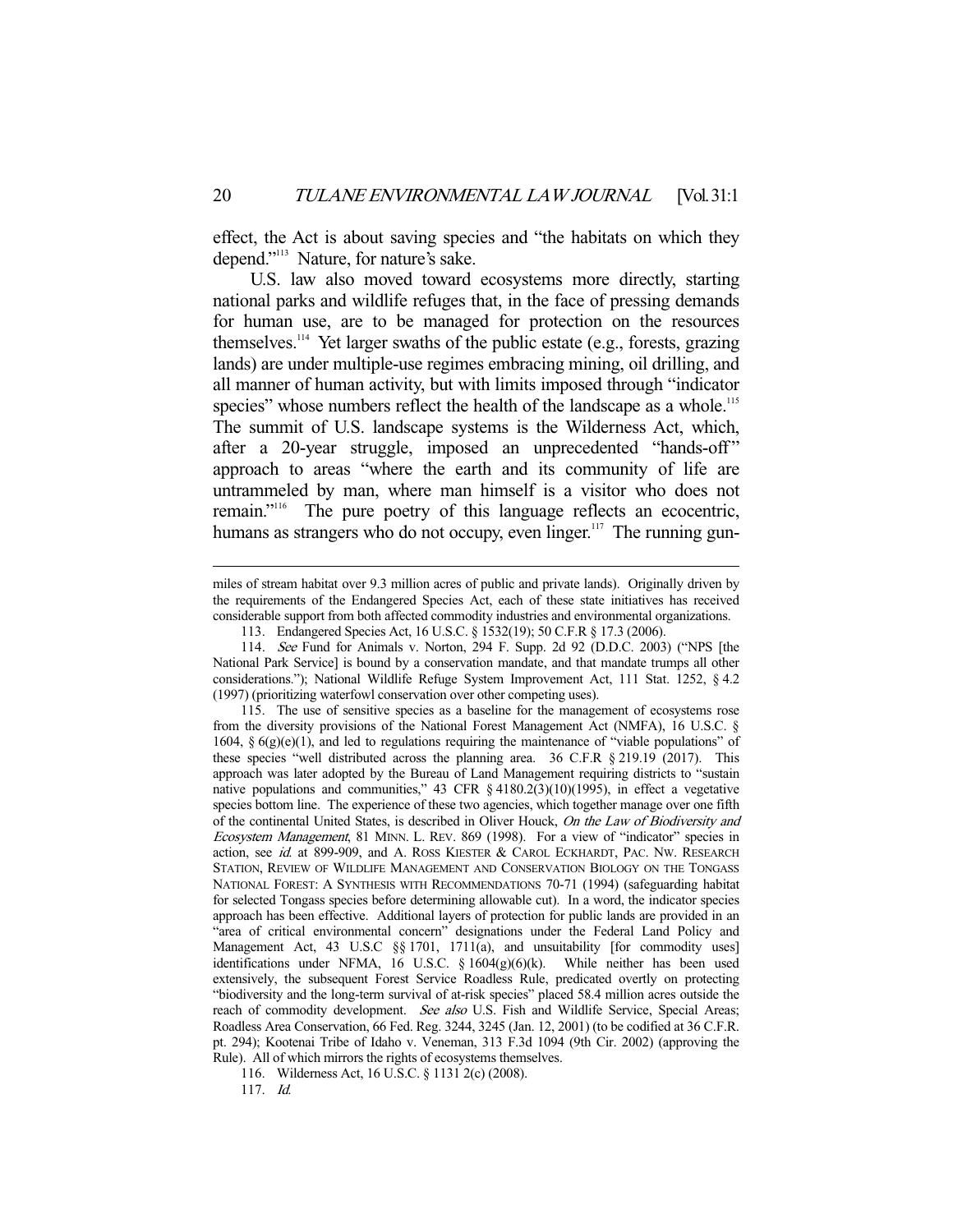effect, the Act is about saving species and "the habitats on which they depend."[113] Nature, for nature's sake.

U.S. law also moved toward ecosystems more directly, starting national parks and wildlife refuges that, in the face of pressing demands for human use, are to be managed for protection on the resources themselves.[114] Yet larger swaths of the public estate (e.g., forests, grazing lands) are under multiple-use regimes embracing mining, oil drilling, and all manner of human activity, but with limits imposed through "indicator species" whose numbers reflect the health of the landscape as a whole.[115] The summit of U.S. landscape systems is the Wilderness Act, which, after a 20-year struggle, imposed an unprecedented "hands-off" approach to areas "where the earth and its community of life are untrammeled by man, where man himself is a visitor who does not remain."[116] The pure poetry of this language reflects an ecocentric, humans as strangers who do not occupy, even linger.[117] The running gun-

---

miles of stream habitat over 9.3 million acres of public and private lands). Originally driven by the requirements of the Endangered Species Act, each of these state initiatives has received considerable support from both affected commodity industries and environmental organizations.

113. Endangered Species Act, 16 U.S.C. § 1532(19); 50 C.F.R § 17.3 (2006).

114. *See* Fund for Animals v. Norton, 294 F. Supp. 2d 92 (D.D.C. 2003) ("NPS [the National Park Service] is bound by a conservation mandate, and that mandate trumps all other considerations."); National Wildlife Refuge System Improvement Act, 111 Stat. 1252, § 4.2 (1997) (prioritizing waterfowl conservation over other competing uses).

115. The use of sensitive species as a baseline for the management of ecosystems rose from the diversity provisions of the National Forest Management Act (NMFA), 16 U.S.C. § 1604, § 6(g)(e)(1), and led to regulations requiring the maintenance of "viable populations" of these species "well distributed across the planning area. 36 C.F.R § 219.19 (2017). This approach was later adopted by the Bureau of Land Management requiring districts to "sustain native populations and communities," 43 CFR § 4180.2(3)(10)(1995), in effect a vegetative species bottom line. The experience of these two agencies, which together manage over one fifth of the continental United States, is described in Oliver Houck, *On the Law of Biodiversity and Ecosystem Management*, 81 MINN. L. REV. 869 (1998). For a view of "indicator" species in action, see *id.* at 899-909, and A. ROSS KIESTER & CAROL ECKHARDT, PAC. NW. RESEARCH STATION, REVIEW OF WILDLIFE MANAGEMENT AND CONSERVATION BIOLOGY ON THE TONGASS NATIONAL FOREST: A SYNTHESIS WITH RECOMMENDATIONS 70-71 (1994) (safeguarding habitat for selected Tongass species before determining allowable cut). In a word, the indicator species approach has been effective. Additional layers of protection for public lands are provided in an "area of critical environmental concern" designations under the Federal Land Policy and Management Act, 43 U.S.C §§ 1701, 1711(a), and unsuitability [for commodity uses] identifications under NFMA, 16 U.S.C. § 1604(g)(6)(k). While neither has been used extensively, the subsequent Forest Service Roadless Rule, predicated overtly on protecting "biodiversity and the long-term survival of at-risk species" placed 58.4 million acres outside the reach of commodity development. *See also* U.S. Fish and Wildlife Service, Special Areas; Roadless Area Conservation, 66 Fed. Reg. 3244, 3245 (Jan. 12, 2001) (to be codified at 36 C.F.R. pt. 294); Kootenai Tribe of Idaho v. Veneman, 313 F.3d 1094 (9th Cir. 2002) (approving the Rule). All of which mirrors the rights of ecosystems themselves.

116. Wilderness Act, 16 U.S.C. § 1131 2(c) (2008).

117. *Id.*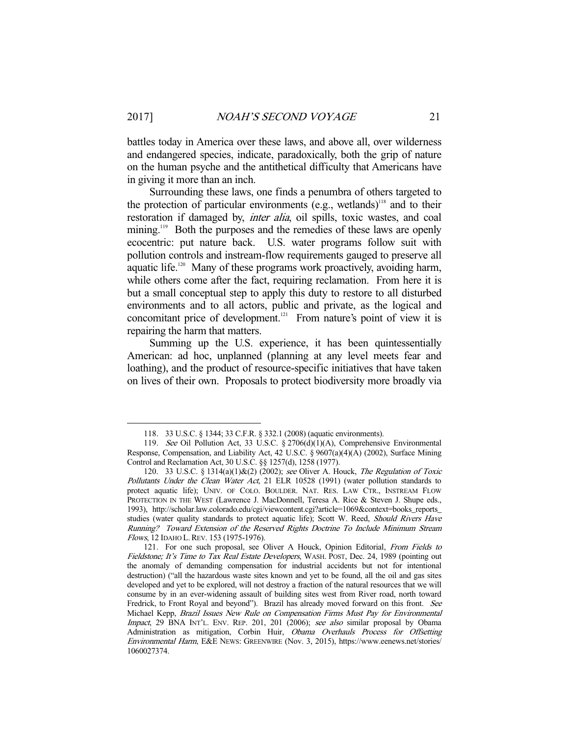battles today in America over these laws, and above all, over wilderness and endangered species, indicate, paradoxically, both the grip of nature on the human psyche and the antithetical difficulty that Americans have in giving it more than an inch.

Surrounding these laws, one finds a penumbra of others targeted to the protection of particular environments (e.g., wetlands)[118] and to their restoration if damaged by, *inter alia*, oil spills, toxic wastes, and coal mining.[119] Both the purposes and the remedies of these laws are openly ecocentric: put nature back. U.S. water programs follow suit with pollution controls and instream-flow requirements gauged to preserve all aquatic life.[120] Many of these programs work proactively, avoiding harm, while others come after the fact, requiring reclamation. From here it is but a small conceptual step to apply this duty to restore to all disturbed environments and to all actors, public and private, as the logical and concomitant price of development.[121] From nature's point of view it is repairing the harm that matters.

Summing up the U.S. experience, it has been quintessentially American: ad hoc, unplanned (planning at any level meets fear and loathing), and the product of resource-specific initiatives that have taken on lives of their own. Proposals to protect biodiversity more broadly via

---

118. 33 U.S.C. § 1344; 33 C.F.R. § 332.1 (2008) (aquatic environments).

119. *See* Oil Pollution Act, 33 U.S.C. § 2706(d)(1)(A), Comprehensive Environmental Response, Compensation, and Liability Act, 42 U.S.C. § 9607(a)(4)(A) (2002), Surface Mining Control and Reclamation Act, 30 U.S.C. §§ 1257(d), 1258 (1977).

120. 33 U.S.C. § 1314(a)(1)&(2) (2002); *see* Oliver A. Houck, *The Regulation of Toxic Pollutants Under the Clean Water Act*, 21 ELR 10528 (1991) (water pollution standards to protect aquatic life); UNIV. OF COLO. BOULDER. NAT. RES. LAW CTR., INSTREAM FLOW PROTECTION IN THE WEST (Lawrence J. MacDonnell, Teresa A. Rice & Steven J. Shupe eds., 1993), http://scholar.law.colorado.edu/cgi/viewcontent.cgi?article=1069&context=books_reports_studies (water quality standards to protect aquatic life); Scott W. Reed, *Should Rivers Have Running? Toward Extension of the Reserved Rights Doctrine To Include Minimum Stream Flows*, 12 IDAHO L. REV. 153 (1975-1976).

121. For one such proposal, see Oliver A Houck, Opinion Editorial, *From Fields to Fieldstone; It's Time to Tax Real Estate Developers*, WASH. POST, Dec. 24, 1989 (pointing out the anomaly of demanding compensation for industrial accidents but not for intentional destruction) ("all the hazardous waste sites known and yet to be found, all the oil and gas sites developed and yet to be explored, will not destroy a fraction of the natural resources that we will consume by in an ever-widening assault of building sites west from River road, north toward Fredrick, to Front Royal and beyond"). Brazil has already moved forward on this front. *See* Michael Kepp, *Brazil Issues New Rule on Compensation Firms Must Pay for Environmental Impact*, 29 BNA INT'L. ENV. REP. 201, 201 (2006); *see also* similar proposal by Obama Administration as mitigation, Corbin Huir, *Obama Overhauls Process for Offsetting Environmental Harm*, E&E NEWS: GREENWIRE (Nov. 3, 2015), https://www.eenews.net/stories/1060027374.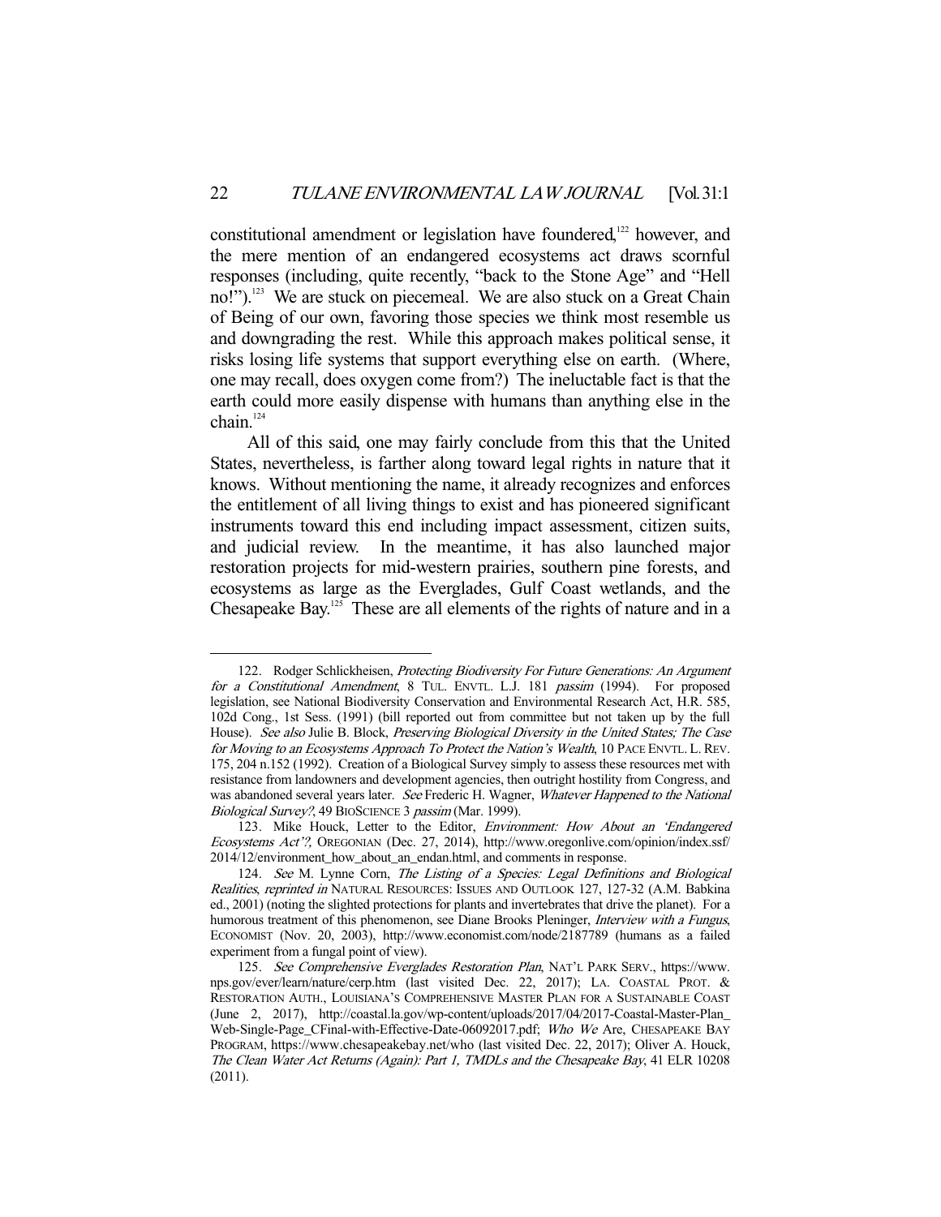constitutional amendment or legislation have foundered,[122] however, and the mere mention of an endangered ecosystems act draws scornful responses (including, quite recently, "back to the Stone Age" and "Hell no!").[123] We are stuck on piecemeal. We are also stuck on a Great Chain of Being of our own, favoring those species we think most resemble us and downgrading the rest. While this approach makes political sense, it risks losing life systems that support everything else on earth. (Where, one may recall, does oxygen come from?) The ineluctable fact is that the earth could more easily dispense with humans than anything else in the chain.[124]

All of this said, one may fairly conclude from this that the United States, nevertheless, is farther along toward legal rights in nature that it knows. Without mentioning the name, it already recognizes and enforces the entitlement of all living things to exist and has pioneered significant instruments toward this end including impact assessment, citizen suits, and judicial review. In the meantime, it has also launched major restoration projects for mid-western prairies, southern pine forests, and ecosystems as large as the Everglades, Gulf Coast wetlands, and the Chesapeake Bay.[125] These are all elements of the rights of nature and in a

---

122. Rodger Schlickheisen, *Protecting Biodiversity For Future Generations: An Argument for a Constitutional Amendment*, 8 TUL. ENVTL. L.J. 181 *passim* (1994). For proposed legislation, see National Biodiversity Conservation and Environmental Research Act, H.R. 585, 102d Cong., 1st Sess. (1991) (bill reported out from committee but not taken up by the full House). *See also* Julie B. Block, *Preserving Biological Diversity in the United States; The Case for Moving to an Ecosystems Approach To Protect the Nation's Wealth*, 10 PACE ENVTL. L. REV. 175, 204 n.152 (1992). Creation of a Biological Survey simply to assess these resources met with resistance from landowners and development agencies, then outright hostility from Congress, and was abandoned several years later. *See* Frederic H. Wagner, *Whatever Happened to the National Biological Survey?*, 49 BIOSCIENCE 3 *passim* (Mar. 1999).

123. Mike Houck, Letter to the Editor, *Environment: How About an 'Endangered Ecosystems Act'?*, OREGONIAN (Dec. 27, 2014), http://www.oregonlive.com/opinion/index.ssf/2014/12/environment_how_about_an_endan.html, and comments in response.

124. *See* M. Lynne Corn, *The Listing of a Species: Legal Definitions and Biological Realities*, *reprinted in* NATURAL RESOURCES: ISSUES AND OUTLOOK 127, 127-32 (A.M. Babkina ed., 2001) (noting the slighted protections for plants and invertebrates that drive the planet). For a humorous treatment of this phenomenon, see Diane Brooks Pleninger, *Interview with a Fungus*, ECONOMIST (Nov. 20, 2003), http://www.economist.com/node/2187789 (humans as a failed experiment from a fungal point of view).

125. *See Comprehensive Everglades Restoration Plan*, NAT'L PARK SERV., https://www.nps.gov/ever/learn/nature/cerp.htm (last visited Dec. 22, 2017); LA. COASTAL PROT. & RESTORATION AUTH., LOUISIANA'S COMPREHENSIVE MASTER PLAN FOR A SUSTAINABLE COAST (June 2, 2017), http://coastal.la.gov/wp-content/uploads/2017/04/2017-Coastal-Master-Plan_Web-Single-Page_CFinal-with-Effective-Date-06092017.pdf; *Who We Are*, CHESAPEAKE BAY PROGRAM, https://www.chesapeakebay.net/who (last visited Dec. 22, 2017); Oliver A. Houck, *The Clean Water Act Returns (Again): Part 1, TMDLs and the Chesapeake Bay*, 41 ELR 10208 (2011).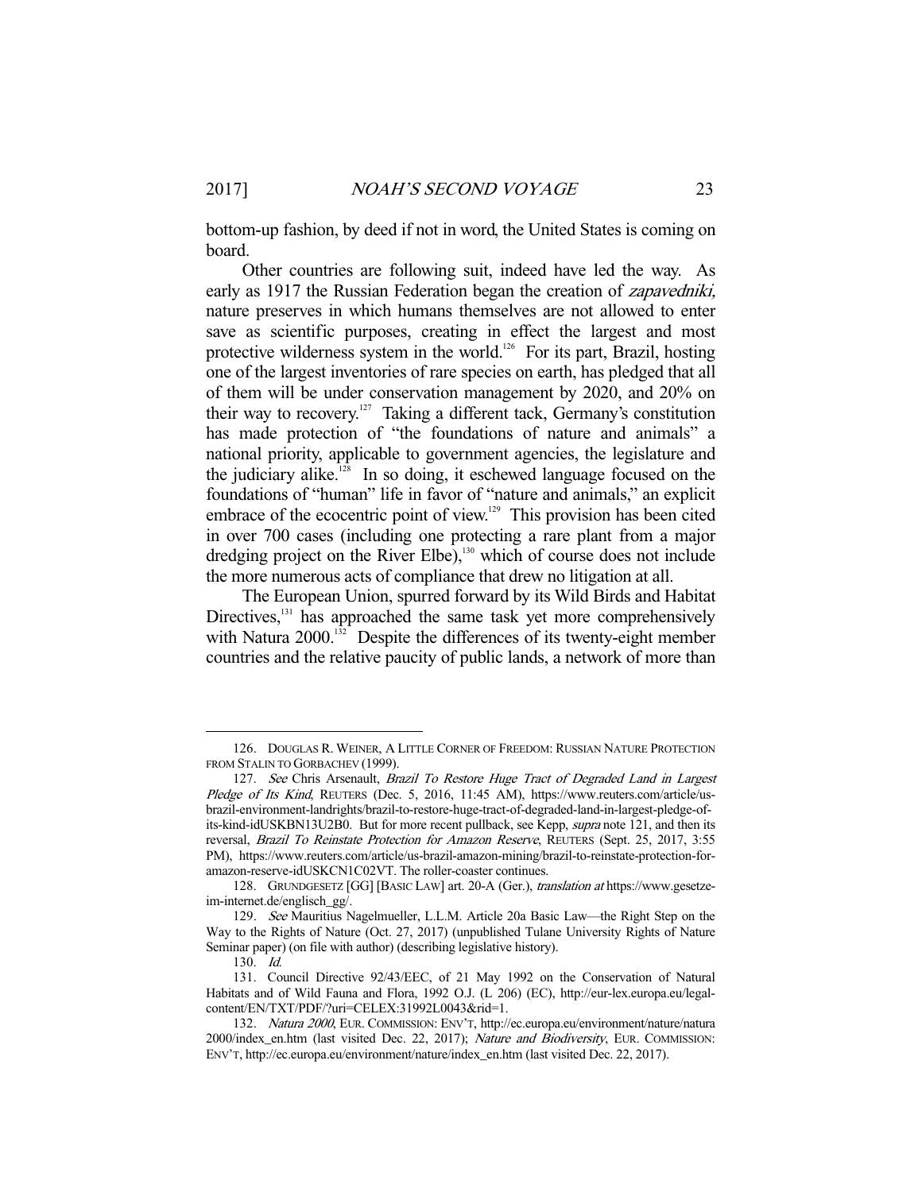bottom-up fashion, by deed if not in word, the United States is coming on board.

Other countries are following suit, indeed have led the way. As early as 1917 the Russian Federation began the creation of *zapavedniki,* nature preserves in which humans themselves are not allowed to enter save as scientific purposes, creating in effect the largest and most protective wilderness system in the world.[126] For its part, Brazil, hosting one of the largest inventories of rare species on earth, has pledged that all of them will be under conservation management by 2020, and 20% on their way to recovery.[127] Taking a different tack, Germany's constitution has made protection of "the foundations of nature and animals" a national priority, applicable to government agencies, the legislature and the judiciary alike.[128] In so doing, it eschewed language focused on the foundations of "human" life in favor of "nature and animals," an explicit embrace of the ecocentric point of view.[129] This provision has been cited in over 700 cases (including one protecting a rare plant from a major dredging project on the River Elbe),[130] which of course does not include the more numerous acts of compliance that drew no litigation at all.

The European Union, spurred forward by its Wild Birds and Habitat Directives,[131] has approached the same task yet more comprehensively with Natura 2000.[132] Despite the differences of its twenty-eight member countries and the relative paucity of public lands, a network of more than

---

126. DOUGLAS R. WEINER, A LITTLE CORNER OF FREEDOM: RUSSIAN NATURE PROTECTION FROM STALIN TO GORBACHEV (1999).

127. *See* Chris Arsenault, *Brazil To Restore Huge Tract of Degraded Land in Largest Pledge of Its Kind*, REUTERS (Dec. 5, 2016, 11:45 AM), https://www.reuters.com/article/us-brazil-environment-landrights/brazil-to-restore-huge-tract-of-degraded-land-in-largest-pledge-of-its-kind-idUSKBN13U2B0. But for more recent pullback, see Kepp, *supra* note 121, and then its reversal, *Brazil To Reinstate Protection for Amazon Reserve*, REUTERS (Sept. 25, 2017, 3:55 PM), https://www.reuters.com/article/us-brazil-amazon-mining/brazil-to-reinstate-protection-for-amazon-reserve-idUSKCN1C02VT. The roller-coaster continues.

128. GRUNDGESETZ [GG] [BASIC LAW] art. 20-A (Ger.), *translation at* https://www.gesetze-im-internet.de/englisch_gg/.

129. *See* Mauritius Nagelmueller, L.L.M. Article 20a Basic Law—the Right Step on the Way to the Rights of Nature (Oct. 27, 2017) (unpublished Tulane University Rights of Nature Seminar paper) (on file with author) (describing legislative history).

130. *Id.*

131. Council Directive 92/43/EEC, of 21 May 1992 on the Conservation of Natural Habitats and of Wild Fauna and Flora, 1992 O.J. (L 206) (EC), http://eur-lex.europa.eu/legal-content/EN/TXT/PDF/?uri=CELEX:31992L0043&rid=1.

132. *Natura 2000*, EUR. COMMISSION: ENV'T, http://ec.europa.eu/environment/nature/natura2000/index_en.htm (last visited Dec. 22, 2017); *Nature and Biodiversity*, EUR. COMMISSION: ENV'T, http://ec.europa.eu/environment/nature/index_en.htm (last visited Dec. 22, 2017).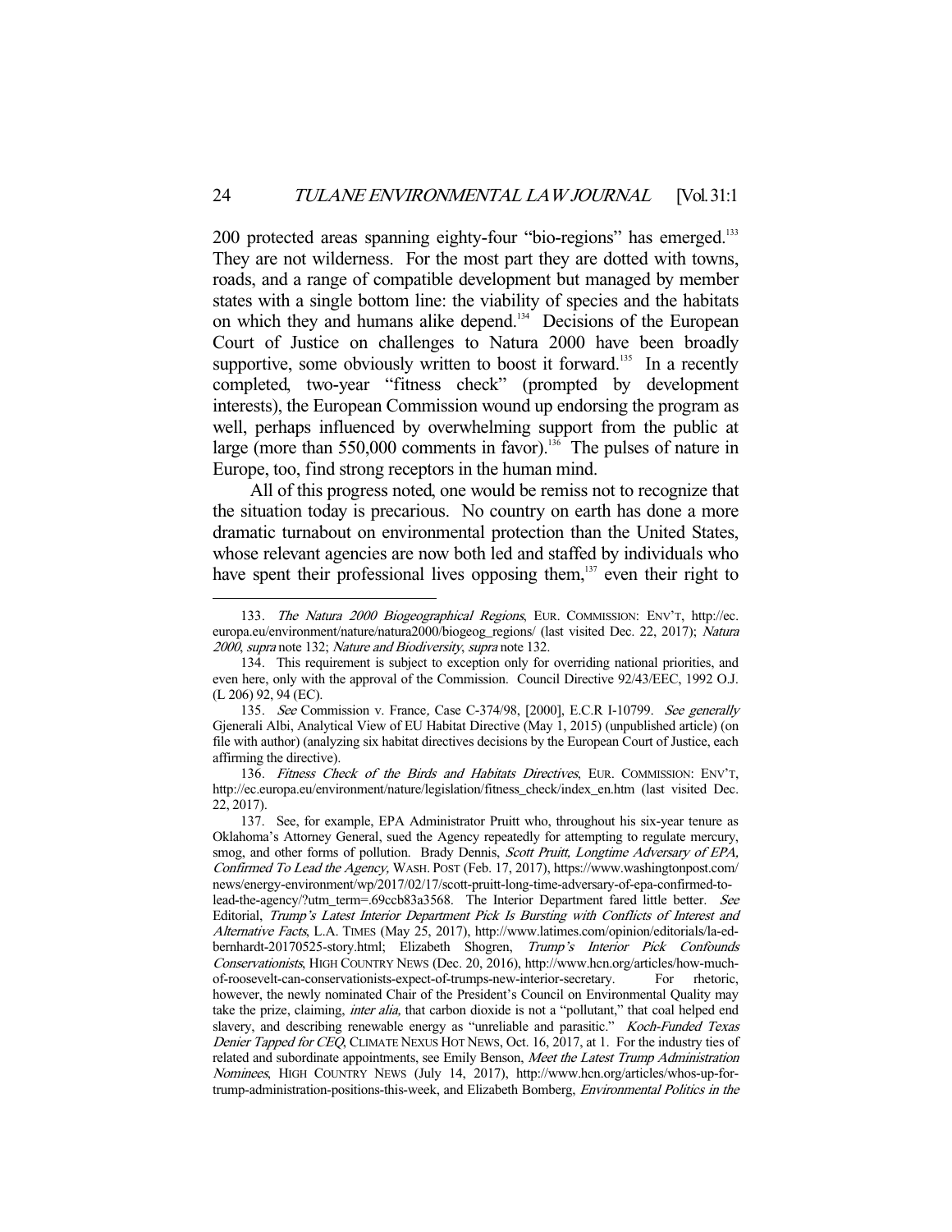200 protected areas spanning eighty-four "bio-regions" has emerged.[133] They are not wilderness. For the most part they are dotted with towns, roads, and a range of compatible development but managed by member states with a single bottom line: the viability of species and the habitats on which they and humans alike depend.[134] Decisions of the European Court of Justice on challenges to Natura 2000 have been broadly supportive, some obviously written to boost it forward.[135] In a recently completed, two-year "fitness check" (prompted by development interests), the European Commission wound up endorsing the program as well, perhaps influenced by overwhelming support from the public at large (more than 550,000 comments in favor).[136] The pulses of nature in Europe, too, find strong receptors in the human mind.

All of this progress noted, one would be remiss not to recognize that the situation today is precarious. No country on earth has done a more dramatic turnabout on environmental protection than the United States, whose relevant agencies are now both led and staffed by individuals who have spent their professional lives opposing them,[137] even their right to

---

133. *The Natura 2000 Biogeographical Regions*, EUR. COMMISSION: ENV'T, http://ec.europa.eu/environment/nature/natura2000/biogeog_regions/ (last visited Dec. 22, 2017); *Natura 2000*, *supra* note 132; *Nature and Biodiversity*, *supra* note 132.

134. This requirement is subject to exception only for overriding national priorities, and even here, only with the approval of the Commission. Council Directive 92/43/EEC, 1992 O.J. (L 206) 92, 94 (EC).

135. *See* Commission v. France, Case C-374/98, [2000], E.C.R I-10799. *See generally* Gjenerali Albi, Analytical View of EU Habitat Directive (May 1, 2015) (unpublished article) (on file with author) (analyzing six habitat directives decisions by the European Court of Justice, each affirming the directive).

136. *Fitness Check of the Birds and Habitats Directives*, EUR. COMMISSION: ENV'T, http://ec.europa.eu/environment/nature/legislation/fitness_check/index_en.htm (last visited Dec. 22, 2017).

137. See, for example, EPA Administrator Pruitt who, throughout his six-year tenure as Oklahoma's Attorney General, sued the Agency repeatedly for attempting to regulate mercury, smog, and other forms of pollution. Brady Dennis, *Scott Pruitt, Longtime Adversary of EPA, Confirmed To Lead the Agency*, WASH. POST (Feb. 17, 2017), https://www.washingtonpost.com/news/energy-environment/wp/2017/02/17/scott-pruitt-long-time-adversary-of-epa-confirmed-to-lead-the-agency/?utm_term=.69ccb83a3568. The Interior Department fared little better. *See* Editorial, *Trump's Latest Interior Department Pick Is Bursting with Conflicts of Interest and Alternative Facts*, L.A. TIMES (May 25, 2017), http://www.latimes.com/opinion/editorials/la-ed-bernhardt-20170525-story.html; Elizabeth Shogren, *Trump's Interior Pick Confounds Conservationists*, HIGH COUNTRY NEWS (Dec. 20, 2016), http://www.hcn.org/articles/how-much-of-roosevelt-can-conservationists-expect-of-trumps-new-interior-secretary. For rhetoric, however, the newly nominated Chair of the President's Council on Environmental Quality may take the prize, claiming, *inter alia*, that carbon dioxide is not a "pollutant," that coal helped end slavery, and describing renewable energy as "unreliable and parasitic." *Koch-Funded Texas Denier Tapped for CEQ*, CLIMATE NEXUS HOT NEWS, Oct. 16, 2017, at 1. For the industry ties of related and subordinate appointments, see Emily Benson, *Meet the Latest Trump Administration Nominees*, HIGH COUNTRY NEWS (July 14, 2017), http://www.hcn.org/articles/whos-up-for-trump-administration-positions-this-week, and Elizabeth Bomberg, *Environmental Politics in the*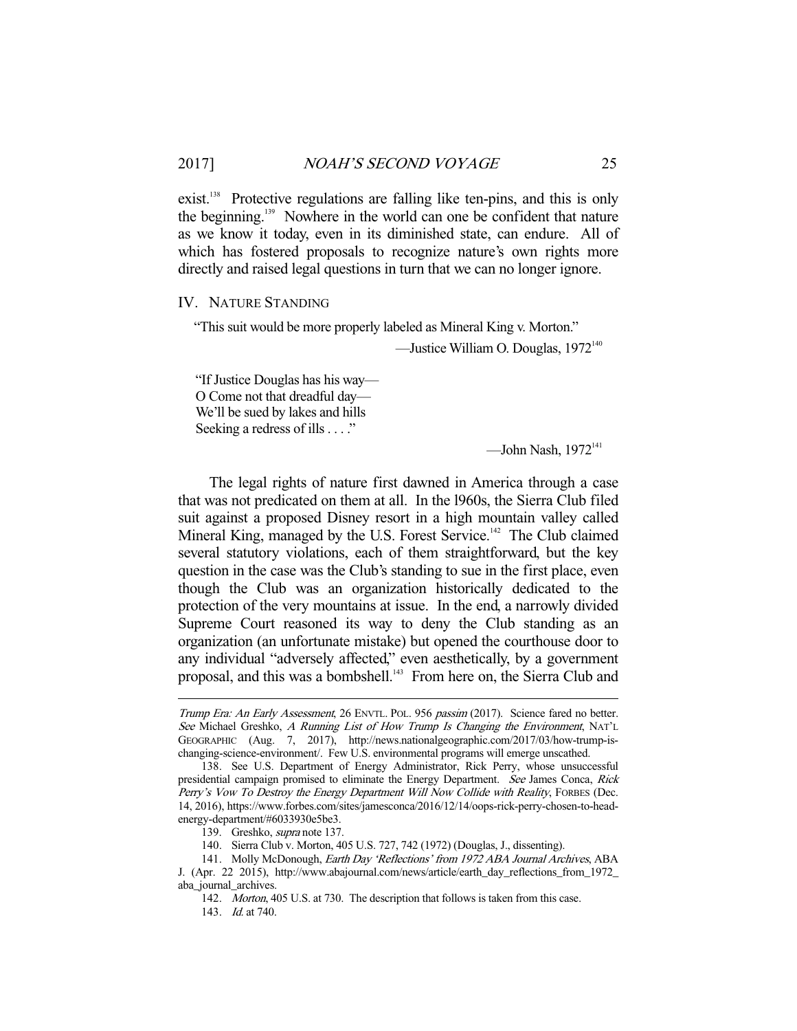exist.[138] Protective regulations are falling like ten-pins, and this is only the beginning.[139] Nowhere in the world can one be confident that nature as we know it today, even in its diminished state, can endure. All of which has fostered proposals to recognize nature's own rights more directly and raised legal questions in turn that we can no longer ignore.

## IV. NATURE STANDING

"This suit would be more properly labeled as Mineral King v. Morton."

—Justice William O. Douglas, 1972[140]

"If Justice Douglas has his way—
O Come not that dreadful day—
We'll be sued by lakes and hills
Seeking a redress of ills . . . ."

—John Nash, 1972[141]

The legal rights of nature first dawned in America through a case that was not predicated on them at all. In the l960s, the Sierra Club filed suit against a proposed Disney resort in a high mountain valley called Mineral King, managed by the U.S. Forest Service.[142] The Club claimed several statutory violations, each of them straightforward, but the key question in the case was the Club's standing to sue in the first place, even though the Club was an organization historically dedicated to the protection of the very mountains at issue. In the end, a narrowly divided Supreme Court reasoned its way to deny the Club standing as an organization (an unfortunate mistake) but opened the courthouse door to any individual "adversely affected," even aesthetically, by a government proposal, and this was a bombshell.[143] From here on, the Sierra Club and

---

*Trump Era: An Early Assessment*, 26 ENVTL. POL. 956 *passim* (2017). Science fared no better. *See* Michael Greshko, *A Running List of How Trump Is Changing the Environment*, NAT'L GEOGRAPHIC (Aug. 7, 2017), http://news.nationalgeographic.com/2017/03/how-trump-is-changing-science-environment/. Few U.S. environmental programs will emerge unscathed.

138. See U.S. Department of Energy Administrator, Rick Perry, whose unsuccessful presidential campaign promised to eliminate the Energy Department. *See* James Conca, *Rick Perry's Vow To Destroy the Energy Department Will Now Collide with Reality*, FORBES (Dec. 14, 2016), https://www.forbes.com/sites/jamesconca/2016/12/14/oops-rick-perry-chosen-to-head-energy-department/#6033930e5be3.

139. Greshko, *supra* note 137.

140. Sierra Club v. Morton, 405 U.S. 727, 742 (1972) (Douglas, J., dissenting).

141. Molly McDonough, *Earth Day 'Reflections' from 1972 ABA Journal Archives*, ABA J. (Apr. 22 2015), http://www.abajournal.com/news/article/earth_day_reflections_from_1972_aba_journal_archives.

142. *Morton*, 405 U.S. at 730. The description that follows is taken from this case.

143. *Id.* at 740.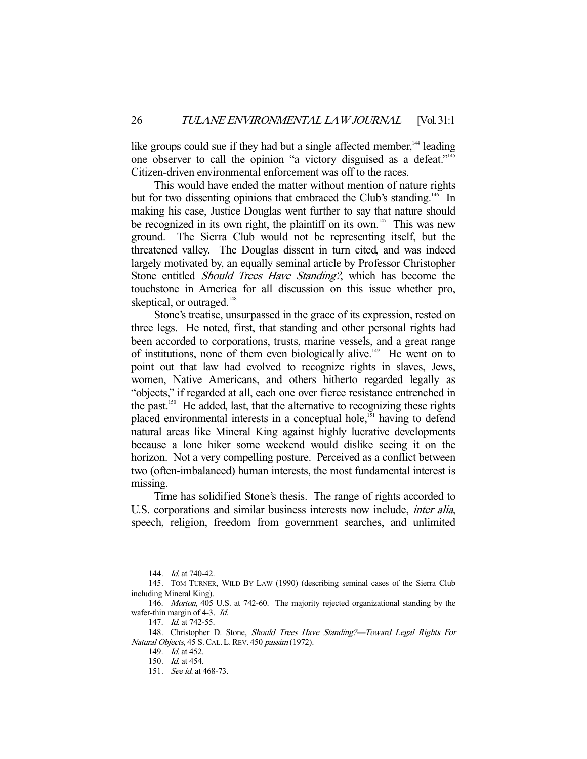like groups could sue if they had but a single affected member,[144] leading one observer to call the opinion "a victory disguised as a defeat."[145] Citizen-driven environmental enforcement was off to the races.

This would have ended the matter without mention of nature rights but for two dissenting opinions that embraced the Club's standing.[146] In making his case, Justice Douglas went further to say that nature should be recognized in its own right, the plaintiff on its own.[147] This was new ground. The Sierra Club would not be representing itself, but the threatened valley. The Douglas dissent in turn cited, and was indeed largely motivated by, an equally seminal article by Professor Christopher Stone entitled *Should Trees Have Standing?*, which has become the touchstone in America for all discussion on this issue whether pro, skeptical, or outraged.[148]

Stone's treatise, unsurpassed in the grace of its expression, rested on three legs. He noted, first, that standing and other personal rights had been accorded to corporations, trusts, marine vessels, and a great range of institutions, none of them even biologically alive.[149] He went on to point out that law had evolved to recognize rights in slaves, Jews, women, Native Americans, and others hitherto regarded legally as "objects," if regarded at all, each one over fierce resistance entrenched in the past.[150] He added, last, that the alternative to recognizing these rights placed environmental interests in a conceptual hole,[151] having to defend natural areas like Mineral King against highly lucrative developments because a lone hiker some weekend would dislike seeing it on the horizon. Not a very compelling posture. Perceived as a conflict between two (often-imbalanced) human interests, the most fundamental interest is missing.

Time has solidified Stone's thesis. The range of rights accorded to U.S. corporations and similar business interests now include, *inter alia*, speech, religion, freedom from government searches, and unlimited

---

144. *Id.* at 740-42.

145. TOM TURNER, WILD BY LAW (1990) (describing seminal cases of the Sierra Club including Mineral King).

146. *Morton*, 405 U.S. at 742-60. The majority rejected organizational standing by the wafer-thin margin of 4-3. *Id.*

147. *Id.* at 742-55.

148. Christopher D. Stone, *Should Trees Have Standing?—Toward Legal Rights For Natural Objects*, 45 S. CAL. L. REV. 450 *passim* (1972).

149. *Id.* at 452.

150. *Id.* at 454.

151. *See id.* at 468-73.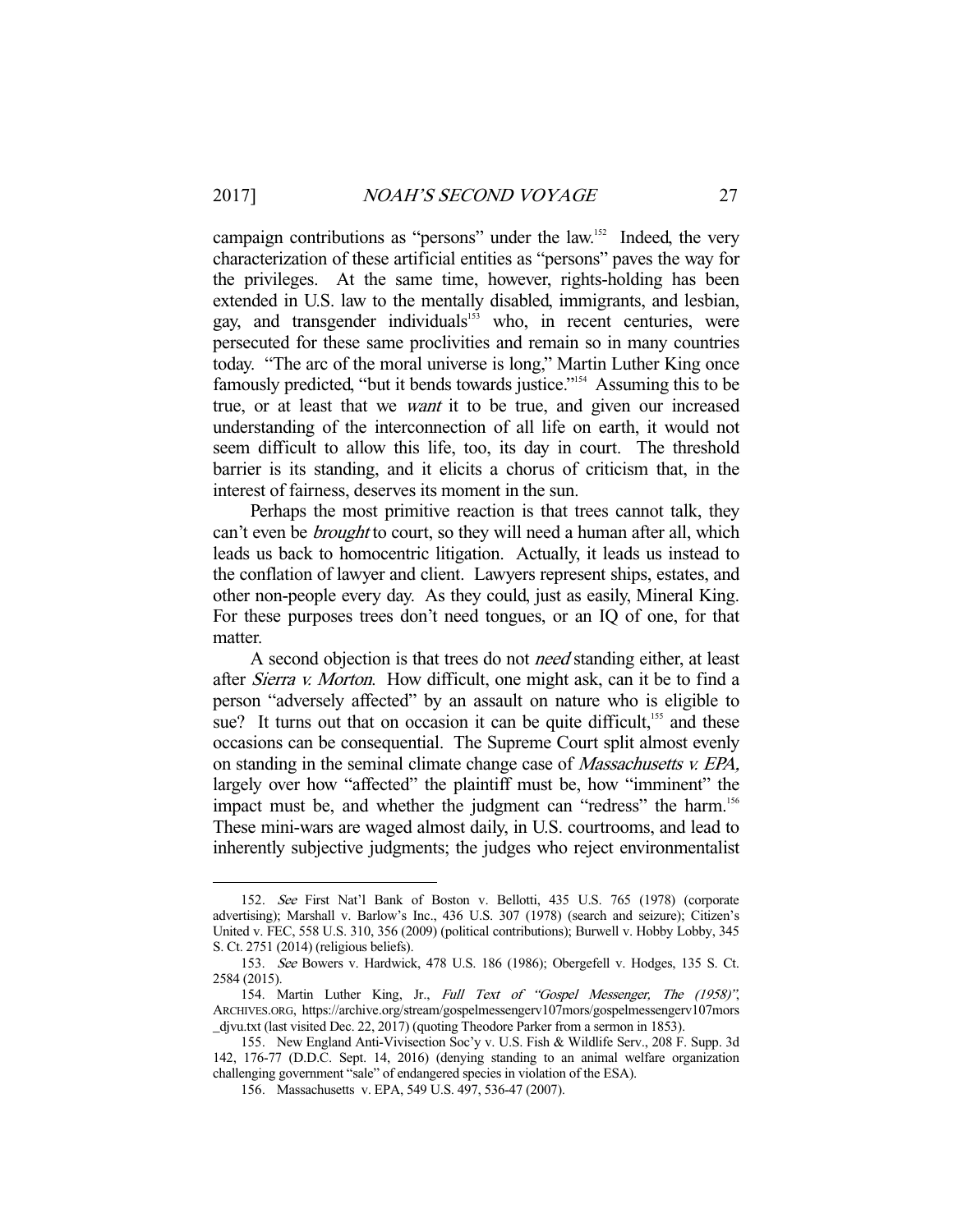campaign contributions as "persons" under the law.[152] Indeed, the very characterization of these artificial entities as "persons" paves the way for the privileges. At the same time, however, rights-holding has been extended in U.S. law to the mentally disabled, immigrants, and lesbian, gay, and transgender individuals[153] who, in recent centuries, were persecuted for these same proclivities and remain so in many countries today. "The arc of the moral universe is long," Martin Luther King once famously predicted, "but it bends towards justice."[154] Assuming this to be true, or at least that we *want* it to be true, and given our increased understanding of the interconnection of all life on earth, it would not seem difficult to allow this life, too, its day in court. The threshold barrier is its standing, and it elicits a chorus of criticism that, in the interest of fairness, deserves its moment in the sun.

Perhaps the most primitive reaction is that trees cannot talk, they can't even be *brought* to court, so they will need a human after all, which leads us back to homocentric litigation. Actually, it leads us instead to the conflation of lawyer and client. Lawyers represent ships, estates, and other non-people every day. As they could, just as easily, Mineral King. For these purposes trees don't need tongues, or an IQ of one, for that matter.

A second objection is that trees do not *need* standing either, at least after *Sierra v. Morton*. How difficult, one might ask, can it be to find a person "adversely affected" by an assault on nature who is eligible to sue? It turns out that on occasion it can be quite difficult,[155] and these occasions can be consequential. The Supreme Court split almost evenly on standing in the seminal climate change case of *Massachusetts v. EPA*, largely over how "affected" the plaintiff must be, how "imminent" the impact must be, and whether the judgment can "redress" the harm.[156] These mini-wars are waged almost daily, in U.S. courtrooms, and lead to inherently subjective judgments; the judges who reject environmentalist

---

152. *See* First Nat'l Bank of Boston v. Bellotti, 435 U.S. 765 (1978) (corporate advertising); Marshall v. Barlow's Inc., 436 U.S. 307 (1978) (search and seizure); Citizen's United v. FEC, 558 U.S. 310, 356 (2009) (political contributions); Burwell v. Hobby Lobby, 345 S. Ct. 2751 (2014) (religious beliefs).

153. *See* Bowers v. Hardwick, 478 U.S. 186 (1986); Obergefell v. Hodges, 135 S. Ct. 2584 (2015).

154. Martin Luther King, Jr., *Full Text of "Gospel Messenger, The (1958)"*, ARCHIVES.ORG, https://archive.org/stream/gospelmessengerv107mors/gospelmessengerv107mors_djvu.txt (last visited Dec. 22, 2017) (quoting Theodore Parker from a sermon in 1853).

155. New England Anti-Vivisection Soc'y v. U.S. Fish & Wildlife Serv., 208 F. Supp. 3d 142, 176-77 (D.D.C. Sept. 14, 2016) (denying standing to an animal welfare organization challenging government "sale" of endangered species in violation of the ESA).

156. Massachusetts v. EPA, 549 U.S. 497, 536-47 (2007).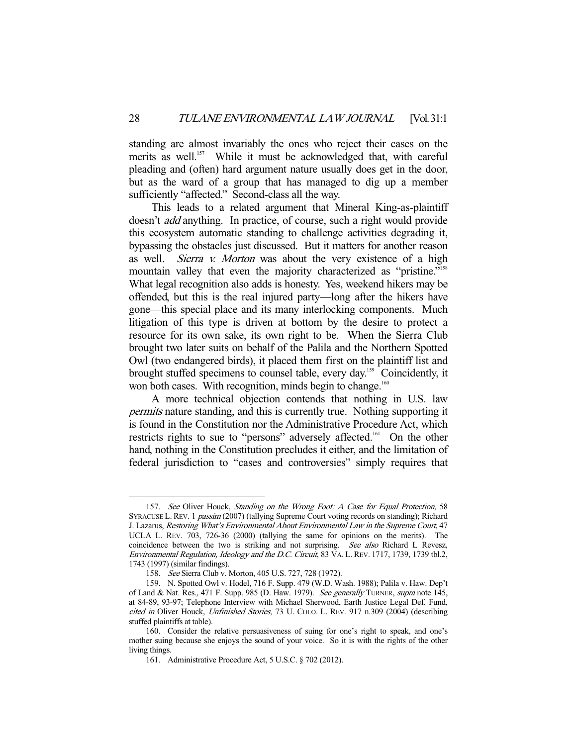standing are almost invariably the ones who reject their cases on the merits as well.[157] While it must be acknowledged that, with careful pleading and (often) hard argument nature usually does get in the door, but as the ward of a group that has managed to dig up a member sufficiently "affected." Second-class all the way.

This leads to a related argument that Mineral King-as-plaintiff doesn't *add* anything. In practice, of course, such a right would provide this ecosystem automatic standing to challenge activities degrading it, bypassing the obstacles just discussed. But it matters for another reason as well. *Sierra v. Morton* was about the very existence of a high mountain valley that even the majority characterized as "pristine."[158] What legal recognition also adds is honesty. Yes, weekend hikers may be offended, but this is the real injured party—long after the hikers have gone—this special place and its many interlocking components. Much litigation of this type is driven at bottom by the desire to protect a resource for its own sake, its own right to be. When the Sierra Club brought two later suits on behalf of the Palila and the Northern Spotted Owl (two endangered birds), it placed them first on the plaintiff list and brought stuffed specimens to counsel table, every day.[159] Coincidently, it won both cases. With recognition, minds begin to change.[160]

A more technical objection contends that nothing in U.S. law *permits* nature standing, and this is currently true. Nothing supporting it is found in the Constitution nor the Administrative Procedure Act, which restricts rights to sue to "persons" adversely affected.[161] On the other hand, nothing in the Constitution precludes it either, and the limitation of federal jurisdiction to "cases and controversies" simply requires that

---

157. *See* Oliver Houck, *Standing on the Wrong Foot: A Case for Equal Protection*, 58 SYRACUSE L. REV. 1 *passim* (2007) (tallying Supreme Court voting records on standing); Richard J. Lazarus, *Restoring What's Environmental About Environmental Law in the Supreme Court*, 47 UCLA L. REV. 703, 726-36 (2000) (tallying the same for opinions on the merits). The coincidence between the two is striking and not surprising. *See also* Richard L Revesz, *Environmental Regulation, Ideology and the D.C. Circuit*, 83 VA. L. REV. 1717, 1739, 1739 tbl.2, 1743 (1997) (similar findings).

158. *See* Sierra Club v. Morton, 405 U.S. 727, 728 (1972).

159. N. Spotted Owl v. Hodel, 716 F. Supp. 479 (W.D. Wash. 1988); Palila v. Haw. Dep't of Land & Nat. Res., 471 F. Supp. 985 (D. Haw. 1979). *See generally* TURNER, *supra* note 145, at 84-89, 93-97; Telephone Interview with Michael Sherwood, Earth Justice Legal Def. Fund, *cited in* Oliver Houck, *Unfinished Stories*, 73 U. COLO. L. REV. 917 n.309 (2004) (describing stuffed plaintiffs at table).

160. Consider the relative persuasiveness of suing for one's right to speak, and one's mother suing because she enjoys the sound of your voice. So it is with the rights of the other living things.

161. Administrative Procedure Act, 5 U.S.C. § 702 (2012).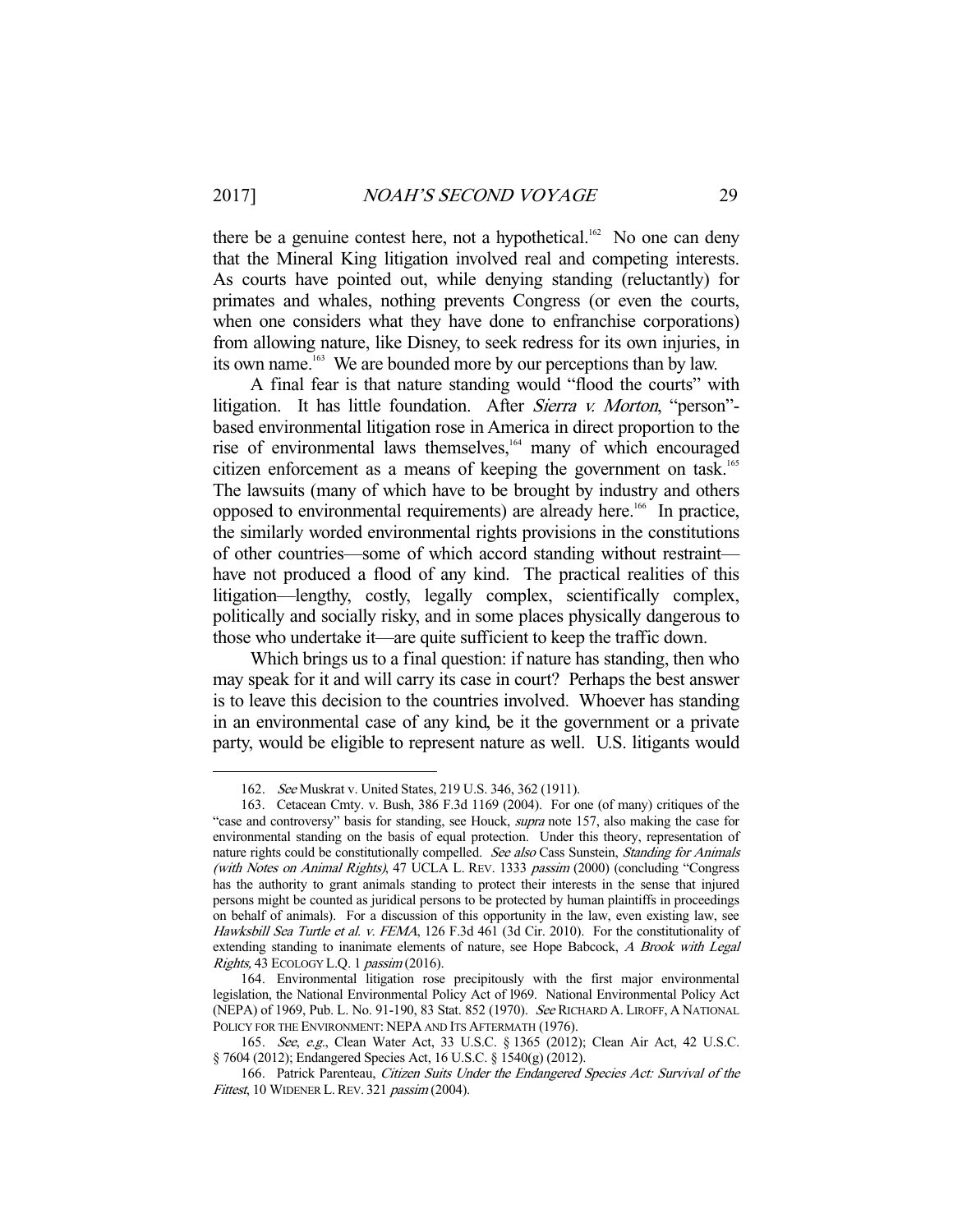there be a genuine contest here, not a hypothetical.[162] No one can deny that the Mineral King litigation involved real and competing interests. As courts have pointed out, while denying standing (reluctantly) for primates and whales, nothing prevents Congress (or even the courts, when one considers what they have done to enfranchise corporations) from allowing nature, like Disney, to seek redress for its own injuries, in its own name.[163] We are bounded more by our perceptions than by law.

A final fear is that nature standing would "flood the courts" with litigation. It has little foundation. After *Sierra v. Morton*, "person"-based environmental litigation rose in America in direct proportion to the rise of environmental laws themselves,[164] many of which encouraged citizen enforcement as a means of keeping the government on task.[165] The lawsuits (many of which have to be brought by industry and others opposed to environmental requirements) are already here.[166] In practice, the similarly worded environmental rights provisions in the constitutions of other countries—some of which accord standing without restraint—have not produced a flood of any kind. The practical realities of this litigation—lengthy, costly, legally complex, scientifically complex, politically and socially risky, and in some places physically dangerous to those who undertake it—are quite sufficient to keep the traffic down.

Which brings us to a final question: if nature has standing, then who may speak for it and will carry its case in court? Perhaps the best answer is to leave this decision to the countries involved. Whoever has standing in an environmental case of any kind, be it the government or a private party, would be eligible to represent nature as well. U.S. litigants would

---

162. *See* Muskrat v. United States, 219 U.S. 346, 362 (1911).

163. Cetacean Cmty. v. Bush, 386 F.3d 1169 (2004). For one (of many) critiques of the "case and controversy" basis for standing, see Houck, *supra* note 157, also making the case for environmental standing on the basis of equal protection. Under this theory, representation of nature rights could be constitutionally compelled. *See also* Cass Sunstein, *Standing for Animals (with Notes on Animal Rights)*, 47 UCLA L. REV. 1333 *passim* (2000) (concluding "Congress has the authority to grant animals standing to protect their interests in the sense that injured persons might be counted as juridical persons to be protected by human plaintiffs in proceedings on behalf of animals). For a discussion of this opportunity in the law, even existing law, see *Hawksbill Sea Turtle et al. v. FEMA*, 126 F.3d 461 (3d Cir. 2010). For the constitutionality of extending standing to inanimate elements of nature, see Hope Babcock, *A Brook with Legal Rights*, 43 ECOLOGY L.Q. 1 *passim* (2016).

164. Environmental litigation rose precipitously with the first major environmental legislation, the National Environmental Policy Act of l969. National Environmental Policy Act (NEPA) of 1969, Pub. L. No. 91-190, 83 Stat. 852 (1970). *See* RICHARD A. LIROFF, A NATIONAL POLICY FOR THE ENVIRONMENT: NEPA AND ITS AFTERMATH (1976).

165. *See, e.g.*, Clean Water Act, 33 U.S.C. § 1365 (2012); Clean Air Act, 42 U.S.C. § 7604 (2012); Endangered Species Act, 16 U.S.C. § 1540(g) (2012).

166. Patrick Parenteau, *Citizen Suits Under the Endangered Species Act: Survival of the Fittest*, 10 WIDENER L. REV. 321 *passim* (2004).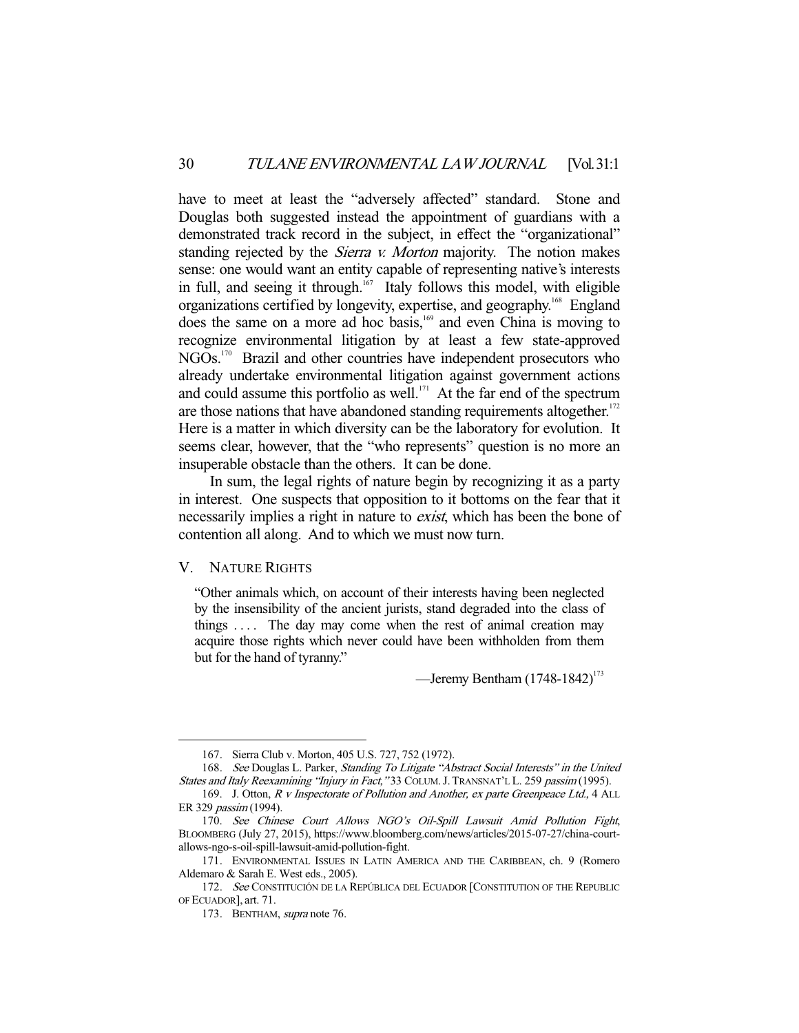have to meet at least the "adversely affected" standard. Stone and Douglas both suggested instead the appointment of guardians with a demonstrated track record in the subject, in effect the "organizational" standing rejected by the *Sierra v. Morton* majority. The notion makes sense: one would want an entity capable of representing native's interests in full, and seeing it through.[167] Italy follows this model, with eligible organizations certified by longevity, expertise, and geography.[168] England does the same on a more ad hoc basis,[169] and even China is moving to recognize environmental litigation by at least a few state-approved NGOs.[170] Brazil and other countries have independent prosecutors who already undertake environmental litigation against government actions and could assume this portfolio as well.[171] At the far end of the spectrum are those nations that have abandoned standing requirements altogether.[172] Here is a matter in which diversity can be the laboratory for evolution. It seems clear, however, that the "who represents" question is no more an insuperable obstacle than the others. It can be done.

In sum, the legal rights of nature begin by recognizing it as a party in interest. One suspects that opposition to it bottoms on the fear that it necessarily implies a right in nature to *exist*, which has been the bone of contention all along. And to which we must now turn.

## V. Nature Rights

> "Other animals which, on account of their interests having been neglected by the insensibility of the ancient jurists, stand degraded into the class of things . . . . The day may come when the rest of animal creation may acquire those rights which never could have been withholden from them but for the hand of tyranny."
>
> —Jeremy Bentham (1748-1842)[173]

---

167. Sierra Club v. Morton, 405 U.S. 727, 752 (1972).

168. *See* Douglas L. Parker, *Standing To Litigate "Abstract Social Interests" in the United States and Italy Reexamining "Injury in Fact,"* 33 COLUM. J. TRANSNAT'L L. 259 *passim* (1995).

169. J. Otton, *R v Inspectorate of Pollution and Another, ex parte Greenpeace Ltd.,* 4 ALL ER 329 *passim* (1994).

170. *See Chinese Court Allows NGO's Oil-Spill Lawsuit Amid Pollution Fight*, BLOOMBERG (July 27, 2015), https://www.bloomberg.com/news/articles/2015-07-27/china-court-allows-ngo-s-oil-spill-lawsuit-amid-pollution-fight.

171. ENVIRONMENTAL ISSUES IN LATIN AMERICA AND THE CARIBBEAN, ch. 9 (Romero Aldemaro & Sarah E. West eds., 2005).

172. *See* CONSTITUCIÓN DE LA REPÚBLICA DEL ECUADOR [CONSTITUTION OF THE REPUBLIC OF ECUADOR], art. 71.

173. BENTHAM, *supra* note 76.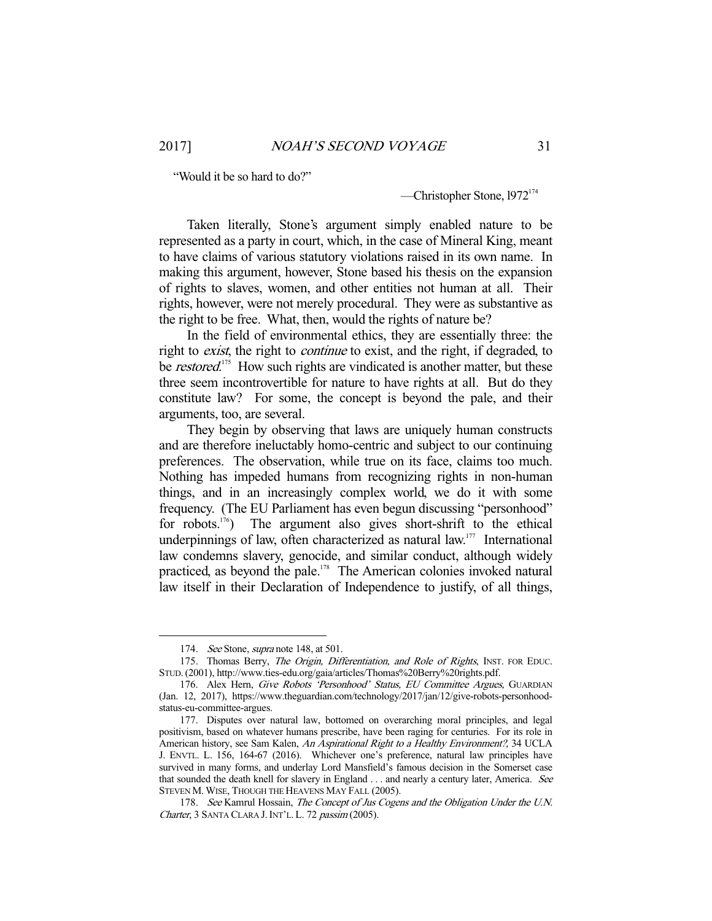"Would it be so hard to do?"

—Christopher Stone, 1972[174]

Taken literally, Stone's argument simply enabled nature to be represented as a party in court, which, in the case of Mineral King, meant to have claims of various statutory violations raised in its own name. In making this argument, however, Stone based his thesis on the expansion of rights to slaves, women, and other entities not human at all. Their rights, however, were not merely procedural. They were as substantive as the right to be free. What, then, would the rights of nature be?

In the field of environmental ethics, they are essentially three: the right to *exist*, the right to *continue* to exist, and the right, if degraded, to be *restored*.[175] How such rights are vindicated is another matter, but these three seem incontrovertible for nature to have rights at all. But do they constitute law? For some, the concept is beyond the pale, and their arguments, too, are several.

They begin by observing that laws are uniquely human constructs and are therefore ineluctably homo-centric and subject to our continuing preferences. The observation, while true on its face, claims too much. Nothing has impeded humans from recognizing rights in non-human things, and in an increasingly complex world, we do it with some frequency. (The EU Parliament has even begun discussing "personhood" for robots.[176]) The argument also gives short-shrift to the ethical underpinnings of law, often characterized as natural law.[177] International law condemns slavery, genocide, and similar conduct, although widely practiced, as beyond the pale.[178] The American colonies invoked natural law itself in their Declaration of Independence to justify, of all things,

---

174. *See* Stone, *supra* note 148, at 501.

175. Thomas Berry, *The Origin, Differentiation, and Role of Rights*, INST. FOR EDUC. STUD. (2001), http://www.ties-edu.org/gaia/articles/Thomas%20Berry%20rights.pdf.

176. Alex Hern, *Give Robots 'Personhood' Status, EU Committee Argues*, GUARDIAN (Jan. 12, 2017), https://www.theguardian.com/technology/2017/jan/12/give-robots-personhood-status-eu-committee-argues.

177. Disputes over natural law, bottomed on overarching moral principles, and legal positivism, based on whatever humans prescribe, have been raging for centuries. For its role in American history, see Sam Kalen, *An Aspirational Right to a Healthy Environment?*, 34 UCLA J. ENVTL. L. 156, 164-67 (2016). Whichever one's preference, natural law principles have survived in many forms, and underlay Lord Mansfield's famous decision in the Somerset case that sounded the death knell for slavery in England . . . and nearly a century later, America. *See* STEVEN M. WISE, THOUGH THE HEAVENS MAY FALL (2005).

178. *See* Kamrul Hossain, *The Concept of Jus Cogens and the Obligation Under the U.N. Charter*, 3 SANTA CLARA J. INT'L. L. 72 *passim* (2005).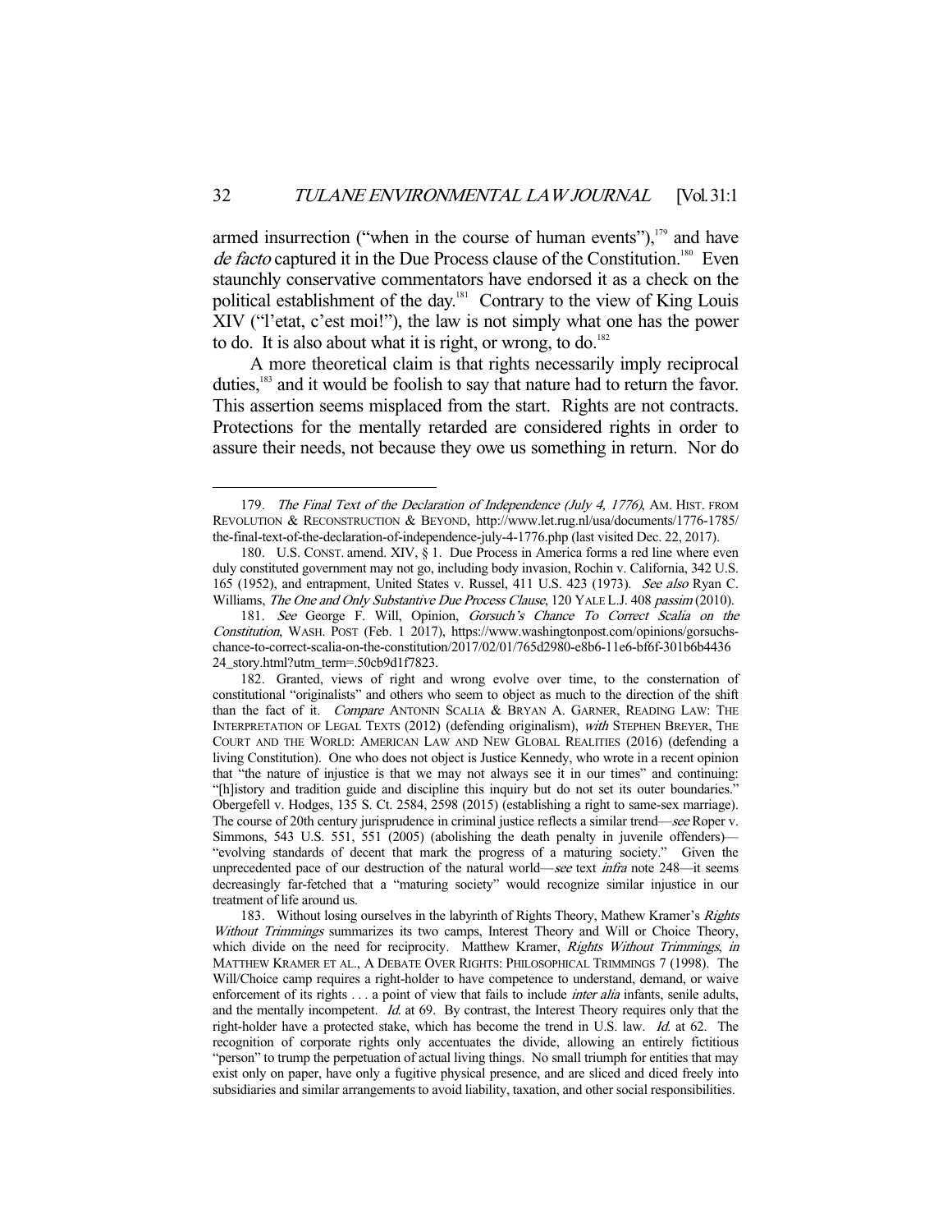armed insurrection ("when in the course of human events"),[179] and have *de facto* captured it in the Due Process clause of the Constitution.[180] Even staunchly conservative commentators have endorsed it as a check on the political establishment of the day.[181] Contrary to the view of King Louis XIV ("l'etat, c'est moi!"), the law is not simply what one has the power to do. It is also about what it is right, or wrong, to do.[182]

A more theoretical claim is that rights necessarily imply reciprocal duties,[183] and it would be foolish to say that nature had to return the favor. This assertion seems misplaced from the start. Rights are not contracts. Protections for the mentally retarded are considered rights in order to assure their needs, not because they owe us something in return. Nor do

---

179. *The Final Text of the Declaration of Independence (July 4, 1776)*, AM. HIST. FROM REVOLUTION & RECONSTRUCTION & BEYOND, http://www.let.rug.nl/usa/documents/1776-1785/the-final-text-of-the-declaration-of-independence-july-4-1776.php (last visited Dec. 22, 2017).

180. U.S. CONST. amend. XIV, § 1. Due Process in America forms a red line where even duly constituted government may not go, including body invasion, Rochin v. California, 342 U.S. 165 (1952), and entrapment, United States v. Russel, 411 U.S. 423 (1973). *See also* Ryan C. Williams, *The One and Only Substantive Due Process Clause*, 120 YALE L.J. 408 *passim* (2010).

181. *See* George F. Will, Opinion, *Gorsuch's Chance To Correct Scalia on the Constitution*, WASH. POST (Feb. 1 2017), https://www.washingtonpost.com/opinions/gorsuchs-chance-to-correct-scalia-on-the-constitution/2017/02/01/765d2980-e8b6-11e6-bf6f-301b6b443624_story.html?utm_term=.50cb9d1f7823.

182. Granted, views of right and wrong evolve over time, to the consternation of constitutional "originalists" and others who seem to object as much to the direction of the shift than the fact of it. *Compare* ANTONIN SCALIA & BRYAN A. GARNER, READING LAW: THE INTERPRETATION OF LEGAL TEXTS (2012) (defending originalism), *with* STEPHEN BREYER, THE COURT AND THE WORLD: AMERICAN LAW AND NEW GLOBAL REALITIES (2016) (defending a living Constitution). One who does not object is Justice Kennedy, who wrote in a recent opinion that "the nature of injustice is that we may not always see it in our times" and continuing: "[h]istory and tradition guide and discipline this inquiry but do not set its outer boundaries." Obergefell v. Hodges, 135 S. Ct. 2584, 2598 (2015) (establishing a right to same-sex marriage). The course of 20th century jurisprudence in criminal justice reflects a similar trend—*see* Roper v. Simmons, 543 U.S. 551, 551 (2005) (abolishing the death penalty in juvenile offenders)—"evolving standards of decent that mark the progress of a maturing society." Given the unprecedented pace of our destruction of the natural world—*see* text *infra* note 248—it seems decreasingly far-fetched that a "maturing society" would recognize similar injustice in our treatment of life around us.

183. Without losing ourselves in the labyrinth of Rights Theory, Mathew Kramer's *Rights Without Trimmings* summarizes its two camps, Interest Theory and Will or Choice Theory, which divide on the need for reciprocity. Matthew Kramer, *Rights Without Trimmings*, *in* MATTHEW KRAMER ET AL., A DEBATE OVER RIGHTS: PHILOSOPHICAL TRIMMINGS 7 (1998). The Will/Choice camp requires a right-holder to have competence to understand, demand, or waive enforcement of its rights . . . a point of view that fails to include *inter alia* infants, senile adults, and the mentally incompetent. *Id.* at 69. By contrast, the Interest Theory requires only that the right-holder have a protected stake, which has become the trend in U.S. law. *Id.* at 62. The recognition of corporate rights only accentuates the divide, allowing an entirely fictitious "person" to trump the perpetuation of actual living things. No small triumph for entities that may exist only on paper, have only a fugitive physical presence, and are sliced and diced freely into subsidiaries and similar arrangements to avoid liability, taxation, and other social responsibilities.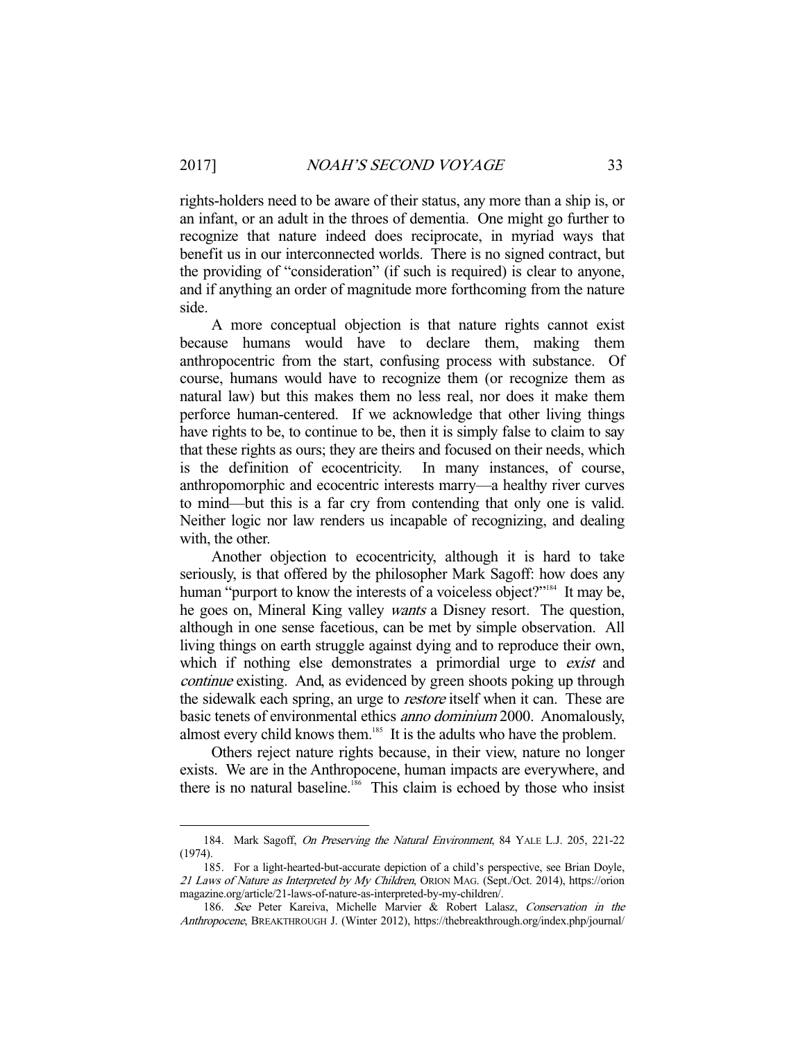rights-holders need to be aware of their status, any more than a ship is, or an infant, or an adult in the throes of dementia. One might go further to recognize that nature indeed does reciprocate, in myriad ways that benefit us in our interconnected worlds. There is no signed contract, but the providing of "consideration" (if such is required) is clear to anyone, and if anything an order of magnitude more forthcoming from the nature side.

A more conceptual objection is that nature rights cannot exist because humans would have to declare them, making them anthropocentric from the start, confusing process with substance. Of course, humans would have to recognize them (or recognize them as natural law) but this makes them no less real, nor does it make them perforce human-centered. If we acknowledge that other living things have rights to be, to continue to be, then it is simply false to claim to say that these rights as ours; they are theirs and focused on their needs, which is the definition of ecocentricity. In many instances, of course, anthropomorphic and ecocentric interests marry—a healthy river curves to mind—but this is a far cry from contending that only one is valid. Neither logic nor law renders us incapable of recognizing, and dealing with, the other.

Another objection to ecocentricity, although it is hard to take seriously, is that offered by the philosopher Mark Sagoff: how does any human "purport to know the interests of a voiceless object?"[184] It may be, he goes on, Mineral King valley *wants* a Disney resort. The question, although in one sense facetious, can be met by simple observation. All living things on earth struggle against dying and to reproduce their own, which if nothing else demonstrates a primordial urge to *exist* and *continue* existing. And, as evidenced by green shoots poking up through the sidewalk each spring, an urge to *restore* itself when it can. These are basic tenets of environmental ethics *anno dominium* 2000. Anomalously, almost every child knows them.[185] It is the adults who have the problem.

Others reject nature rights because, in their view, nature no longer exists. We are in the Anthropocene, human impacts are everywhere, and there is no natural baseline.[186] This claim is echoed by those who insist

---

184. Mark Sagoff, *On Preserving the Natural Environment*, 84 YALE L.J. 205, 221-22 (1974).

185. For a light-hearted-but-accurate depiction of a child's perspective, see Brian Doyle, *21 Laws of Nature as Interpreted by My Children*, ORION MAG. (Sept./Oct. 2014), https://orionmagazine.org/article/21-laws-of-nature-as-interpreted-by-my-children/.

186. *See* Peter Kareiva, Michelle Marvier & Robert Lalasz, *Conservation in the Anthropocene*, BREAKTHROUGH J. (Winter 2012), https://thebreakthrough.org/index.php/journal/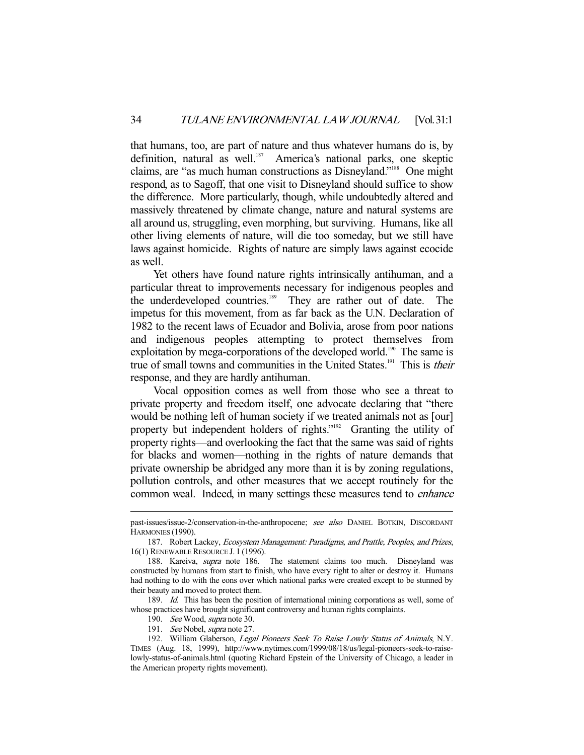that humans, too, are part of nature and thus whatever humans do is, by definition, natural as well.[187] America's national parks, one skeptic claims, are "as much human constructions as Disneyland."[188] One might respond, as to Sagoff, that one visit to Disneyland should suffice to show the difference. More particularly, though, while undoubtedly altered and massively threatened by climate change, nature and natural systems are all around us, struggling, even morphing, but surviving. Humans, like all other living elements of nature, will die too someday, but we still have laws against homicide. Rights of nature are simply laws against ecocide as well.

Yet others have found nature rights intrinsically antihuman, and a particular threat to improvements necessary for indigenous peoples and the underdeveloped countries.[189] They are rather out of date. The impetus for this movement, from as far back as the U.N. Declaration of 1982 to the recent laws of Ecuador and Bolivia, arose from poor nations and indigenous peoples attempting to protect themselves from exploitation by mega-corporations of the developed world.[190] The same is true of small towns and communities in the United States.[191] This is *their* response, and they are hardly antihuman.

Vocal opposition comes as well from those who see a threat to private property and freedom itself, one advocate declaring that "there would be nothing left of human society if we treated animals not as [our] property but independent holders of rights."[192] Granting the utility of property rights—and overlooking the fact that the same was said of rights for blacks and women—nothing in the rights of nature demands that private ownership be abridged any more than it is by zoning regulations, pollution controls, and other measures that we accept routinely for the common weal. Indeed, in many settings these measures tend to *enhance*

---

past-issues/issue-2/conservation-in-the-anthropocene; *see also* DANIEL BOTKIN, DISCORDANT HARMONIES (1990).

187. Robert Lackey, *Ecosystem Management: Paradigms, and Prattle, Peoples, and Prizes*, 16(1) RENEWABLE RESOURCE J. 1 (1996).

188. Kareiva, *supra* note 186. The statement claims too much. Disneyland was constructed by humans from start to finish, who have every right to alter or destroy it. Humans had nothing to do with the eons over which national parks were created except to be stunned by their beauty and moved to protect them.

189. *Id.* This has been the position of international mining corporations as well, some of whose practices have brought significant controversy and human rights complaints.

190. *See* Wood, *supra* note 30.

191. *See* Nobel, *supra* note 27.

192. William Glaberson, *Legal Pioneers Seek To Raise Lowly Status of Animals*, N.Y. TIMES (Aug. 18, 1999), http://www.nytimes.com/1999/08/18/us/legal-pioneers-seek-to-raise-lowly-status-of-animals.html (quoting Richard Epstein of the University of Chicago, a leader in the American property rights movement).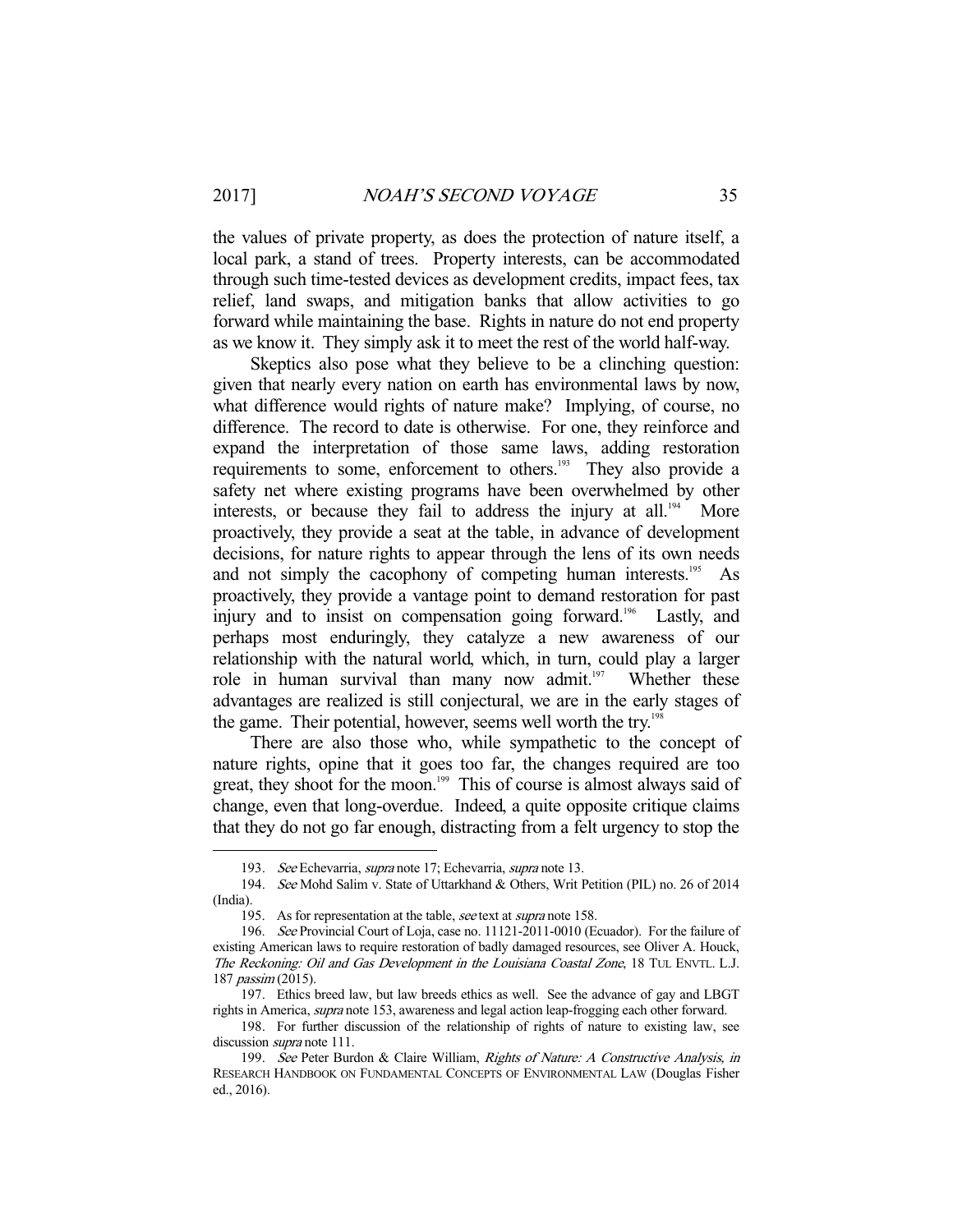the values of private property, as does the protection of nature itself, a local park, a stand of trees. Property interests, can be accommodated through such time-tested devices as development credits, impact fees, tax relief, land swaps, and mitigation banks that allow activities to go forward while maintaining the base. Rights in nature do not end property as we know it. They simply ask it to meet the rest of the world half-way.

Skeptics also pose what they believe to be a clinching question: given that nearly every nation on earth has environmental laws by now, what difference would rights of nature make? Implying, of course, no difference. The record to date is otherwise. For one, they reinforce and expand the interpretation of those same laws, adding restoration requirements to some, enforcement to others.[193] They also provide a safety net where existing programs have been overwhelmed by other interests, or because they fail to address the injury at all.[194] More proactively, they provide a seat at the table, in advance of development decisions, for nature rights to appear through the lens of its own needs and not simply the cacophony of competing human interests.[195] As proactively, they provide a vantage point to demand restoration for past injury and to insist on compensation going forward.[196] Lastly, and perhaps most enduringly, they catalyze a new awareness of our relationship with the natural world, which, in turn, could play a larger role in human survival than many now admit.[197] Whether these advantages are realized is still conjectural, we are in the early stages of the game. Their potential, however, seems well worth the try.[198]

There are also those who, while sympathetic to the concept of nature rights, opine that it goes too far, the changes required are too great, they shoot for the moon.[199] This of course is almost always said of change, even that long-overdue. Indeed, a quite opposite critique claims that they do not go far enough, distracting from a felt urgency to stop the

---

193. *See* Echevarria, *supra* note 17; Echevarria, *supra* note 13.

194. *See* Mohd Salim v. State of Uttarkhand & Others, Writ Petition (PIL) no. 26 of 2014 (India).

195. As for representation at the table, *see* text at *supra* note 158.

196. *See* Provincial Court of Loja, case no. 11121-2011-0010 (Ecuador). For the failure of existing American laws to require restoration of badly damaged resources, see Oliver A. Houck, *The Reckoning: Oil and Gas Development in the Louisiana Coastal Zone*, 18 TUL ENVTL. L.J. 187 *passim* (2015).

197. Ethics breed law, but law breeds ethics as well. See the advance of gay and LBGT rights in America, *supra* note 153, awareness and legal action leap-frogging each other forward.

198. For further discussion of the relationship of rights of nature to existing law, see discussion *supra* note 111.

199. *See* Peter Burdon & Claire William, *Rights of Nature: A Constructive Analysis*, *in* RESEARCH HANDBOOK ON FUNDAMENTAL CONCEPTS OF ENVIRONMENTAL LAW (Douglas Fisher ed., 2016).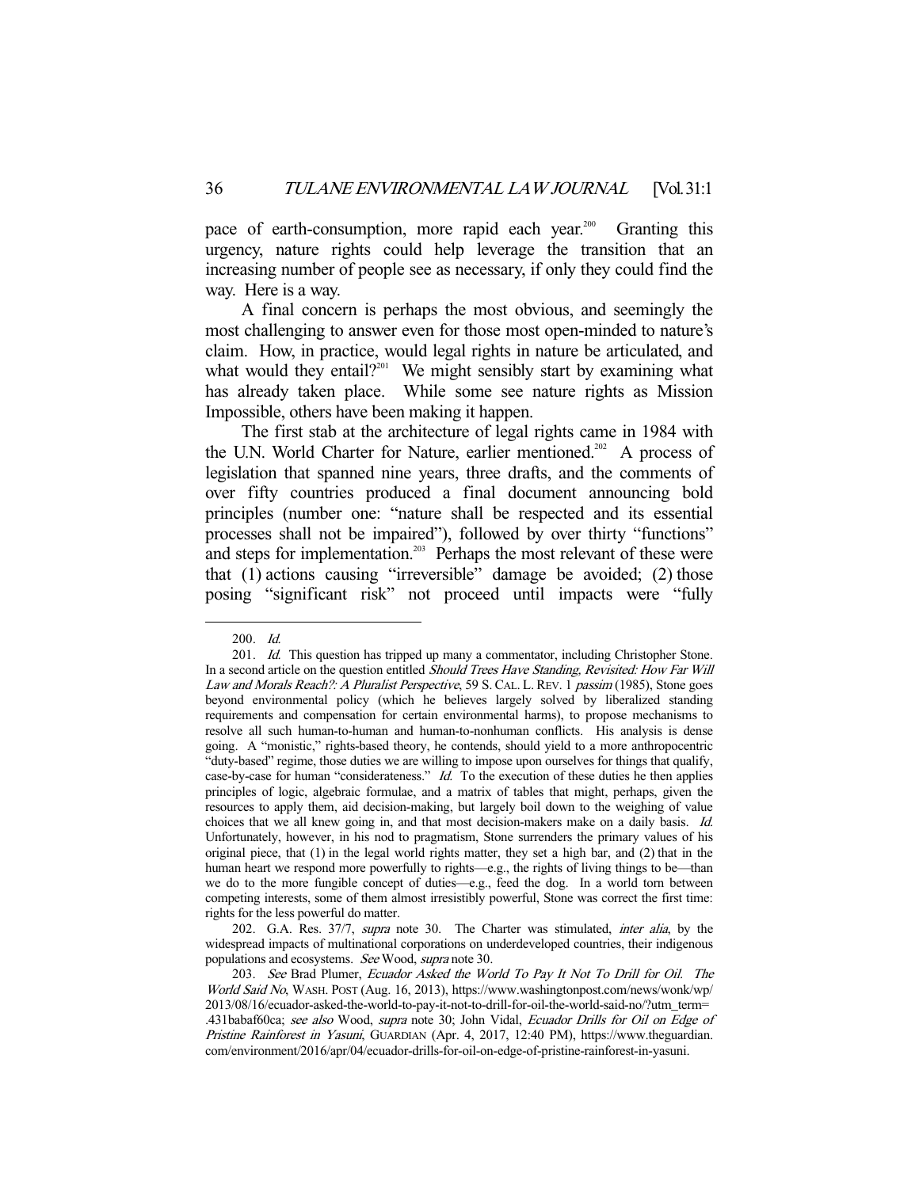pace of earth-consumption, more rapid each year.[200] Granting this urgency, nature rights could help leverage the transition that an increasing number of people see as necessary, if only they could find the way. Here is a way.

A final concern is perhaps the most obvious, and seemingly the most challenging to answer even for those most open-minded to nature's claim. How, in practice, would legal rights in nature be articulated, and what would they entail?[201] We might sensibly start by examining what has already taken place. While some see nature rights as Mission Impossible, others have been making it happen.

The first stab at the architecture of legal rights came in 1984 with the U.N. World Charter for Nature, earlier mentioned.[202] A process of legislation that spanned nine years, three drafts, and the comments of over fifty countries produced a final document announcing bold principles (number one: "nature shall be respected and its essential processes shall not be impaired"), followed by over thirty "functions" and steps for implementation.[203] Perhaps the most relevant of these were that (1) actions causing "irreversible" damage be avoided; (2) those posing "significant risk" not proceed until impacts were "fully

---

200. *Id.*

201. *Id.* This question has tripped up many a commentator, including Christopher Stone. In a second article on the question entitled *Should Trees Have Standing, Revisited: How Far Will Law and Morals Reach?: A Pluralist Perspective*, 59 S. CAL. L. REV. 1 *passim* (1985), Stone goes beyond environmental policy (which he believes largely solved by liberalized standing requirements and compensation for certain environmental harms), to propose mechanisms to resolve all such human-to-human and human-to-nonhuman conflicts. His analysis is dense going. A "monistic," rights-based theory, he contends, should yield to a more anthropocentric "duty-based" regime, those duties we are willing to impose upon ourselves for things that qualify, case-by-case for human "considerateness." *Id.* To the execution of these duties he then applies principles of logic, algebraic formulae, and a matrix of tables that might, perhaps, given the resources to apply them, aid decision-making, but largely boil down to the weighing of value choices that we all knew going in, and that most decision-makers make on a daily basis. *Id.* Unfortunately, however, in his nod to pragmatism, Stone surrenders the primary values of his original piece, that (1) in the legal world rights matter, they set a high bar, and (2) that in the human heart we respond more powerfully to rights—e.g., the rights of living things to be—than we do to the more fungible concept of duties—e.g., feed the dog. In a world torn between competing interests, some of them almost irresistibly powerful, Stone was correct the first time: rights for the less powerful do matter.

202. G.A. Res. 37/7, *supra* note 30. The Charter was stimulated, *inter alia*, by the widespread impacts of multinational corporations on underdeveloped countries, their indigenous populations and ecosystems. *See* Wood, *supra* note 30.

203. *See* Brad Plumer, *Ecuador Asked the World To Pay It Not To Drill for Oil. The World Said No*, WASH. POST (Aug. 16, 2013), https://www.washingtonpost.com/news/wonk/wp/2013/08/16/ecuador-asked-the-world-to-pay-it-not-to-drill-for-oil-the-world-said-no/?utm_term=.431babaf60ca; *see also* Wood, *supra* note 30; John Vidal, *Ecuador Drills for Oil on Edge of Pristine Rainforest in Yasuni*, GUARDIAN (Apr. 4, 2017, 12:40 PM), https://www.theguardian.com/environment/2016/apr/04/ecuador-drills-for-oil-on-edge-of-pristine-rainforest-in-yasuni.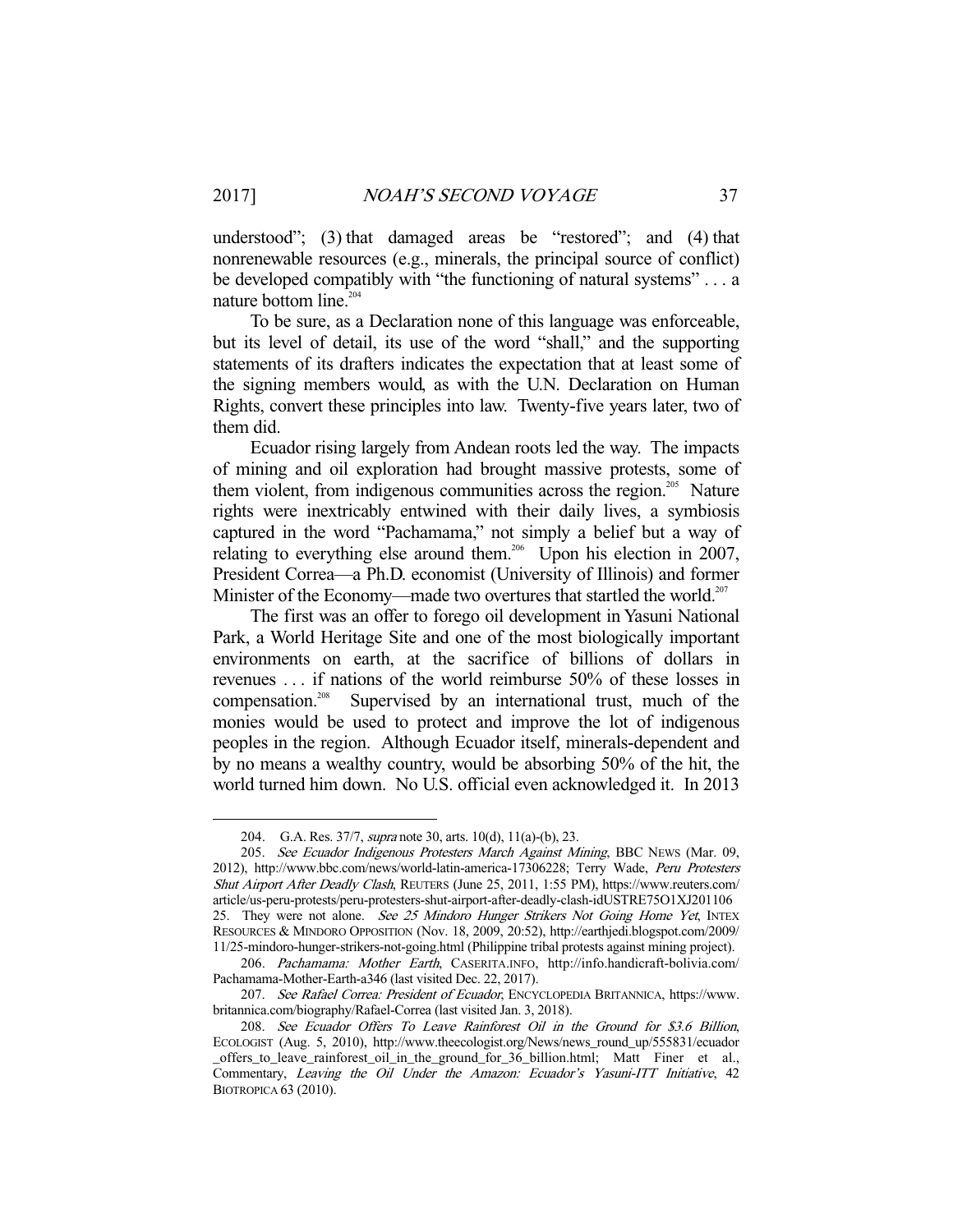understood"; (3) that damaged areas be "restored"; and (4) that nonrenewable resources (e.g., minerals, the principal source of conflict) be developed compatibly with "the functioning of natural systems" . . . a nature bottom line.[204]

To be sure, as a Declaration none of this language was enforceable, but its level of detail, its use of the word "shall," and the supporting statements of its drafters indicates the expectation that at least some of the signing members would, as with the U.N. Declaration on Human Rights, convert these principles into law. Twenty-five years later, two of them did.

Ecuador rising largely from Andean roots led the way. The impacts of mining and oil exploration had brought massive protests, some of them violent, from indigenous communities across the region.[205] Nature rights were inextricably entwined with their daily lives, a symbiosis captured in the word "Pachamama," not simply a belief but a way of relating to everything else around them.[206] Upon his election in 2007, President Correa—a Ph.D. economist (University of Illinois) and former Minister of the Economy—made two overtures that startled the world.[207]

The first was an offer to forego oil development in Yasuni National Park, a World Heritage Site and one of the most biologically important environments on earth, at the sacrifice of billions of dollars in revenues . . . if nations of the world reimburse 50% of these losses in compensation.[208] Supervised by an international trust, much of the monies would be used to protect and improve the lot of indigenous peoples in the region. Although Ecuador itself, minerals-dependent and by no means a wealthy country, would be absorbing 50% of the hit, the world turned him down. No U.S. official even acknowledged it. In 2013

---

204. G.A. Res. 37/7, *supra* note 30, arts. 10(d), 11(a)-(b), 23.

205. *See Ecuador Indigenous Protesters March Against Mining*, BBC NEWS (Mar. 09, 2012), http://www.bbc.com/news/world-latin-america-17306228; Terry Wade, *Peru Protesters Shut Airport After Deadly Clash*, REUTERS (June 25, 2011, 1:55 PM), https://www.reuters.com/article/us-peru-protests/peru-protesters-shut-airport-after-deadly-clash-idUSTRE75O1XJ20110625. They were not alone. *See 25 Mindoro Hunger Strikers Not Going Home Yet*, INTEX RESOURCES & MINDORO OPPOSITION (Nov. 18, 2009, 20:52), http://earthjedi.blogspot.com/2009/11/25-mindoro-hunger-strikers-not-going.html (Philippine tribal protests against mining project).

206. *Pachamama: Mother Earth*, CASERITA.INFO, http://info.handicraft-bolivia.com/Pachamama-Mother-Earth-a346 (last visited Dec. 22, 2017).

207. *See Rafael Correa: President of Ecuador*, ENCYCLOPEDIA BRITANNICA, https://www.britannica.com/biography/Rafael-Correa (last visited Jan. 3, 2018).

208. *See Ecuador Offers To Leave Rainforest Oil in the Ground for $3.6 Billion*, ECOLOGIST (Aug. 5, 2010), http://www.theecologist.org/News/news_round_up/555831/ecuador_offers_to_leave_rainforest_oil_in_the_ground_for_36_billion.html; Matt Finer et al., Commentary, *Leaving the Oil Under the Amazon: Ecuador's Yasuni-ITT Initiative*, 42 BIOTROPICA 63 (2010).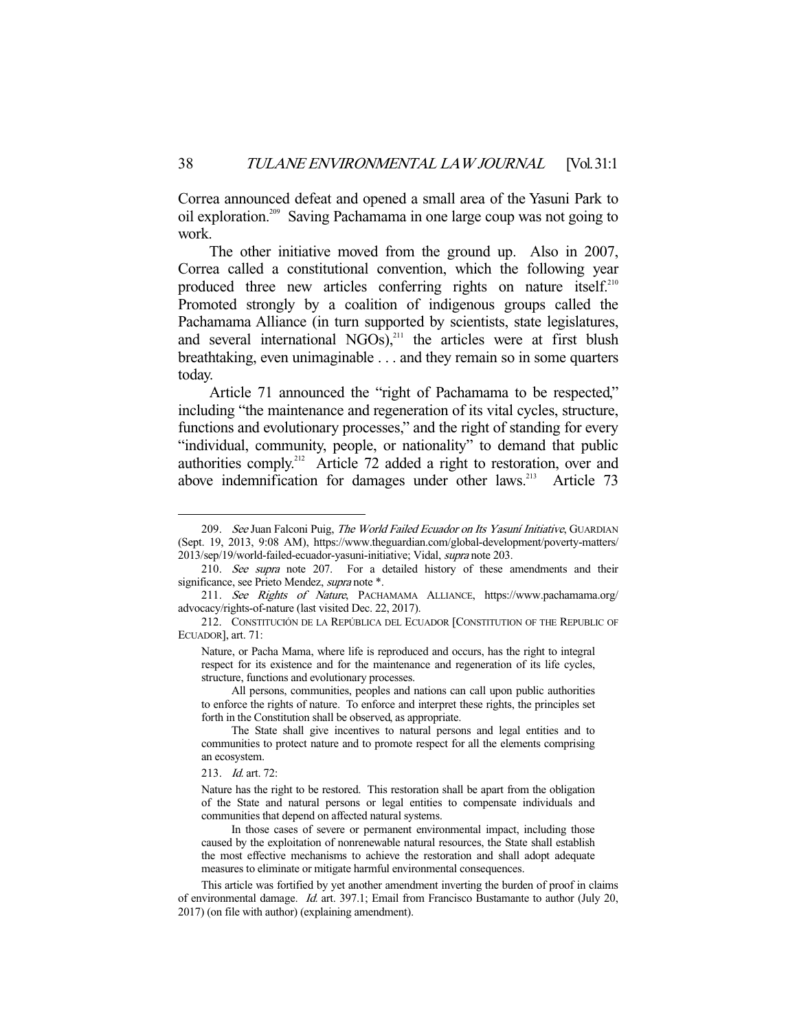Correa announced defeat and opened a small area of the Yasuni Park to oil exploration.[209] Saving Pachamama in one large coup was not going to work.

The other initiative moved from the ground up. Also in 2007, Correa called a constitutional convention, which the following year produced three new articles conferring rights on nature itself.[210] Promoted strongly by a coalition of indigenous groups called the Pachamama Alliance (in turn supported by scientists, state legislatures, and several international NGOs),[211] the articles were at first blush breathtaking, even unimaginable . . . and they remain so in some quarters today.

Article 71 announced the "right of Pachamama to be respected," including "the maintenance and regeneration of its vital cycles, structure, functions and evolutionary processes," and the right of standing for every "individual, community, people, or nationality" to demand that public authorities comply.[212] Article 72 added a right to restoration, over and above indemnification for damages under other laws.[213] Article 73

---

209. *See* Juan Falconi Puig, *The World Failed Ecuador on Its Yasuní Initiative*, GUARDIAN (Sept. 19, 2013, 9:08 AM), https://www.theguardian.com/global-development/poverty-matters/2013/sep/19/world-failed-ecuador-yasuni-initiative; Vidal, *supra* note 203.

210. *See supra* note 207. For a detailed history of these amendments and their significance, see Prieto Mendez, *supra* note *.

211. *See Rights of Nature*, PACHAMAMA ALLIANCE, https://www.pachamama.org/advocacy/rights-of-nature (last visited Dec. 22, 2017).

212. CONSTITUCIÓN DE LA REPÚBLICA DEL ECUADOR [CONSTITUTION OF THE REPUBLIC OF ECUADOR], art. 71:

> Nature, or Pacha Mama, where life is reproduced and occurs, has the right to integral respect for its existence and for the maintenance and regeneration of its life cycles, structure, functions and evolutionary processes.
>
> All persons, communities, peoples and nations can call upon public authorities to enforce the rights of nature. To enforce and interpret these rights, the principles set forth in the Constitution shall be observed, as appropriate.
>
> The State shall give incentives to natural persons and legal entities and to communities to protect nature and to promote respect for all the elements comprising an ecosystem.

213. *Id.* art. 72:

> Nature has the right to be restored. This restoration shall be apart from the obligation of the State and natural persons or legal entities to compensate individuals and communities that depend on affected natural systems.
>
> In those cases of severe or permanent environmental impact, including those caused by the exploitation of nonrenewable natural resources, the State shall establish the most effective mechanisms to achieve the restoration and shall adopt adequate measures to eliminate or mitigate harmful environmental consequences.

This article was fortified by yet another amendment inverting the burden of proof in claims of environmental damage. *Id.* art. 397.1; Email from Francisco Bustamante to author (July 20, 2017) (on file with author) (explaining amendment).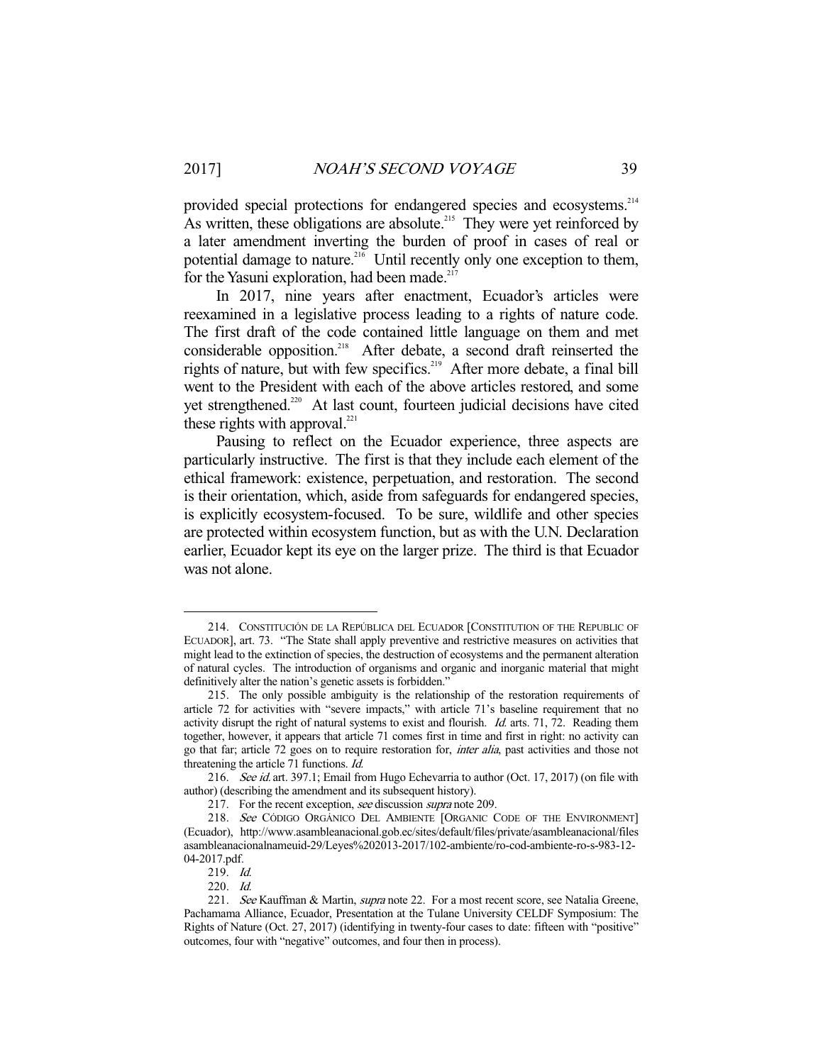provided special protections for endangered species and ecosystems.[214] As written, these obligations are absolute.[215] They were yet reinforced by a later amendment inverting the burden of proof in cases of real or potential damage to nature.[216] Until recently only one exception to them, for the Yasuni exploration, had been made.[217]

In 2017, nine years after enactment, Ecuador's articles were reexamined in a legislative process leading to a rights of nature code. The first draft of the code contained little language on them and met considerable opposition.[218] After debate, a second draft reinserted the rights of nature, but with few specifics.[219] After more debate, a final bill went to the President with each of the above articles restored, and some yet strengthened.[220] At last count, fourteen judicial decisions have cited these rights with approval.[221]

Pausing to reflect on the Ecuador experience, three aspects are particularly instructive. The first is that they include each element of the ethical framework: existence, perpetuation, and restoration. The second is their orientation, which, aside from safeguards for endangered species, is explicitly ecosystem-focused. To be sure, wildlife and other species are protected within ecosystem function, but as with the U.N. Declaration earlier, Ecuador kept its eye on the larger prize. The third is that Ecuador was not alone.

---

214. CONSTITUCIÓN DE LA REPÚBLICA DEL ECUADOR [CONSTITUTION OF THE REPUBLIC OF ECUADOR], art. 73. "The State shall apply preventive and restrictive measures on activities that might lead to the extinction of species, the destruction of ecosystems and the permanent alteration of natural cycles. The introduction of organisms and organic and inorganic material that might definitively alter the nation's genetic assets is forbidden."

215. The only possible ambiguity is the relationship of the restoration requirements of article 72 for activities with "severe impacts," with article 71's baseline requirement that no activity disrupt the right of natural systems to exist and flourish. *Id.* arts. 71, 72. Reading them together, however, it appears that article 71 comes first in time and first in right: no activity can go that far; article 72 goes on to require restoration for, *inter alia*, past activities and those not threatening the article 71 functions. *Id.*

216. *See id.* art. 397.1; Email from Hugo Echevarria to author (Oct. 17, 2017) (on file with author) (describing the amendment and its subsequent history).

217. For the recent exception, *see* discussion *supra* note 209.

218. *See* CÓDIGO ORGÁNICO DEL AMBIENTE [ORGANIC CODE OF THE ENVIRONMENT] (Ecuador), http://www.asambleanacional.gob.ec/sites/default/files/private/asambleanacional/files asambleanacionalnameuid-29/Leyes%202013-2017/102-ambiente/ro-cod-ambiente-ro-s-983-12-04-2017.pdf.

219. *Id.*

220. *Id.*

221. *See* Kauffman & Martin, *supra* note 22. For a most recent score, see Natalia Greene, Pachamama Alliance, Ecuador, Presentation at the Tulane University CELDF Symposium: The Rights of Nature (Oct. 27, 2017) (identifying in twenty-four cases to date: fifteen with "positive" outcomes, four with "negative" outcomes, and four then in process).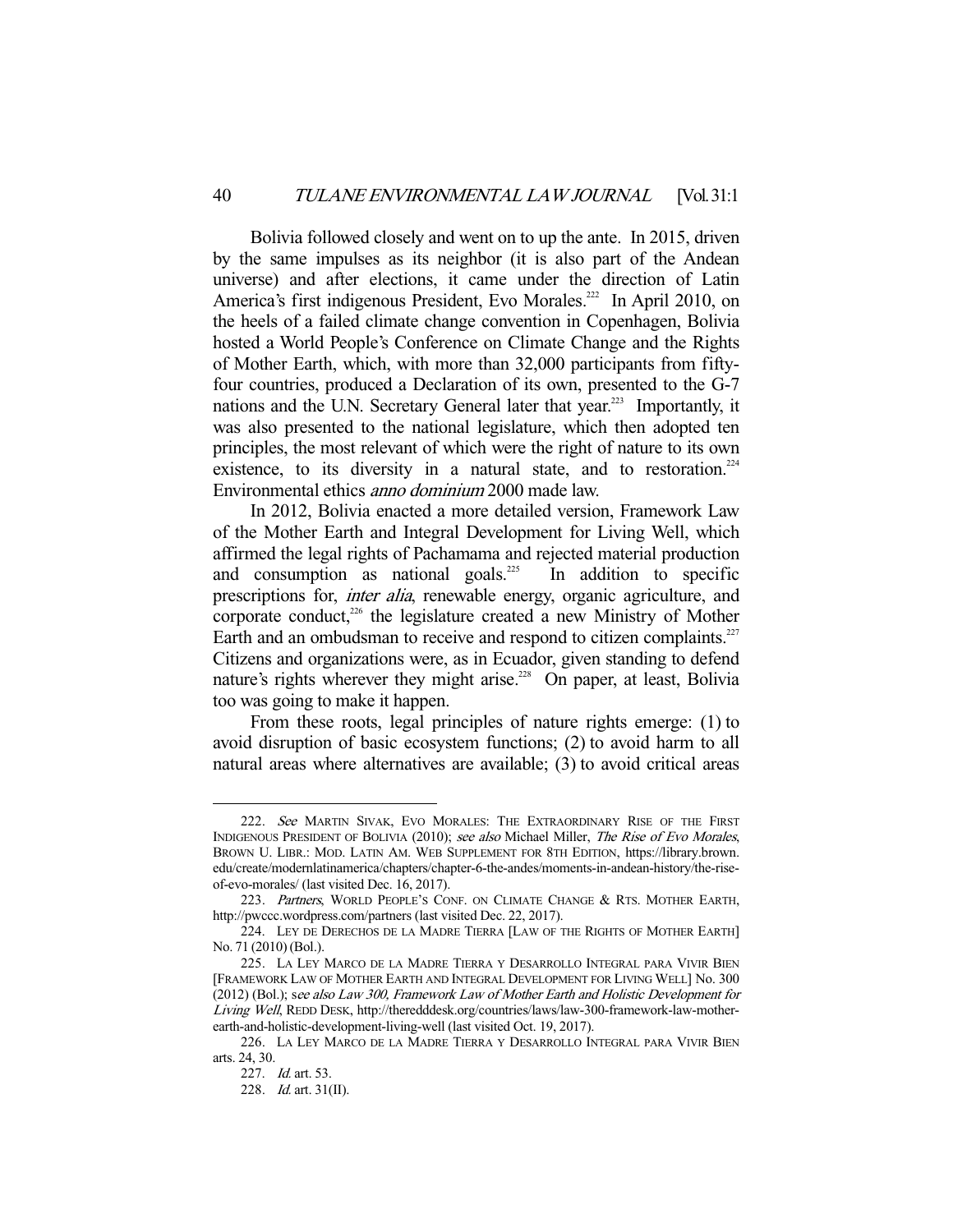Bolivia followed closely and went on to up the ante. In 2015, driven by the same impulses as its neighbor (it is also part of the Andean universe) and after elections, it came under the direction of Latin America's first indigenous President, Evo Morales.[222] In April 2010, on the heels of a failed climate change convention in Copenhagen, Bolivia hosted a World People's Conference on Climate Change and the Rights of Mother Earth, which, with more than 32,000 participants from fifty-four countries, produced a Declaration of its own, presented to the G-7 nations and the U.N. Secretary General later that year.[223] Importantly, it was also presented to the national legislature, which then adopted ten principles, the most relevant of which were the right of nature to its own existence, to its diversity in a natural state, and to restoration.[224] Environmental ethics *anno dominium* 2000 made law.

In 2012, Bolivia enacted a more detailed version, Framework Law of the Mother Earth and Integral Development for Living Well, which affirmed the legal rights of Pachamama and rejected material production and consumption as national goals.[225] In addition to specific prescriptions for, *inter alia*, renewable energy, organic agriculture, and corporate conduct,[226] the legislature created a new Ministry of Mother Earth and an ombudsman to receive and respond to citizen complaints.[227] Citizens and organizations were, as in Ecuador, given standing to defend nature's rights wherever they might arise.[228] On paper, at least, Bolivia too was going to make it happen.

From these roots, legal principles of nature rights emerge: (1) to avoid disruption of basic ecosystem functions; (2) to avoid harm to all natural areas where alternatives are available; (3) to avoid critical areas

---

222. *See* MARTIN SIVAK, EVO MORALES: THE EXTRAORDINARY RISE OF THE FIRST INDIGENOUS PRESIDENT OF BOLIVIA (2010); *see also* Michael Miller, *The Rise of Evo Morales*, BROWN U. LIBR.: MOD. LATIN AM. WEB SUPPLEMENT FOR 8TH EDITION, https://library.brown.edu/create/modernlatinamerica/chapters/chapter-6-the-andes/moments-in-andean-history/the-rise-of-evo-morales/ (last visited Dec. 16, 2017).

223. *Partners*, WORLD PEOPLE'S CONF. ON CLIMATE CHANGE & RTS. MOTHER EARTH, http://pwccc.wordpress.com/partners (last visited Dec. 22, 2017).

224. LEY DE DERECHOS DE LA MADRE TIERRA [LAW OF THE RIGHTS OF MOTHER EARTH] No. 71 (2010) (Bol.).

225. LA LEY MARCO DE LA MADRE TIERRA Y DESARROLLO INTEGRAL PARA VIVIR BIEN [FRAMEWORK LAW OF MOTHER EARTH AND INTEGRAL DEVELOPMENT FOR LIVING WELL] No. 300 (2012) (Bol.); s*ee also Law 300, Framework Law of Mother Earth and Holistic Development for Living Well*, REDD DESK, http://theredddesk.org/countries/laws/law-300-framework-law-mother-earth-and-holistic-development-living-well (last visited Oct. 19, 2017).

226. LA LEY MARCO DE LA MADRE TIERRA Y DESARROLLO INTEGRAL PARA VIVIR BIEN arts. 24, 30.

227. *Id.* art. 53.

228. *Id.* art. 31(II).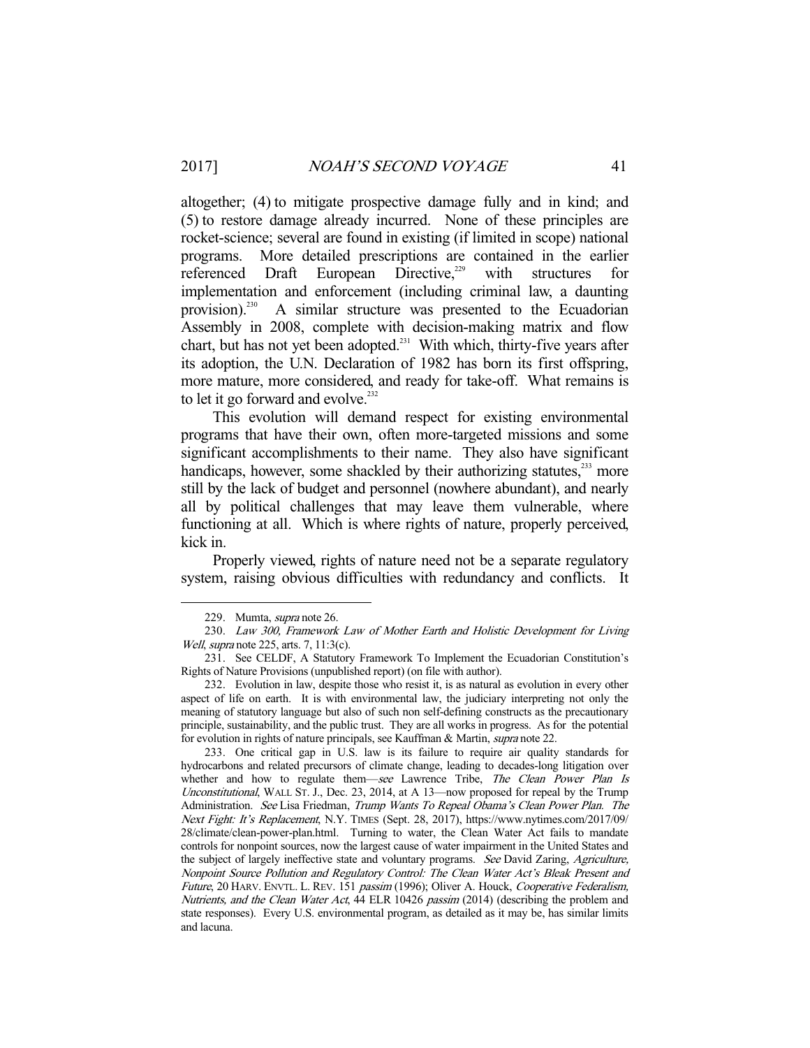altogether; (4) to mitigate prospective damage fully and in kind; and (5) to restore damage already incurred. None of these principles are rocket-science; several are found in existing (if limited in scope) national programs. More detailed prescriptions are contained in the earlier referenced Draft European Directive,[229] with structures for implementation and enforcement (including criminal law, a daunting provision).[230] A similar structure was presented to the Ecuadorian Assembly in 2008, complete with decision-making matrix and flow chart, but has not yet been adopted.[231] With which, thirty-five years after its adoption, the U.N. Declaration of 1982 has born its first offspring, more mature, more considered, and ready for take-off. What remains is to let it go forward and evolve.[232]

This evolution will demand respect for existing environmental programs that have their own, often more-targeted missions and some significant accomplishments to their name. They also have significant handicaps, however, some shackled by their authorizing statutes,[233] more still by the lack of budget and personnel (nowhere abundant), and nearly all by political challenges that may leave them vulnerable, where functioning at all. Which is where rights of nature, properly perceived, kick in.

Properly viewed, rights of nature need not be a separate regulatory system, raising obvious difficulties with redundancy and conflicts. It

---

229. Mumta, *supra* note 26.

230. *Law 300, Framework Law of Mother Earth and Holistic Development for Living Well*, *supra* note 225, arts. 7, 11:3(c).

231. See CELDF, A Statutory Framework To Implement the Ecuadorian Constitution's Rights of Nature Provisions (unpublished report) (on file with author).

232. Evolution in law, despite those who resist it, is as natural as evolution in every other aspect of life on earth. It is with environmental law, the judiciary interpreting not only the meaning of statutory language but also of such non self-defining constructs as the precautionary principle, sustainability, and the public trust. They are all works in progress. As for the potential for evolution in rights of nature principals, see Kauffman & Martin, *supra* note 22.

233. One critical gap in U.S. law is its failure to require air quality standards for hydrocarbons and related precursors of climate change, leading to decades-long litigation over whether and how to regulate them—*see* Lawrence Tribe, *The Clean Power Plan Is Unconstitutional*, WALL ST. J., Dec. 23, 2014, at A 13—now proposed for repeal by the Trump Administration. *See* Lisa Friedman, *Trump Wants To Repeal Obama's Clean Power Plan. The Next Fight: It's Replacement*, N.Y. TIMES (Sept. 28, 2017), https://www.nytimes.com/2017/09/28/climate/clean-power-plan.html. Turning to water, the Clean Water Act fails to mandate controls for nonpoint sources, now the largest cause of water impairment in the United States and the subject of largely ineffective state and voluntary programs. *See* David Zaring, *Agriculture, Nonpoint Source Pollution and Regulatory Control: The Clean Water Act's Bleak Present and Future*, 20 HARV. ENVTL. L. REV. 151 *passim* (1996); Oliver A. Houck, *Cooperative Federalism, Nutrients, and the Clean Water Act*, 44 ELR 10426 *passim* (2014) (describing the problem and state responses). Every U.S. environmental program, as detailed as it may be, has similar limits and lacuna.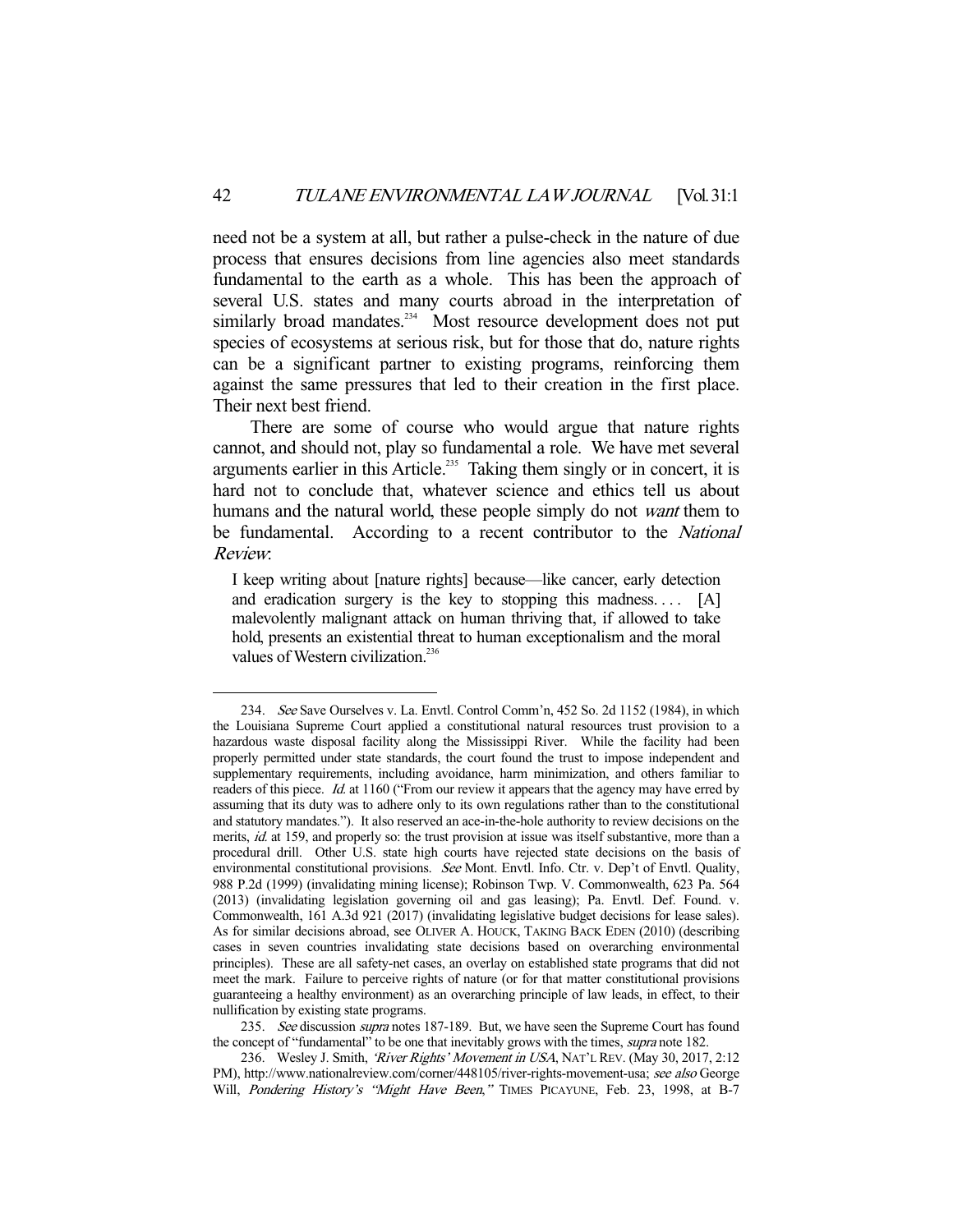need not be a system at all, but rather a pulse-check in the nature of due process that ensures decisions from line agencies also meet standards fundamental to the earth as a whole. This has been the approach of several U.S. states and many courts abroad in the interpretation of similarly broad mandates.[234] Most resource development does not put species of ecosystems at serious risk, but for those that do, nature rights can be a significant partner to existing programs, reinforcing them against the same pressures that led to their creation in the first place. Their next best friend.

There are some of course who would argue that nature rights cannot, and should not, play so fundamental a role. We have met several arguments earlier in this Article.[235] Taking them singly or in concert, it is hard not to conclude that, whatever science and ethics tell us about humans and the natural world, these people simply do not *want* them to be fundamental. According to a recent contributor to the *National Review*:

> I keep writing about [nature rights] because—like cancer, early detection and eradication surgery is the key to stopping this madness. . . . [A] malevolently malignant attack on human thriving that, if allowed to take hold, presents an existential threat to human exceptionalism and the moral values of Western civilization.[236]

---

234. *See* Save Ourselves v. La. Envtl. Control Comm'n, 452 So. 2d 1152 (1984), in which the Louisiana Supreme Court applied a constitutional natural resources trust provision to a hazardous waste disposal facility along the Mississippi River. While the facility had been properly permitted under state standards, the court found the trust to impose independent and supplementary requirements, including avoidance, harm minimization, and others familiar to readers of this piece. *Id.* at 1160 ("From our review it appears that the agency may have erred by assuming that its duty was to adhere only to its own regulations rather than to the constitutional and statutory mandates."). It also reserved an ace-in-the-hole authority to review decisions on the merits, *id.* at 159, and properly so: the trust provision at issue was itself substantive, more than a procedural drill. Other U.S. state high courts have rejected state decisions on the basis of environmental constitutional provisions. *See* Mont. Envtl. Info. Ctr. v. Dep't of Envtl. Quality, 988 P.2d (1999) (invalidating mining license); Robinson Twp. V. Commonwealth, 623 Pa. 564 (2013) (invalidating legislation governing oil and gas leasing); Pa. Envtl. Def. Found. v. Commonwealth, 161 A.3d 921 (2017) (invalidating legislative budget decisions for lease sales). As for similar decisions abroad, see OLIVER A. HOUCK, TAKING BACK EDEN (2010) (describing cases in seven countries invalidating state decisions based on overarching environmental principles). These are all safety-net cases, an overlay on established state programs that did not meet the mark. Failure to perceive rights of nature (or for that matter constitutional provisions guaranteeing a healthy environment) as an overarching principle of law leads, in effect, to their nullification by existing state programs.

235. *See* discussion *supra* notes 187-189. But, we have seen the Supreme Court has found the concept of "fundamental" to be one that inevitably grows with the times, *supra* note 182.

236. Wesley J. Smith, *'River Rights' Movement in USA*, NAT'L REV. (May 30, 2017, 2:12 PM), http://www.nationalreview.com/corner/448105/river-rights-movement-usa; *see also* George Will, *Pondering History's "Might Have Been,"* TIMES PICAYUNE, Feb. 23, 1998, at B-7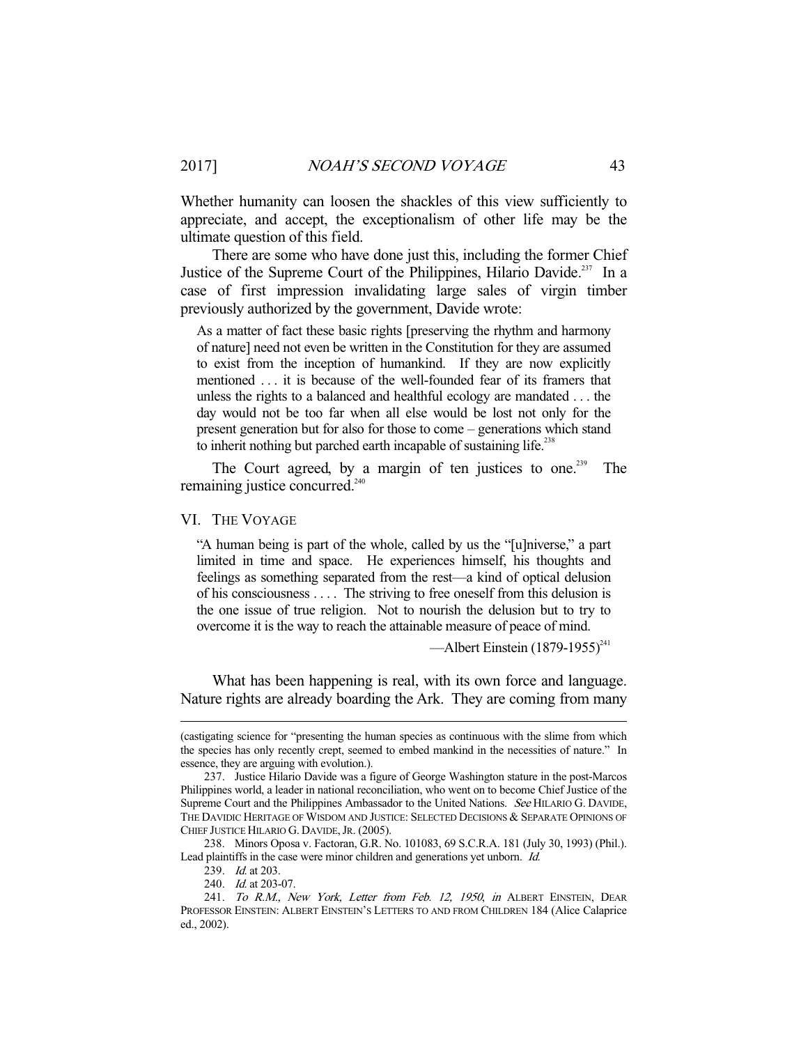Whether humanity can loosen the shackles of this view sufficiently to appreciate, and accept, the exceptionalism of other life may be the ultimate question of this field.

There are some who have done just this, including the former Chief Justice of the Supreme Court of the Philippines, Hilario Davide.[237] In a case of first impression invalidating large sales of virgin timber previously authorized by the government, Davide wrote:

> As a matter of fact these basic rights [preserving the rhythm and harmony of nature] need not even be written in the Constitution for they are assumed to exist from the inception of humankind. If they are now explicitly mentioned . . . it is because of the well-founded fear of its framers that unless the rights to a balanced and healthful ecology are mandated . . . the day would not be too far when all else would be lost not only for the present generation but for also for those to come – generations which stand to inherit nothing but parched earth incapable of sustaining life.[238]

The Court agreed, by a margin of ten justices to one.[239] The remaining justice concurred.[240]

## VI. THE VOYAGE

> "A human being is part of the whole, called by us the "[u]niverse," a part limited in time and space. He experiences himself, his thoughts and feelings as something separated from the rest—a kind of optical delusion of his consciousness . . . . The striving to free oneself from this delusion is the one issue of true religion. Not to nourish the delusion but to try to overcome it is the way to reach the attainable measure of peace of mind.
>
> —Albert Einstein (1879-1955)[241]

What has been happening is real, with its own force and language. Nature rights are already boarding the Ark. They are coming from many

---

(castigating science for "presenting the human species as continuous with the slime from which the species has only recently crept, seemed to embed mankind in the necessities of nature." In essence, they are arguing with evolution.).

237. Justice Hilario Davide was a figure of George Washington stature in the post-Marcos Philippines world, a leader in national reconciliation, who went on to become Chief Justice of the Supreme Court and the Philippines Ambassador to the United Nations. *See* HILARIO G. DAVIDE, THE DAVIDIC HERITAGE OF WISDOM AND JUSTICE: SELECTED DECISIONS & SEPARATE OPINIONS OF CHIEF JUSTICE HILARIO G. DAVIDE, JR. (2005).

238. Minors Oposa v. Factoran, G.R. No. 101083, 69 S.C.R.A. 181 (July 30, 1993) (Phil.). Lead plaintiffs in the case were minor children and generations yet unborn. *Id.*

239. *Id.* at 203.

240. *Id.* at 203-07.

241. *To R.M., New York, Letter from Feb. 12, 1950*, *in* ALBERT EINSTEIN, DEAR PROFESSOR EINSTEIN: ALBERT EINSTEIN'S LETTERS TO AND FROM CHILDREN 184 (Alice Calaprice ed., 2002).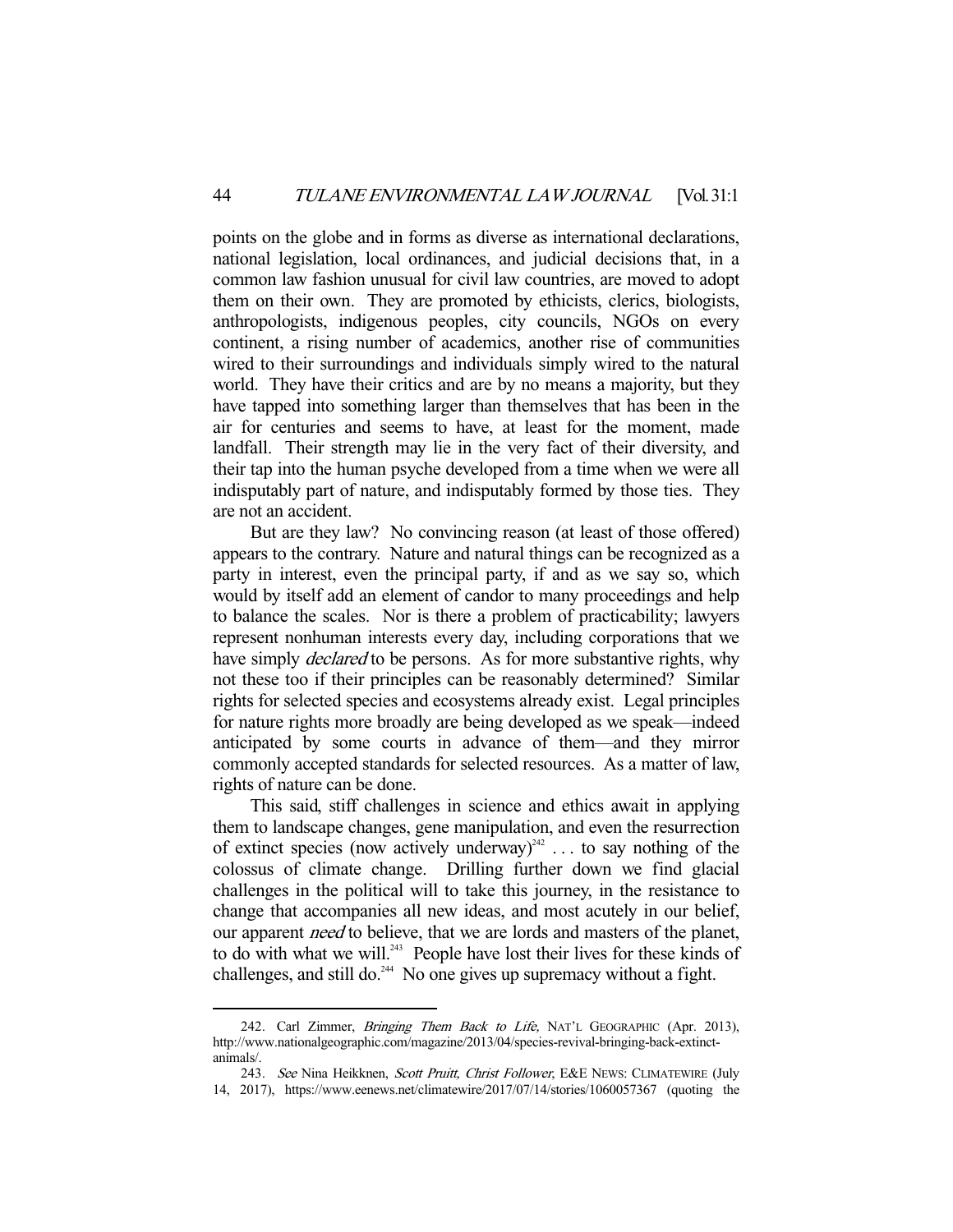points on the globe and in forms as diverse as international declarations, national legislation, local ordinances, and judicial decisions that, in a common law fashion unusual for civil law countries, are moved to adopt them on their own. They are promoted by ethicists, clerics, biologists, anthropologists, indigenous peoples, city councils, NGOs on every continent, a rising number of academics, another rise of communities wired to their surroundings and individuals simply wired to the natural world. They have their critics and are by no means a majority, but they have tapped into something larger than themselves that has been in the air for centuries and seems to have, at least for the moment, made landfall. Their strength may lie in the very fact of their diversity, and their tap into the human psyche developed from a time when we were all indisputably part of nature, and indisputably formed by those ties. They are not an accident.

But are they law? No convincing reason (at least of those offered) appears to the contrary. Nature and natural things can be recognized as a party in interest, even the principal party, if and as we say so, which would by itself add an element of candor to many proceedings and help to balance the scales. Nor is there a problem of practicability; lawyers represent nonhuman interests every day, including corporations that we have simply *declared* to be persons. As for more substantive rights, why not these too if their principles can be reasonably determined? Similar rights for selected species and ecosystems already exist. Legal principles for nature rights more broadly are being developed as we speak—indeed anticipated by some courts in advance of them—and they mirror commonly accepted standards for selected resources. As a matter of law, rights of nature can be done.

This said, stiff challenges in science and ethics await in applying them to landscape changes, gene manipulation, and even the resurrection of extinct species (now actively underway)[242] . . . to say nothing of the colossus of climate change. Drilling further down we find glacial challenges in the political will to take this journey, in the resistance to change that accompanies all new ideas, and most acutely in our belief, our apparent *need* to believe, that we are lords and masters of the planet, to do with what we will.[243] People have lost their lives for these kinds of challenges, and still do.[244] No one gives up supremacy without a fight.

---

242. Carl Zimmer, *Bringing Them Back to Life,* NAT'L GEOGRAPHIC (Apr. 2013), http://www.nationalgeographic.com/magazine/2013/04/species-revival-bringing-back-extinct-animals/.

243. *See* Nina Heikknen, *Scott Pruitt, Christ Follower*, E&E NEWS: CLIMATEWIRE (July 14, 2017), https://www.eenews.net/climatewire/2017/07/14/stories/1060057367 (quoting the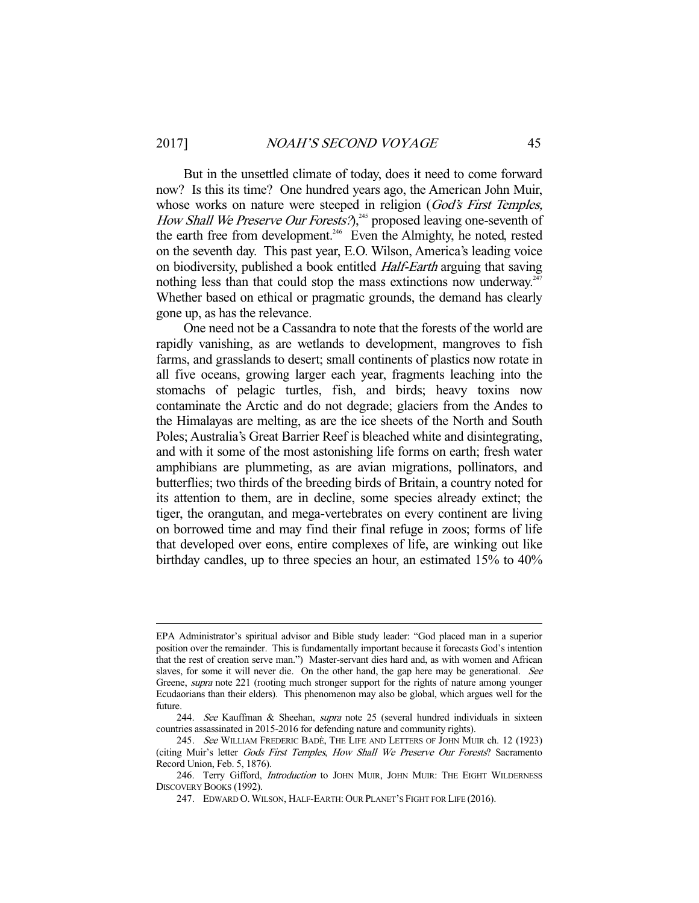But in the unsettled climate of today, does it need to come forward now? Is this its time? One hundred years ago, the American John Muir, whose works on nature were steeped in religion (*God's First Temples, How Shall We Preserve Our Forests?*),[245] proposed leaving one-seventh of the earth free from development.[246] Even the Almighty, he noted, rested on the seventh day. This past year, E.O. Wilson, America's leading voice on biodiversity, published a book entitled *Half-Earth* arguing that saving nothing less than that could stop the mass extinctions now underway.[247] Whether based on ethical or pragmatic grounds, the demand has clearly gone up, as has the relevance.

One need not be a Cassandra to note that the forests of the world are rapidly vanishing, as are wetlands to development, mangroves to fish farms, and grasslands to desert; small continents of plastics now rotate in all five oceans, growing larger each year, fragments leaching into the stomachs of pelagic turtles, fish, and birds; heavy toxins now contaminate the Arctic and do not degrade; glaciers from the Andes to the Himalayas are melting, as are the ice sheets of the North and South Poles; Australia's Great Barrier Reef is bleached white and disintegrating, and with it some of the most astonishing life forms on earth; fresh water amphibians are plummeting, as are avian migrations, pollinators, and butterflies; two thirds of the breeding birds of Britain, a country noted for its attention to them, are in decline, some species already extinct; the tiger, the orangutan, and mega-vertebrates on every continent are living on borrowed time and may find their final refuge in zoos; forms of life that developed over eons, entire complexes of life, are winking out like birthday candles, up to three species an hour, an estimated 15% to 40%

---

EPA Administrator's spiritual advisor and Bible study leader: "God placed man in a superior position over the remainder. This is fundamentally important because it forecasts God's intention that the rest of creation serve man.") Master-servant dies hard and, as with women and African slaves, for some it will never die. On the other hand, the gap here may be generational. *See* Greene, *supra* note 221 (rooting much stronger support for the rights of nature among younger Ecudaorians than their elders). This phenomenon may also be global, which argues well for the future.

244. *See* Kauffman & Sheehan, *supra* note 25 (several hundred individuals in sixteen countries assassinated in 2015-2016 for defending nature and community rights).

245. *See* WILLIAM FREDERIC BADÈ, THE LIFE AND LETTERS OF JOHN MUIR ch. 12 (1923) (citing Muir's letter *Gods First Temples, How Shall We Preserve Our Forests*? Sacramento Record Union, Feb. 5, 1876).

246. Terry Gifford, *Introduction* to JOHN MUIR, JOHN MUIR: THE EIGHT WILDERNESS DISCOVERY BOOKS (1992).

247. EDWARD O. WILSON, HALF-EARTH: OUR PLANET'S FIGHT FOR LIFE (2016).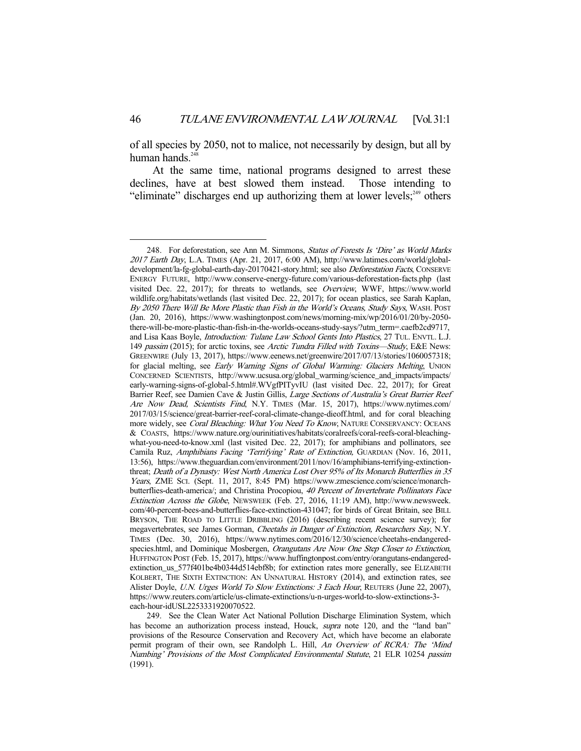of all species by 2050, not to malice, not necessarily by design, but all by human hands.[248]

At the same time, national programs designed to arrest these declines, have at best slowed them instead. Those intending to "eliminate" discharges end up authorizing them at lower levels;[249] others

---

248. For deforestation, see Ann M. Simmons, *Status of Forests Is 'Dire' as World Marks 2017 Earth Day*, L.A. TIMES (Apr. 21, 2017, 6:00 AM), http://www.latimes.com/world/global-development/la-fg-global-earth-day-20170421-story.html; see also *Deforestation Facts*, CONSERVE ENERGY FUTURE, http://www.conserve-energy-future.com/various-deforestation-facts.php (last visited Dec. 22, 2017); for threats to wetlands, see *Overview*, WWF, https://www.worldwildlife.org/habitats/wetlands (last visited Dec. 22, 2017); for ocean plastics, see Sarah Kaplan, *By 2050 There Will Be More Plastic than Fish in the World's Oceans, Study Says*, WASH. POST (Jan. 20, 2016), https://www.washingtonpost.com/news/morning-mix/wp/2016/01/20/by-2050-there-will-be-more-plastic-than-fish-in-the-worlds-oceans-study-says/?utm_term=.caefb2cd9717, and Lisa Kaas Boyle, *Introduction: Tulane Law School Gents Into Plastics*, 27 TUL. ENVTL. L.J. 149 *passim* (2015); for arctic toxins, see *Arctic Tundra Filled with Toxins—Study*, E&E News: GREENWIRE (July 13, 2017), https://www.eenews.net/greenwire/2017/07/13/stories/1060057318; for glacial melting, see *Early Warning Signs of Global Warming: Glaciers Melting*, UNION CONCERNED SCIENTISTS, http://www.ucsusa.org/global_warming/science_and_impacts/impacts/early-warning-signs-of-global-5.html#.WVgfPITyvIU (last visited Dec. 22, 2017); for Great Barrier Reef, see Damien Cave & Justin Gillis, *Large Sections of Australia's Great Barrier Reef Are Now Dead, Scientists Find*, N.Y. TIMES (Mar. 15, 2017), https://www.nytimes.com/2017/03/15/science/great-barrier-reef-coral-climate-change-dieoff.html, and for coral bleaching more widely, see *Coral Bleaching: What You Need To Know*, NATURE CONSERVANCY: OCEANS & COASTS, https://www.nature.org/ourinitiatives/habitats/coralreefs/coral-reefs-coral-bleaching-what-you-need-to-know.xml (last visited Dec. 22, 2017); for amphibians and pollinators, see Camila Ruz, *Amphibians Facing 'Terrifying' Rate of Extinction,* GUARDIAN (Nov. 16, 2011, 13:56), https://www.theguardian.com/environment/2011/nov/16/amphibians-terrifying-extinction-threat; *Death of a Dynasty: West North America Lost Over 95% of Its Monarch Butterflies in 35 Years*, ZME SCI. (Sept. 11, 2017, 8:45 PM) https://www.zmescience.com/science/monarch-butterflies-death-america/; and Christina Procopiou, *40 Percent of Invertebrate Pollinators Face Extinction Across the Globe*, NEWSWEEK (Feb. 27, 2016, 11:19 AM), http://www.newsweek.com/40-percent-bees-and-butterflies-face-extinction-431047; for birds of Great Britain, see BILL BRYSON, THE ROAD TO LITTLE DRIBBLING (2016) (describing recent science survey); for megavertebrates, see James Gorman, *Cheetahs in Danger of Extinction, Researchers Say*, N.Y. TIMES (Dec. 30, 2016), https://www.nytimes.com/2016/12/30/science/cheetahs-endangered-species.html, and Dominique Mosbergen, *Orangutans Are Now One Step Closer to Extinction*, HUFFINGTON POST (Feb. 15, 2017), https://www.huffingtonpost.com/entry/orangutans-endangered-extinction_us_577f401be4b0344d514ebf8b; for extinction rates more generally, see ELIZABETH KOLBERT, THE SIXTH EXTINCTION: AN UNNATURAL HISTORY (2014), and extinction rates, see Alister Doyle, *U.N. Urges World To Slow Extinctions: 3 Each Hour*, REUTERS (June 22, 2007), https://www.reuters.com/article/us-climate-extinctions/u-n-urges-world-to-slow-extinctions-3-each-hour-idUSL2253331920070522.

249. See the Clean Water Act National Pollution Discharge Elimination System, which has become an authorization process instead, Houck, *supra* note 120, and the "land ban" provisions of the Resource Conservation and Recovery Act, which have become an elaborate permit program of their own, see Randolph L. Hill, *An Overview of RCRA: The 'Mind Numbing' Provisions of the Most Complicated Environmental Statute*, 21 ELR 10254 *passim* (1991).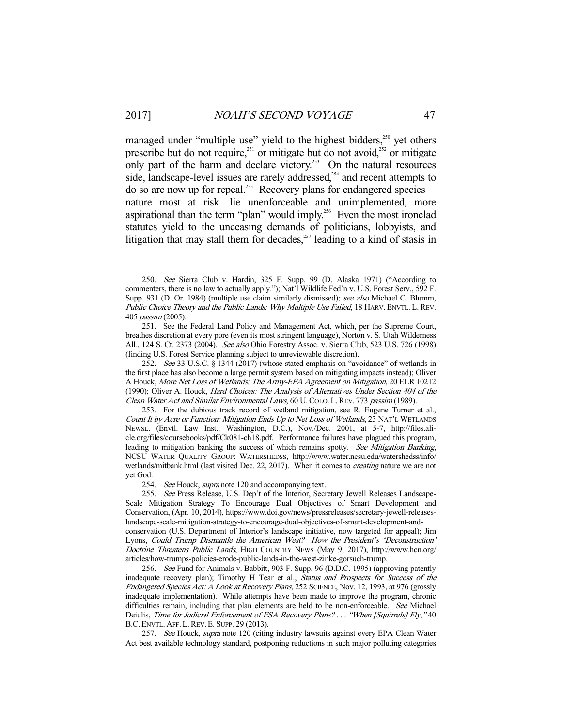managed under "multiple use" yield to the highest bidders,[250] yet others prescribe but do not require,[251] or mitigate but do not avoid,[252] or mitigate only part of the harm and declare victory.[253] On the natural resources side, landscape-level issues are rarely addressed,[254] and recent attempts to do so are now up for repeal.[255] Recovery plans for endangered species—nature most at risk—lie unenforceable and unimplemented, more aspirational than the term "plan" would imply.[256] Even the most ironclad statutes yield to the unceasing demands of politicians, lobbyists, and litigation that may stall them for decades,[257] leading to a kind of stasis in

---

250. *See* Sierra Club v. Hardin, 325 F. Supp. 99 (D. Alaska 1971) ("According to commenters, there is no law to actually apply."); Nat'l Wildlife Fed'n v. U.S. Forest Serv., 592 F. Supp. 931 (D. Or. 1984) (multiple use claim similarly dismissed); *see also* Michael C. Blumm, *Public Choice Theory and the Public Lands: Why Multiple Use Failed*, 18 HARV. ENVTL. L. REV. 405 *passim* (2005).

251. See the Federal Land Policy and Management Act, which, per the Supreme Court, breathes discretion at every pore (even its most stringent language), Norton v. S. Utah Wilderness All., 124 S. Ct. 2373 (2004). *See also* Ohio Forestry Assoc. v. Sierra Club, 523 U.S. 726 (1998) (finding U.S. Forest Service planning subject to unreviewable discretion).

252. *See* 33 U.S.C. § 1344 (2017) (whose stated emphasis on "avoidance" of wetlands in the first place has also become a large permit system based on mitigating impacts instead); Oliver A Houck, *More Net Loss of Wetlands: The Army-EPA Agreement on Mitigation*, 20 ELR 10212 (1990); Oliver A. Houck, *Hard Choices: The Analysis of Alternatives Under Section 404 of the Clean Water Act and Similar Environmental Laws*, 60 U. COLO. L. REV. 773 *passim* (1989).

253. For the dubious track record of wetland mitigation, see R. Eugene Turner et al., *Count It by Acre or Function: Mitigation Ends Up to Net Loss of Wetlands*, 23 NAT'L WETLANDS NEWSL. (Envtl. Law Inst., Washington, D.C.), Nov./Dec. 2001, at 5-7, http://files.ali-cle.org/files/coursebooks/pdf/Ck081-ch18.pdf. Performance failures have plagued this program, leading to mitigation banking the success of which remains spotty. *See Mitigation Banking*, NCSU WATER QUALITY GROUP: WATERSHEDSS, http://www.water.ncsu.edu/watershedss/info/wetlands/mitbank.html (last visited Dec. 22, 2017). When it comes to *creating* nature we are not yet God.

254. *See* Houck, *supra* note 120 and accompanying text.

255. *See* Press Release, U.S. Dep't of the Interior, Secretary Jewell Releases Landscape-Scale Mitigation Strategy To Encourage Dual Objectives of Smart Development and Conservation, (Apr. 10, 2014), https://www.doi.gov/news/pressreleases/secretary-jewell-releases-landscape-scale-mitigation-strategy-to-encourage-dual-objectives-of-smart-development-and-conservation (U.S. Department of Interior's landscape initiative, now targeted for appeal); Jim Lyons, *Could Trump Dismantle the American West? How the President's 'Deconstruction' Doctrine Threatens Public Lands*, HIGH COUNTRY NEWS (May 9, 2017), http://www.hcn.org/articles/how-trumps-policies-erode-public-lands-in-the-west-zinke-gorsuch-trump.

256. *See* Fund for Animals v. Babbitt, 903 F. Supp. 96 (D.D.C. 1995) (approving patently inadequate recovery plan); Timothy H Tear et al., *Status and Prospects for Success of the Endangered Species Act: A Look at Recovery Plans*, 252 SCIENCE, Nov. 12, 1993, at 976 (grossly inadequate implementation). While attempts have been made to improve the program, chronic difficulties remain, including that plan elements are held to be non-enforceable. *See* Michael Deiulis, *Time for Judicial Enforcement of ESA Recovery Plans? . . . "When [Squirrels] Fly*,*"* 40 B.C. ENVTL. AFF. L. REV. E. SUPP. 29 (2013).

257. *See* Houck, *supra* note 120 (citing industry lawsuits against every EPA Clean Water Act best available technology standard, postponing reductions in such major polluting categories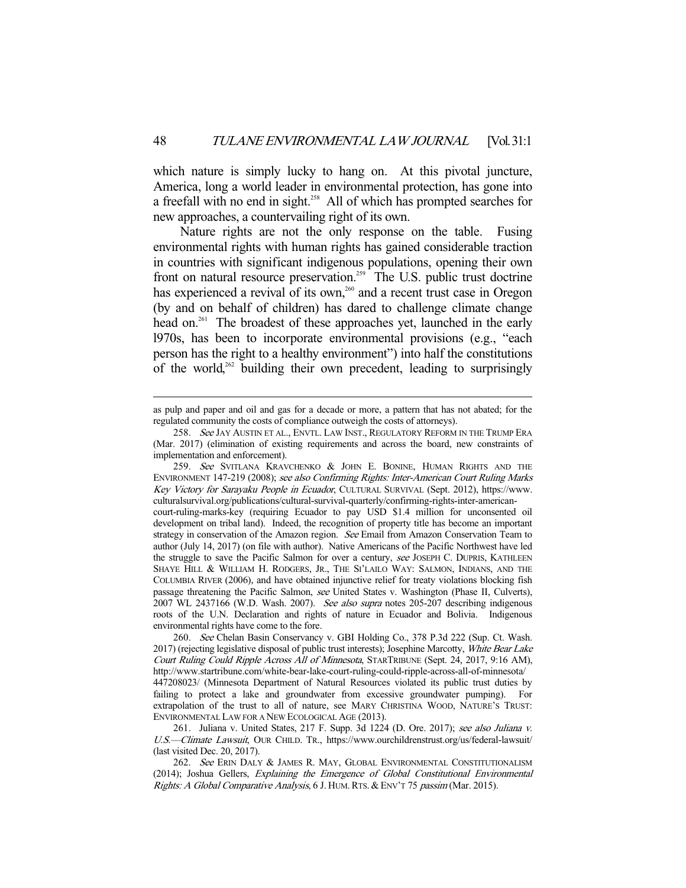which nature is simply lucky to hang on. At this pivotal juncture, America, long a world leader in environmental protection, has gone into a freefall with no end in sight.[258] All of which has prompted searches for new approaches, a countervailing right of its own.

Nature rights are not the only response on the table. Fusing environmental rights with human rights has gained considerable traction in countries with significant indigenous populations, opening their own front on natural resource preservation.[259] The U.S. public trust doctrine has experienced a revival of its own,[260] and a recent trust case in Oregon (by and on behalf of children) has dared to challenge climate change head on.[261] The broadest of these approaches yet, launched in the early l970s, has been to incorporate environmental provisions (e.g., "each person has the right to a healthy environment") into half the constitutions of the world,[262] building their own precedent, leading to surprisingly

---

as pulp and paper and oil and gas for a decade or more, a pattern that has not abated; for the regulated community the costs of compliance outweigh the costs of attorneys).

258. *See* JAY AUSTIN ET AL., ENVTL. LAW INST., REGULATORY REFORM IN THE TRUMP ERA (Mar. 2017) (elimination of existing requirements and across the board, new constraints of implementation and enforcement).

259. *See* SVITLANA KRAVCHENKO & JOHN E. BONINE, HUMAN RIGHTS AND THE ENVIRONMENT 147-219 (2008); *see also Confirming Rights: Inter-American Court Ruling Marks Key Victory for Sarayaku People in Ecuador*, CULTURAL SURVIVAL (Sept. 2012), https://www.culturalsurvival.org/publications/cultural-survival-quarterly/confirming-rights-inter-american-court-ruling-marks-key (requiring Ecuador to pay USD $1.4 million for unconsented oil development on tribal land). Indeed, the recognition of property title has become an important strategy in conservation of the Amazon region. *See* Email from Amazon Conservation Team to author (July 14, 2017) (on file with author). Native Americans of the Pacific Northwest have led the struggle to save the Pacific Salmon for over a century, *see* JOSEPH C. DUPRIS, KATHLEEN SHAYE HILL & WILLIAM H. RODGERS, JR., THE SI'LAILO WAY: SALMON, INDIANS, AND THE COLUMBIA RIVER (2006), and have obtained injunctive relief for treaty violations blocking fish passage threatening the Pacific Salmon, *see* United States v. Washington (Phase II, Culverts), 2007 WL 2437166 (W.D. Wash. 2007). *See also supra* notes 205-207 describing indigenous roots of the U.N. Declaration and rights of nature in Ecuador and Bolivia. Indigenous environmental rights have come to the fore.

260. *See* Chelan Basin Conservancy v. GBI Holding Co., 378 P.3d 222 (Sup. Ct. Wash. 2017) (rejecting legislative disposal of public trust interests); Josephine Marcotty, *White Bear Lake Court Ruling Could Ripple Across All of Minnesota*, STARTRIBUNE (Sept. 24, 2017, 9:16 AM), http://www.startribune.com/white-bear-lake-court-ruling-could-ripple-across-all-of-minnesota/447208023/ (Minnesota Department of Natural Resources violated its public trust duties by failing to protect a lake and groundwater from excessive groundwater pumping). For extrapolation of the trust to all of nature, see MARY CHRISTINA WOOD, NATURE'S TRUST: ENVIRONMENTAL LAW FOR A NEW ECOLOGICAL AGE (2013).

261. Juliana v. United States, 217 F. Supp. 3d 1224 (D. Ore. 2017); *see also Juliana v. U.S.—Climate Lawsuit*, OUR CHILD. TR., https://www.ourchildrenstrust.org/us/federal-lawsuit/ (last visited Dec. 20, 2017).

262. *See* ERIN DALY & JAMES R. MAY, GLOBAL ENVIRONMENTAL CONSTITUTIONALISM (2014); Joshua Gellers, *Explaining the Emergence of Global Constitutional Environmental Rights: A Global Comparative Analysis*, 6 J. HUM. RTS. & ENV'T 75 *passim* (Mar. 2015).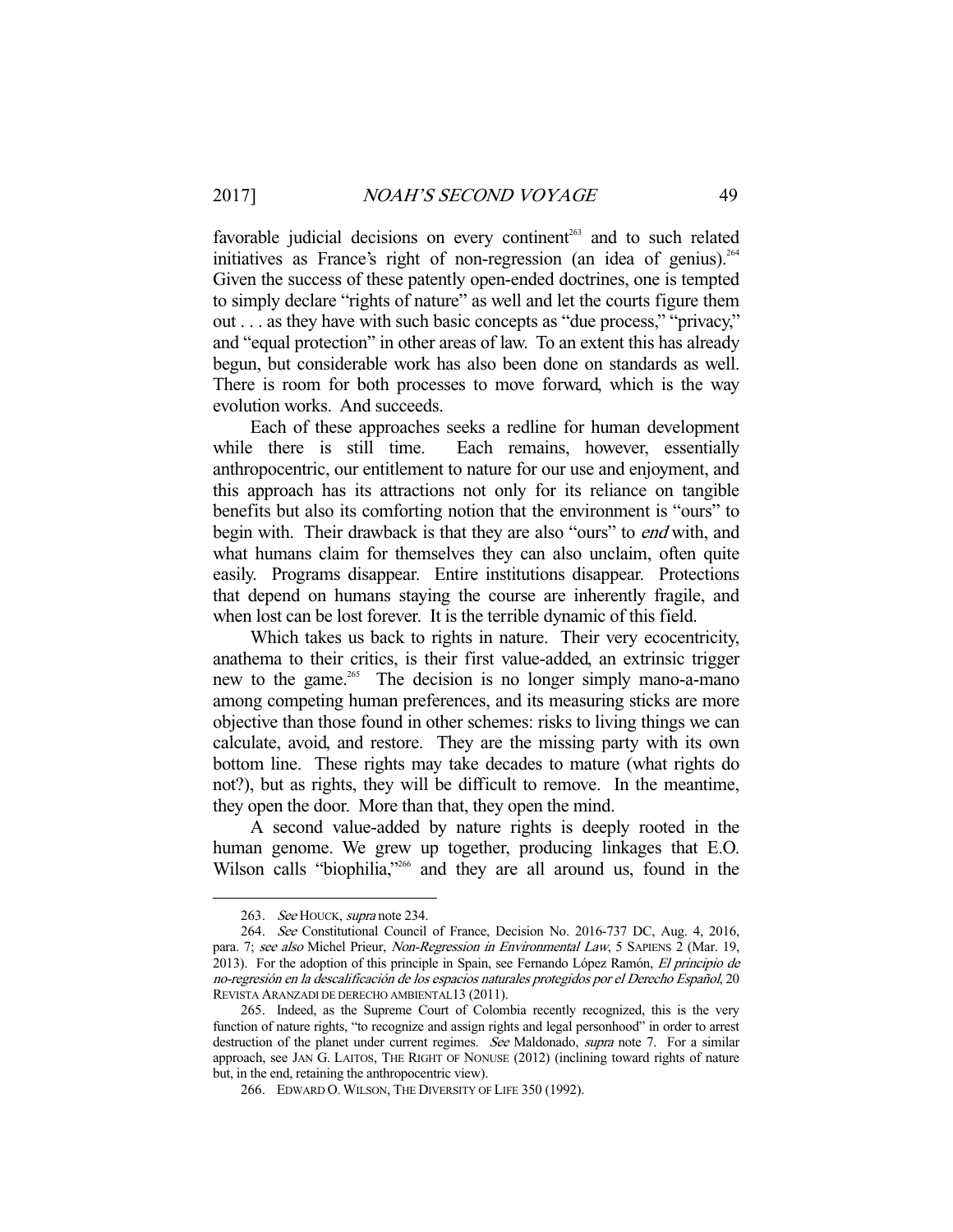favorable judicial decisions on every continent[263] and to such related initiatives as France's right of non-regression (an idea of genius).[264] Given the success of these patently open-ended doctrines, one is tempted to simply declare "rights of nature" as well and let the courts figure them out . . . as they have with such basic concepts as "due process," "privacy," and "equal protection" in other areas of law. To an extent this has already begun, but considerable work has also been done on standards as well. There is room for both processes to move forward, which is the way evolution works. And succeeds.

Each of these approaches seeks a redline for human development while there is still time. Each remains, however, essentially anthropocentric, our entitlement to nature for our use and enjoyment, and this approach has its attractions not only for its reliance on tangible benefits but also its comforting notion that the environment is "ours" to begin with. Their drawback is that they are also "ours" to *end* with, and what humans claim for themselves they can also unclaim, often quite easily. Programs disappear. Entire institutions disappear. Protections that depend on humans staying the course are inherently fragile, and when lost can be lost forever. It is the terrible dynamic of this field.

Which takes us back to rights in nature. Their very ecocentricity, anathema to their critics, is their first value-added, an extrinsic trigger new to the game.[265] The decision is no longer simply mano-a-mano among competing human preferences, and its measuring sticks are more objective than those found in other schemes: risks to living things we can calculate, avoid, and restore. They are the missing party with its own bottom line. These rights may take decades to mature (what rights do not?), but as rights, they will be difficult to remove. In the meantime, they open the door. More than that, they open the mind.

A second value-added by nature rights is deeply rooted in the human genome. We grew up together, producing linkages that E.O. Wilson calls "biophilia,"[266] and they are all around us, found in the

---

263. *See* HOUCK, *supra* note 234.

264. *See* Constitutional Council of France, Decision No. 2016-737 DC, Aug. 4, 2016, para. 7; *see also* Michel Prieur, *Non-Regression in Environmental Law*, 5 SAPIENS 2 (Mar. 19, 2013). For the adoption of this principle in Spain, see Fernando López Ramón, *El principio de no-regresión en la descalificación de los espacios naturales protegidos por el Derecho Español*, 20 REVISTA ARANZADI DE DERECHO AMBIENTAL13 (2011).

265. Indeed, as the Supreme Court of Colombia recently recognized, this is the very function of nature rights, "to recognize and assign rights and legal personhood" in order to arrest destruction of the planet under current regimes. *See* Maldonado, *supra* note 7. For a similar approach, see JAN G. LAITOS, THE RIGHT OF NONUSE (2012) (inclining toward rights of nature but, in the end, retaining the anthropocentric view).

266. EDWARD O. WILSON, THE DIVERSITY OF LIFE 350 (1992).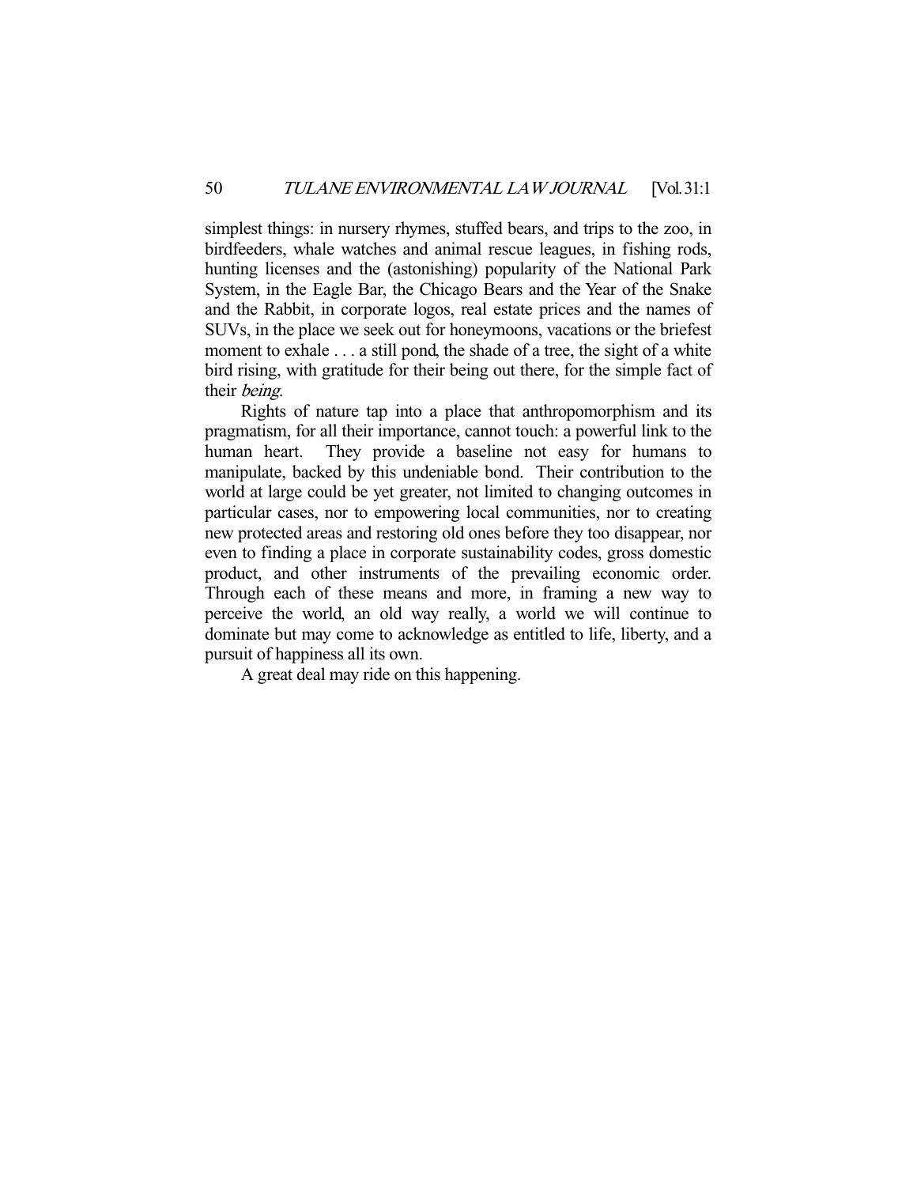simplest things: in nursery rhymes, stuffed bears, and trips to the zoo, in birdfeeders, whale watches and animal rescue leagues, in fishing rods, hunting licenses and the (astonishing) popularity of the National Park System, in the Eagle Bar, the Chicago Bears and the Year of the Snake and the Rabbit, in corporate logos, real estate prices and the names of SUVs, in the place we seek out for honeymoons, vacations or the briefest moment to exhale . . . a still pond, the shade of a tree, the sight of a white bird rising, with gratitude for their being out there, for the simple fact of their *being*.

Rights of nature tap into a place that anthropomorphism and its pragmatism, for all their importance, cannot touch: a powerful link to the human heart. They provide a baseline not easy for humans to manipulate, backed by this undeniable bond. Their contribution to the world at large could be yet greater, not limited to changing outcomes in particular cases, nor to empowering local communities, nor to creating new protected areas and restoring old ones before they too disappear, nor even to finding a place in corporate sustainability codes, gross domestic product, and other instruments of the prevailing economic order. Through each of these means and more, in framing a new way to perceive the world, an old way really, a world we will continue to dominate but may come to acknowledge as entitled to life, liberty, and a pursuit of happiness all its own.

A great deal may ride on this happening.